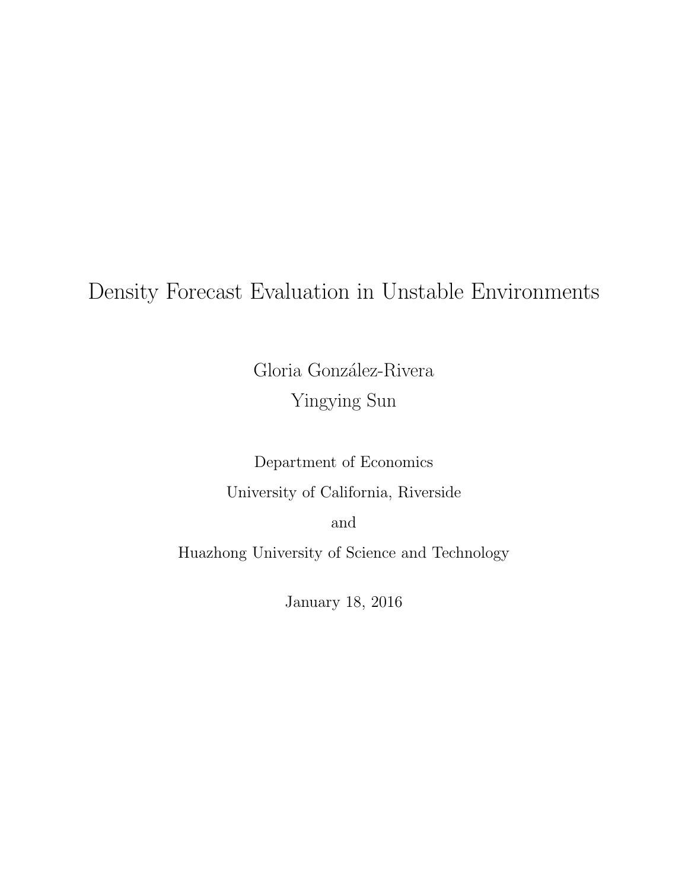# Density Forecast Evaluation in Unstable Environments

Gloria González-Rivera

Yingying Sun

Department of Economics

University of California, Riverside

and

Huazhong University of Science and Technology

January 18, 2016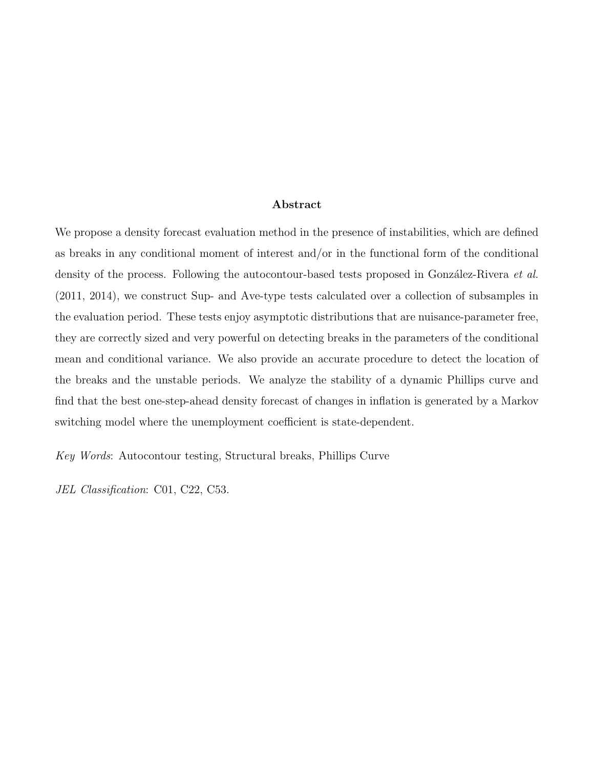## Abstract

We propose a density forecast evaluation method in the presence of instabilities, which are defined as breaks in any conditional moment of interest and/or in the functional form of the conditional density of the process. Following the autocontour-based tests proposed in González-Rivera *et al.* (2011, 2014), we construct Sup- and Ave-type tests calculated over a collection of subsamples in the evaluation period. These tests enjoy asymptotic distributions that are nuisance-parameter free, they are correctly sized and very powerful on detecting breaks in the parameters of the conditional mean and conditional variance. We also provide an accurate procedure to detect the location of the breaks and the unstable periods. We analyze the stability of a dynamic Phillips curve and find that the best one-step-ahead density forecast of changes in inflation is generated by a Markov switching model where the unemployment coefficient is state-dependent.

*Key Words*: Autocontour testing, Structural breaks, Phillips Curve

*JEL Classification*: C01, C22, C53.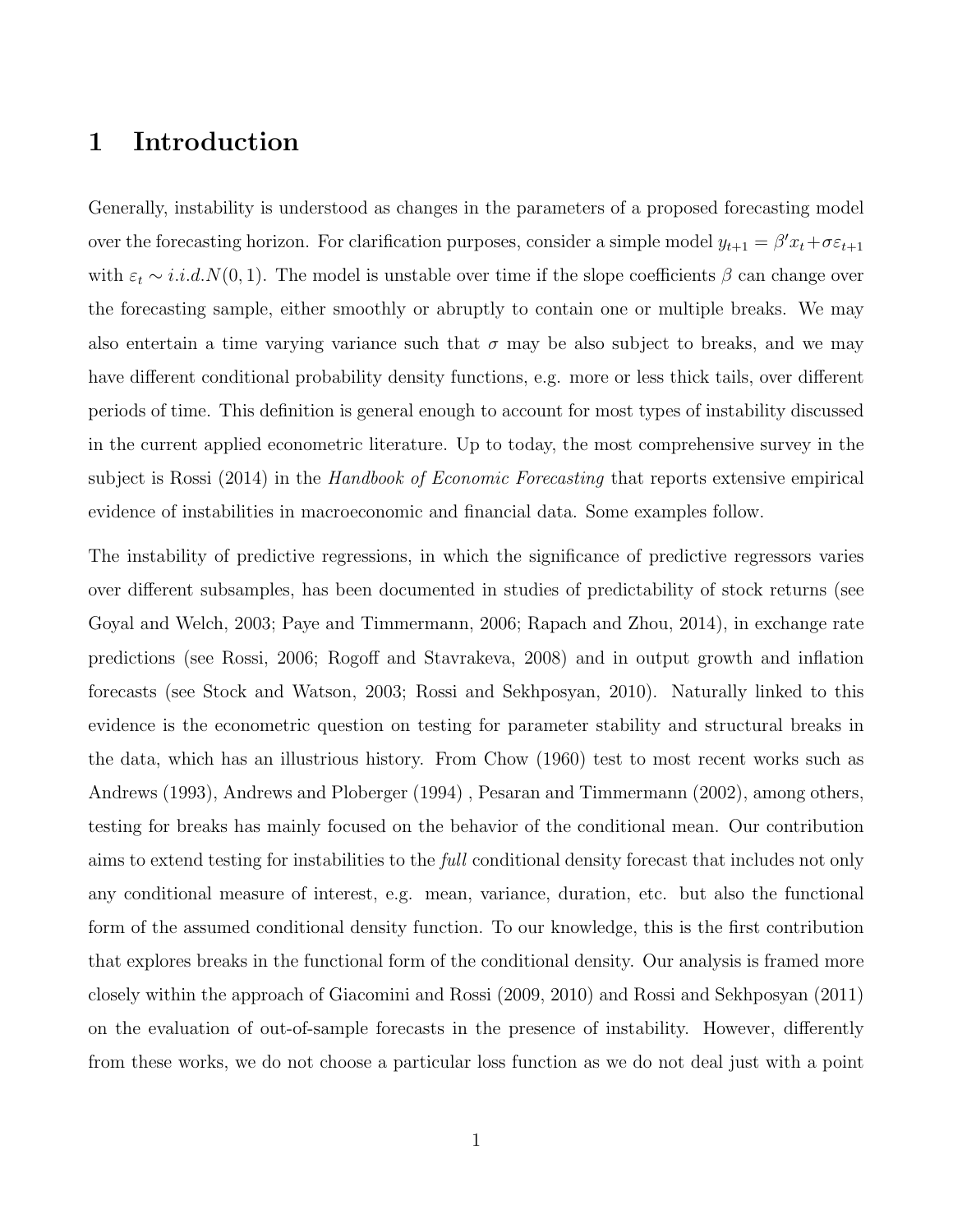# 1 Introduction

Generally, instability is understood as changes in the parameters of a proposed forecasting model over the forecasting horizon. For clarification purposes, consider a simple model $y_{t+1} = \beta' x_t + \sigma \varepsilon_{t+1}$ with $\varepsilon_t \sim i.i.d.N(0,1)$. The model is unstable over time if the slope coefficients $\beta$ can change over the forecasting sample, either smoothly or abruptly to contain one or multiple breaks. We may also entertain a time varying variance such that $\sigma$ may be also subject to breaks, and we may have different conditional probability density functions, e.g. more or less thick tails, over different periods of time. This definition is general enough to account for most types of instability discussed in the current applied econometric literature. Up to today, the most comprehensive survey in the subject is Rossi (2014) in the *Handbook of Economic Forecasting* that reports extensive empirical evidence of instabilities in macroeconomic and financial data. Some examples follow.

The instability of predictive regressions, in which the significance of predictive regressors varies over different subsamples, has been documented in studies of predictability of stock returns (see Goyal and Welch, 2003; Paye and Timmermann, 2006; Rapach and Zhou, 2014), in exchange rate predictions (see Rossi, 2006; Rogoff and Stavrakeva, 2008) and in output growth and inflation forecasts (see Stock and Watson, 2003; Rossi and Sekhposyan, 2010). Naturally linked to this evidence is the econometric question on testing for parameter stability and structural breaks in the data, which has an illustrious history. From Chow (1960) test to most recent works such as Andrews (1993), Andrews and Ploberger (1994) , Pesaran and Timmermann (2002), among others, testing for breaks has mainly focused on the behavior of the conditional mean. Our contribution aims to extend testing for instabilities to the *full* conditional density forecast that includes not only any conditional measure of interest, e.g. mean, variance, duration, etc. but also the functional form of the assumed conditional density function. To our knowledge, this is the first contribution that explores breaks in the functional form of the conditional density. Our analysis is framed more closely within the approach of Giacomini and Rossi (2009, 2010) and Rossi and Sekhposyan (2011) on the evaluation of out-of-sample forecasts in the presence of instability. However, differently from these works, we do not choose a particular loss function as we do not deal just with a point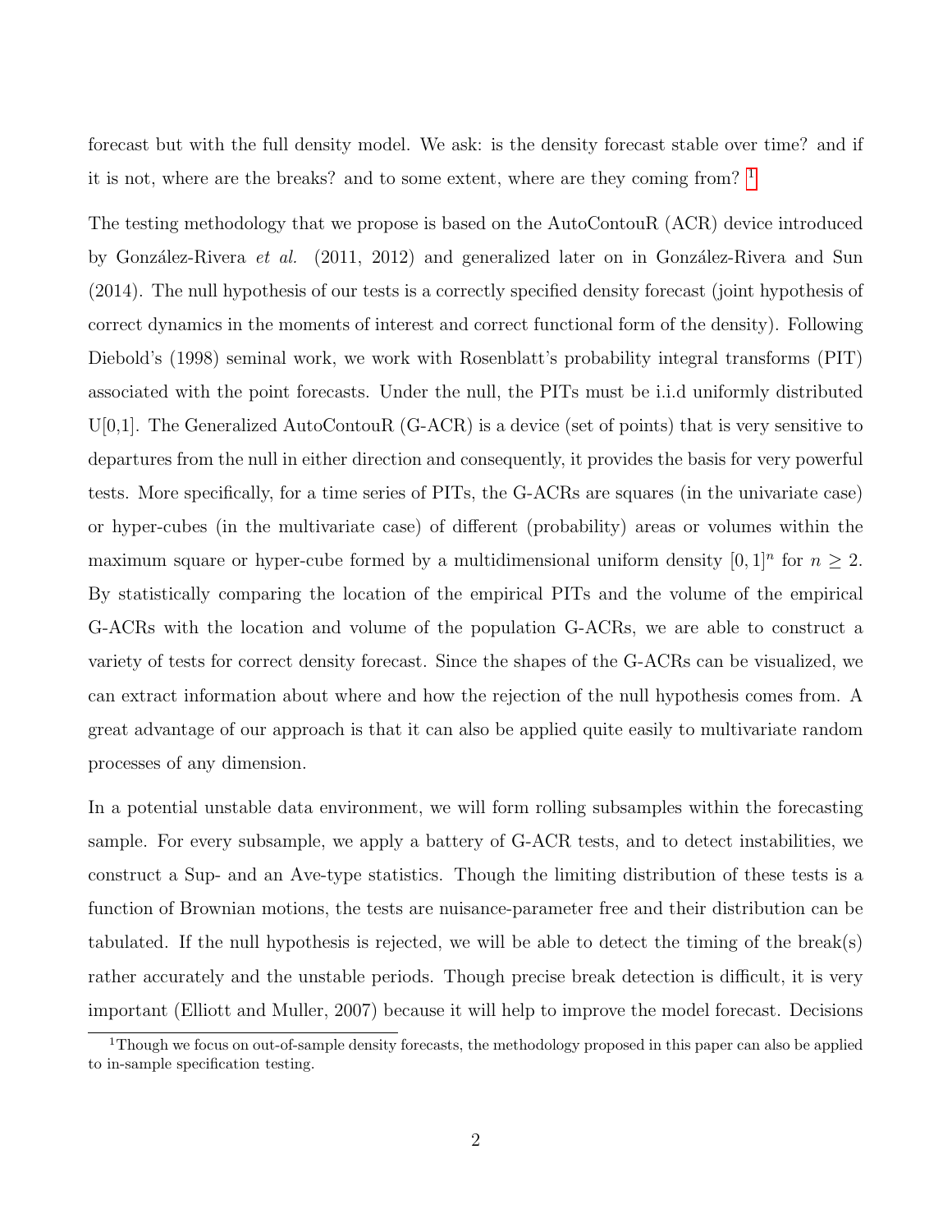forecast but with the full density model. We ask: is the density forecast stable over time? and if it is not, where are the breaks? and to some extent, where are they coming from? [1]

The testing methodology that we propose is based on the AutoContouR (ACR) device introduced by González-Rivera *et al.* (2011, 2012) and generalized later on in González-Rivera and Sun (2014). The null hypothesis of our tests is a correctly specified density forecast (joint hypothesis of correct dynamics in the moments of interest and correct functional form of the density). Following Diebold's (1998) seminal work, we work with Rosenblatt's probability integral transforms (PIT) associated with the point forecasts. Under the null, the PITs must be i.i.d uniformly distributed U[0,1]. The Generalized AutoContouR (G-ACR) is a device (set of points) that is very sensitive to departures from the null in either direction and consequently, it provides the basis for very powerful tests. More specifically, for a time series of PITs, the G-ACRs are squares (in the univariate case) or hyper-cubes (in the multivariate case) of different (probability) areas or volumes within the maximum square or hyper-cube formed by a multidimensional uniform density $[0,1]^n$ for $n \geq 2$. By statistically comparing the location of the empirical PITs and the volume of the empirical G-ACRs with the location and volume of the population G-ACRs, we are able to construct a variety of tests for correct density forecast. Since the shapes of the G-ACRs can be visualized, we can extract information about where and how the rejection of the null hypothesis comes from. A great advantage of our approach is that it can also be applied quite easily to multivariate random processes of any dimension.

In a potential unstable data environment, we will form rolling subsamples within the forecasting sample. For every subsample, we apply a battery of G-ACR tests, and to detect instabilities, we construct a Sup- and an Ave-type statistics. Though the limiting distribution of these tests is a function of Brownian motions, the tests are nuisance-parameter free and their distribution can be tabulated. If the null hypothesis is rejected, we will be able to detect the timing of the break(s) rather accurately and the unstable periods. Though precise break detection is difficult, it is very important (Elliott and Muller, 2007) because it will help to improve the model forecast. Decisions

[1] Though we focus on out-of-sample density forecasts, the methodology proposed in this paper can also be applied to in-sample specification testing.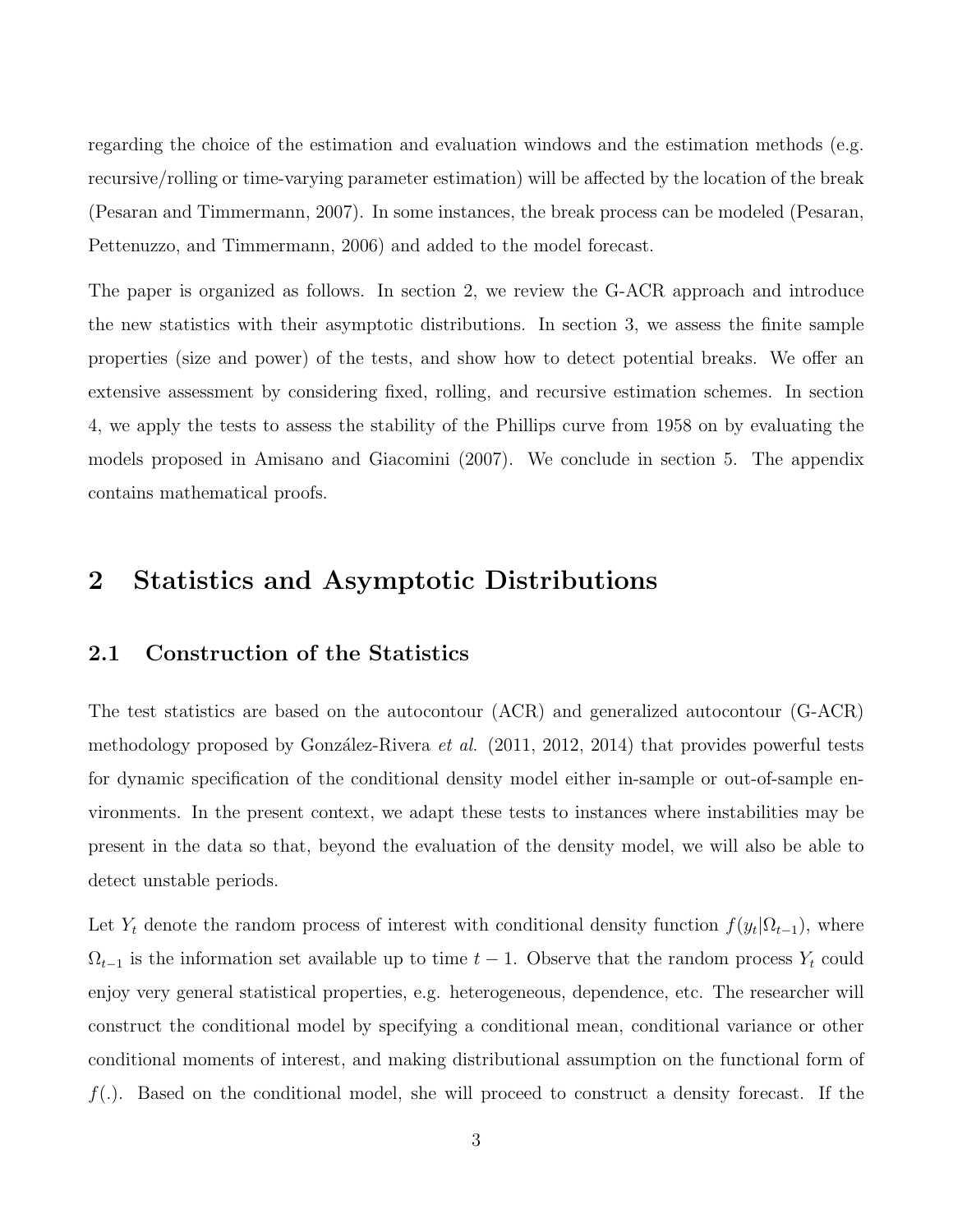regarding the choice of the estimation and evaluation windows and the estimation methods (e.g. recursive/rolling or time-varying parameter estimation) will be affected by the location of the break (Pesaran and Timmermann, 2007). In some instances, the break process can be modeled (Pesaran, Pettenuzzo, and Timmermann, 2006) and added to the model forecast.

The paper is organized as follows. In section 2, we review the G-ACR approach and introduce the new statistics with their asymptotic distributions. In section 3, we assess the finite sample properties (size and power) of the tests, and show how to detect potential breaks. We offer an extensive assessment by considering fixed, rolling, and recursive estimation schemes. In section 4, we apply the tests to assess the stability of the Phillips curve from 1958 on by evaluating the models proposed in Amisano and Giacomini (2007). We conclude in section 5. The appendix contains mathematical proofs.

# 2 Statistics and Asymptotic Distributions

## 2.1 Construction of the Statistics

The test statistics are based on the autocontour (ACR) and generalized autocontour (G-ACR) methodology proposed by González-Rivera *et al.* (2011, 2012, 2014) that provides powerful tests for dynamic specification of the conditional density model either in-sample or out-of-sample environments. In the present context, we adapt these tests to instances where instabilities may be present in the data so that, beyond the evaluation of the density model, we will also be able to detect unstable periods.

Let $Y_t$ denote the random process of interest with conditional density function $f(y_t|\Omega_{t-1})$, where $\Omega_{t-1}$ is the information set available up to time $t-1$. Observe that the random process $Y_t$ could enjoy very general statistical properties, e.g. heterogeneous, dependence, etc. The researcher will construct the conditional model by specifying a conditional mean, conditional variance or other conditional moments of interest, and making distributional assumption on the functional form of $f(.)$. Based on the conditional model, she will proceed to construct a density forecast. If the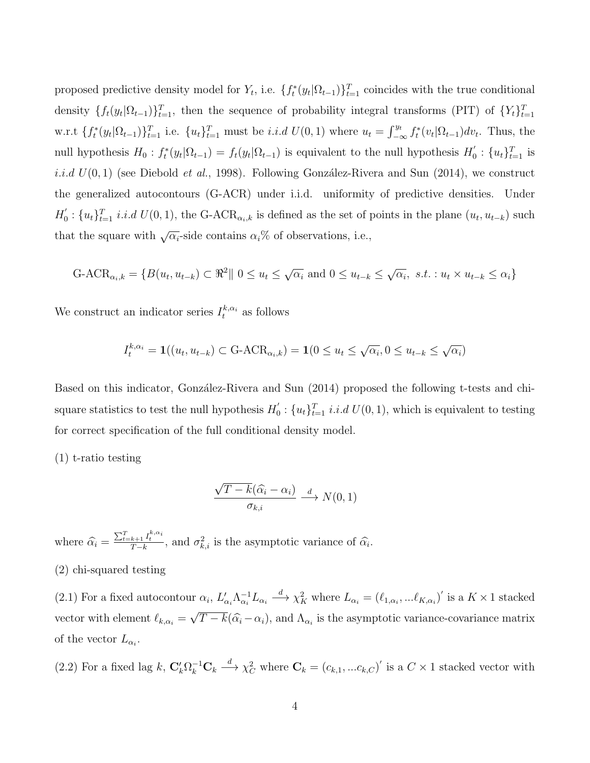proposed predictive density model for $Y_t$, i.e. $\{f_t^*(y_t|\Omega_{t-1})\}_{t=1}^T$ coincides with the true conditional density $\{f_t(y_t|\Omega_{t-1})\}_{t=1}^T$, then the sequence of probability integral transforms (PIT) of $\{Y_t\}_{t=1}^T$ w.r.t $\{f_t^*(y_t|\Omega_{t-1})\}_{t=1}^T$ i.e. $\{u_t\}_{t=1}^T$ must be *i.i.d* $U(0,1)$ where $u_t = \int_{-\infty}^{y_t} f_t^*(v_t|\Omega_{t-1})dv_t$. Thus, the null hypothesis $H_0 : f_t^*(y_t|\Omega_{t-1}) = f_t(y_t|\Omega_{t-1})$ is equivalent to the null hypothesis $H_0^{'} : \{u_t\}_{t=1}^T$ is *i.i.d* $U(0,1)$ (see Diebold *et al.*, 1998). Following González-Rivera and Sun (2014), we construct the generalized autocontours (G-ACR) under i.i.d. uniformity of predictive densities. Under $H_0^{'} : \{u_t\}_{t=1}^T$ *i.i.d* $U(0,1)$, the G-ACR$_{\alpha_i,k}$ is defined as the set of points in the plane $(u_t, u_{t-k})$ such that the square with $\sqrt{\alpha_i}$-side contains $\alpha_i$% of observations, i.e.,

$$\text{G-ACR}_{\alpha_i,k} = \{B(u_t, u_{t-k}) \subset \Re^2 \| \ 0 \leq u_t \leq \sqrt{\alpha_i} \text{ and } 0 \leq u_{t-k} \leq \sqrt{\alpha_i},\ s.t. : u_t \times u_{t-k} \leq \alpha_i\}$$

We construct an indicator series $I_t^{k,\alpha_i}$ as follows

$$I_t^{k,\alpha_i} = \mathbf{1}((u_t, u_{t-k}) \subset \text{G-ACR}_{\alpha_i,k}) = \mathbf{1}(0 \leq u_t \leq \sqrt{\alpha_i}, 0 \leq u_{t-k} \leq \sqrt{\alpha_i})$$

Based on this indicator, González-Rivera and Sun (2014) proposed the following t-tests and chi-square statistics to test the null hypothesis $H_0^{'} : \{u_t\}_{t=1}^T$ *i.i.d* $U(0,1)$, which is equivalent to testing for correct specification of the full conditional density model.

(1) t-ratio testing

$$\frac{\sqrt{T-k}(\widehat{\alpha}_i - \alpha_i)}{\sigma_{k,i}} \xrightarrow{d} N(0,1)$$

where $\widehat{\alpha}_i = \frac{\sum_{t=k+1}^T I_t^{k,\alpha_i}}{T-k}$, and $\sigma_{k,i}^2$ is the asymptotic variance of $\widehat{\alpha}_i$.

(2) chi-squared testing

(2.1) For a fixed autocontour $\alpha_i$, $L_{\alpha_i}' \Lambda_{\alpha_i}^{-1} L_{\alpha_i} \xrightarrow{d} \chi_K^2$ where $L_{\alpha_i} = (\ell_{1,\alpha_i}, ...\ell_{K,\alpha_i})'$ is a $K \times 1$ stacked vector with element $\ell_{k,\alpha_i} = \sqrt{T-k}(\widehat{\alpha}_i - \alpha_i)$, and $\Lambda_{\alpha_i}$ is the asymptotic variance-covariance matrix of the vector $L_{\alpha_i}$.

(2.2) For a fixed lag $k$, $\mathbf{C}_k' \Omega_k^{-1} \mathbf{C}_k \xrightarrow{d} \chi_C^2$ where $\mathbf{C}_k = (c_{k,1}, ...c_{k,C})'$ is a $C \times 1$ stacked vector with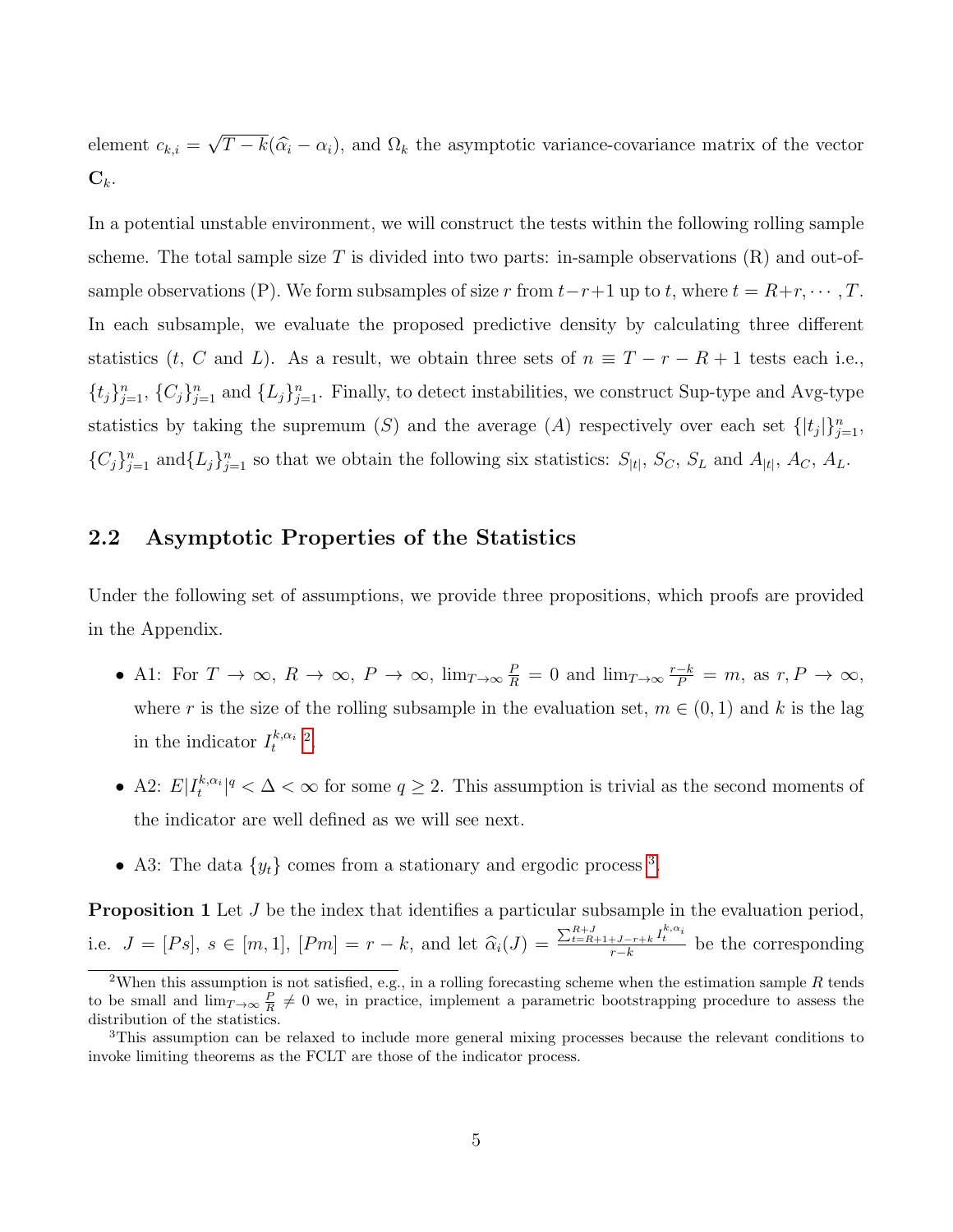element $c_{k,i} = \sqrt{T-k}(\widehat{\alpha}_i - \alpha_i)$, and $\Omega_k$ the asymptotic variance-covariance matrix of the vector $\mathbf{C}_k$.

In a potential unstable environment, we will construct the tests within the following rolling sample scheme. The total sample size $T$ is divided into two parts: in-sample observations (R) and out-of-sample observations (P). We form subsamples of size $r$ from $t-r+1$ up to $t$, where $t = R+r, \cdots, T$. In each subsample, we evaluate the proposed predictive density by calculating three different statistics ($t$, $C$ and $L$). As a result, we obtain three sets of $n \equiv T - r - R + 1$ tests each i.e., $\{t_j\}_{j=1}^{n}$, $\{C_j\}_{j=1}^{n}$ and $\{L_j\}_{j=1}^{n}$. Finally, to detect instabilities, we construct Sup-type and Avg-type statistics by taking the supremum ($S$) and the average ($A$) respectively over each set $\{|t_j|\}_{j=1}^{n}$, $\{C_j\}_{j=1}^{n}$ and $\{L_j\}_{j=1}^{n}$ so that we obtain the following six statistics: $S_{|t|}$, $S_C$, $S_L$ and $A_{|t|}$, $A_C$, $A_L$.

## 2.2 Asymptotic Properties of the Statistics

Under the following set of assumptions, we provide three propositions, which proofs are provided in the Appendix.

- A1: For $T \to \infty$, $R \to \infty$, $P \to \infty$, $\lim_{T\to\infty} \frac{P}{R} = 0$ and $\lim_{T\to\infty} \frac{r-k}{P} = m$, as $r, P \to \infty$, where $r$ is the size of the rolling subsample in the evaluation set, $m \in (0,1)$ and $k$ is the lag in the indicator $I_t^{k,\alpha_i}$ [2].
- A2: $E|I_t^{k,\alpha_i}|^q < \Delta < \infty$ for some $q \geq 2$. This assumption is trivial as the second moments of the indicator are well defined as we will see next.
- A3: The data $\{y_t\}$ comes from a stationary and ergodic process [3].

**Proposition 1** Let $J$ be the index that identifies a particular subsample in the evaluation period, i.e. $J = [Ps]$, $s \in [m, 1]$, $[Pm] = r - k$, and let $\widehat{\alpha}_i(J) = \frac{\sum_{t=R+1+J-r+k}^{R+J} I_t^{k,\alpha_i}}{r-k}$ be the corresponding

[2] When this assumption is not satisfied, e.g., in a rolling forecasting scheme when the estimation sample $R$ tends to be small and $\lim_{T\to\infty} \frac{P}{R} \neq 0$ we, in practice, implement a parametric bootstrapping procedure to assess the distribution of the statistics.

[3] This assumption can be relaxed to include more general mixing processes because the relevant conditions to invoke limiting theorems as the FCLT are those of the indicator process.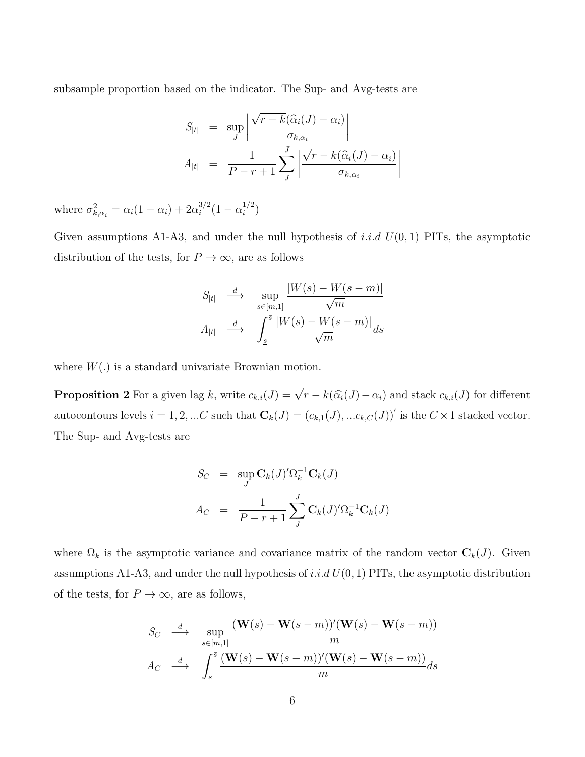subsample proportion based on the indicator. The Sup- and Avg-tests are

$$
\begin{aligned}
S_{|t|} &= \sup_{J} \left| \frac{\sqrt{r-k}(\widehat{\alpha}_i(J) - \alpha_i)}{\sigma_{k,\alpha_i}} \right| \\
A_{|t|} &= \frac{1}{P-r+1} \sum_{\underline{J}}^{\bar{J}} \left| \frac{\sqrt{r-k}(\widehat{\alpha}_i(J) - \alpha_i)}{\sigma_{k,\alpha_i}} \right|
\end{aligned}
$$

where $\sigma^2_{k,\alpha_i} = \alpha_i(1-\alpha_i) + 2\alpha_i^{3/2}(1-\alpha_i^{1/2})$

Given assumptions A1-A3, and under the null hypothesis of $i.i.d$ $U(0,1)$ PITs, the asymptotic distribution of the tests, for $P \to \infty$, are as follows

$$
\begin{aligned}
S_{|t|} &\xrightarrow{d} \sup_{s \in [m,1]} \frac{|W(s) - W(s-m)|}{\sqrt{m}} \\
A_{|t|} &\xrightarrow{d} \int_{\underline{s}}^{\bar{s}} \frac{|W(s) - W(s-m)|}{\sqrt{m}} ds
\end{aligned}
$$

where $W(.)$ is a standard univariate Brownian motion.

**Proposition 2** For a given lag $k$, write $c_{k,i}(J) = \sqrt{r-k}(\widehat{\alpha}_i(J) - \alpha_i)$ and stack $c_{k,i}(J)$ for different autocontours levels $i = 1, 2, ...C$ such that $\mathbf{C}_k(J) = (c_{k,1}(J), ...c_{k,C}(J))'$ is the $C \times 1$ stacked vector. The Sup- and Avg-tests are

$$
\begin{aligned}
S_C &= \sup_{J} \mathbf{C}_k(J)'\Omega_k^{-1}\mathbf{C}_k(J) \\
A_C &= \frac{1}{P-r+1} \sum_{\underline{J}}^{\bar{J}} \mathbf{C}_k(J)'\Omega_k^{-1}\mathbf{C}_k(J)
\end{aligned}
$$

where $\Omega_k$ is the asymptotic variance and covariance matrix of the random vector $\mathbf{C}_k(J)$. Given assumptions A1-A3, and under the null hypothesis of $i.i.d$ $U(0,1)$ PITs, the asymptotic distribution of the tests, for $P \to \infty$, are as follows,

$$
\begin{aligned}
S_C &\xrightarrow{d} \sup_{s \in [m,1]} \frac{(\mathbf{W}(s) - \mathbf{W}(s-m))'(\mathbf{W}(s) - \mathbf{W}(s-m))}{m} \\
A_C &\xrightarrow{d} \int_{\underline{s}}^{\bar{s}} \frac{(\mathbf{W}(s) - \mathbf{W}(s-m))'(\mathbf{W}(s) - \mathbf{W}(s-m))}{m} ds
\end{aligned}
$$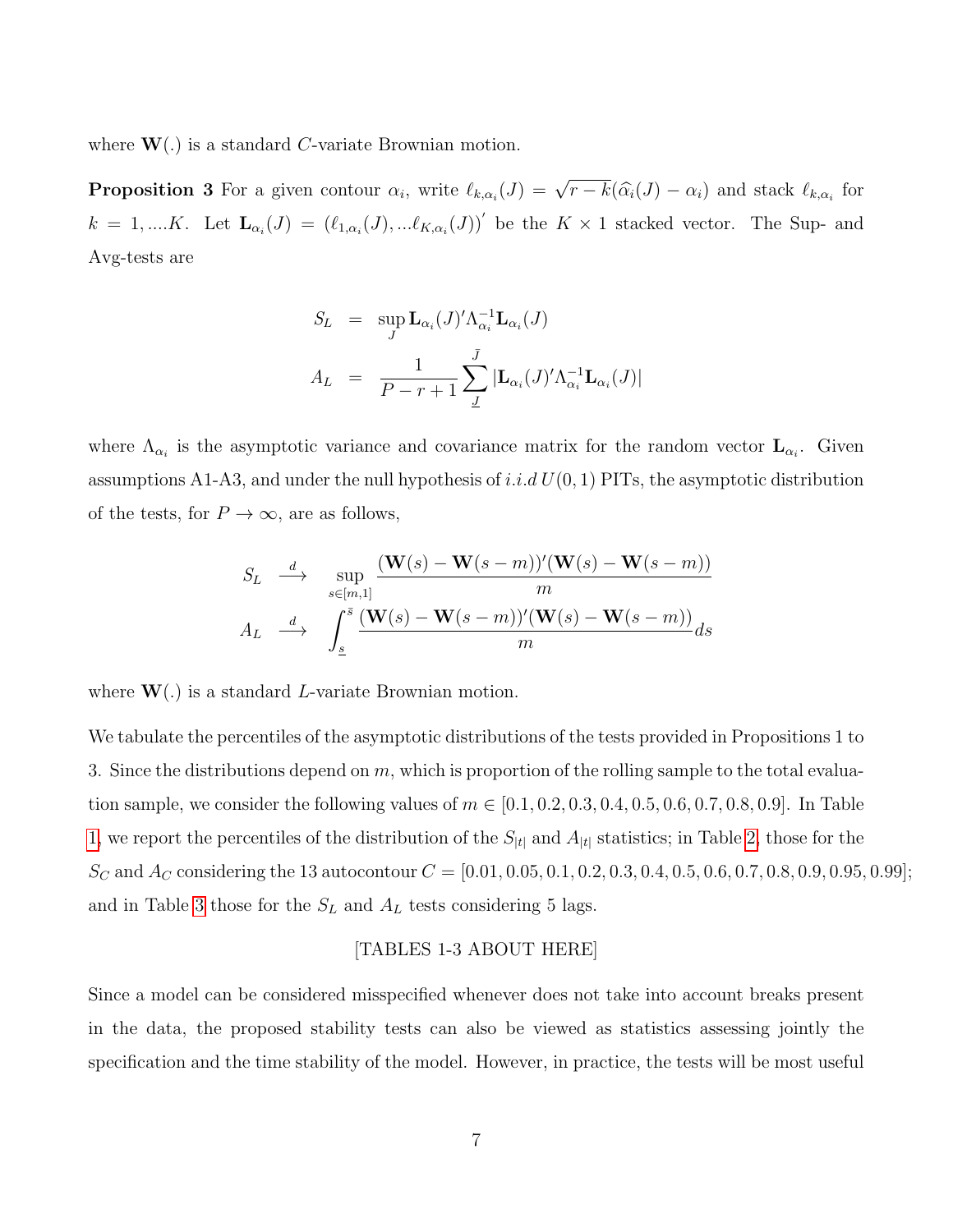where $\mathbf{W}(.)$ is a standard $C$-variate Brownian motion.

**Proposition 3** For a given contour $\alpha_i$, write $\ell_{k,\alpha_i}(J) = \sqrt{r-k}(\widehat{\alpha}_i(J) - \alpha_i)$ and stack $\ell_{k,\alpha_i}$ for $k = 1, ....K$. Let $\mathbf{L}_{\alpha_i}(J) = (\ell_{1,\alpha_i}(J), ...\ell_{K,\alpha_i}(J))'$ be the $K \times 1$ stacked vector. The Sup- and Avg-tests are

$$
\begin{aligned}
S_L &= \sup_J \mathbf{L}_{\alpha_i}(J)'\Lambda_{\alpha_i}^{-1}\mathbf{L}_{\alpha_i}(J) \\
A_L &= \frac{1}{P-r+1}\sum_{\underline{J}}^{\bar{J}} |\mathbf{L}_{\alpha_i}(J)'\Lambda_{\alpha_i}^{-1}\mathbf{L}_{\alpha_i}(J)|
\end{aligned}
$$

where $\Lambda_{\alpha_i}$ is the asymptotic variance and covariance matrix for the random vector $\mathbf{L}_{\alpha_i}$. Given assumptions A1-A3, and under the null hypothesis of $i.i.d\, U(0,1)$ PITs, the asymptotic distribution of the tests, for $P \to \infty$, are as follows,

$$
\begin{aligned}
S_L &\xrightarrow{d} \sup_{s\in[m,1]} \frac{(\mathbf{W}(s) - \mathbf{W}(s-m))'(\mathbf{W}(s) - \mathbf{W}(s-m))}{m} \\
A_L &\xrightarrow{d} \int_{\underline{s}}^{\bar{s}} \frac{(\mathbf{W}(s) - \mathbf{W}(s-m))'(\mathbf{W}(s) - \mathbf{W}(s-m))}{m} ds
\end{aligned}
$$

where $\mathbf{W}(.)$ is a standard $L$-variate Brownian motion.

We tabulate the percentiles of the asymptotic distributions of the tests provided in Propositions 1 to 3. Since the distributions depend on $m$, which is proportion of the rolling sample to the total evaluation sample, we consider the following values of $m \in [0.1, 0.2, 0.3, 0.4, 0.5, 0.6, 0.7, 0.8, 0.9]$. In Table 1, we report the percentiles of the distribution of the $S_{|t|}$ and $A_{|t|}$ statistics; in Table 2, those for the $S_C$ and $A_C$ considering the 13 autocontour $C = [0.01, 0.05, 0.1, 0.2, 0.3, 0.4, 0.5, 0.6, 0.7, 0.8, 0.9, 0.95, 0.99]$; and in Table 3 those for the $S_L$ and $A_L$ tests considering 5 lags.

[TABLES 1-3 ABOUT HERE]

Since a model can be considered misspecified whenever does not take into account breaks present in the data, the proposed stability tests can also be viewed as statistics assessing jointly the specification and the time stability of the model. However, in practice, the tests will be most useful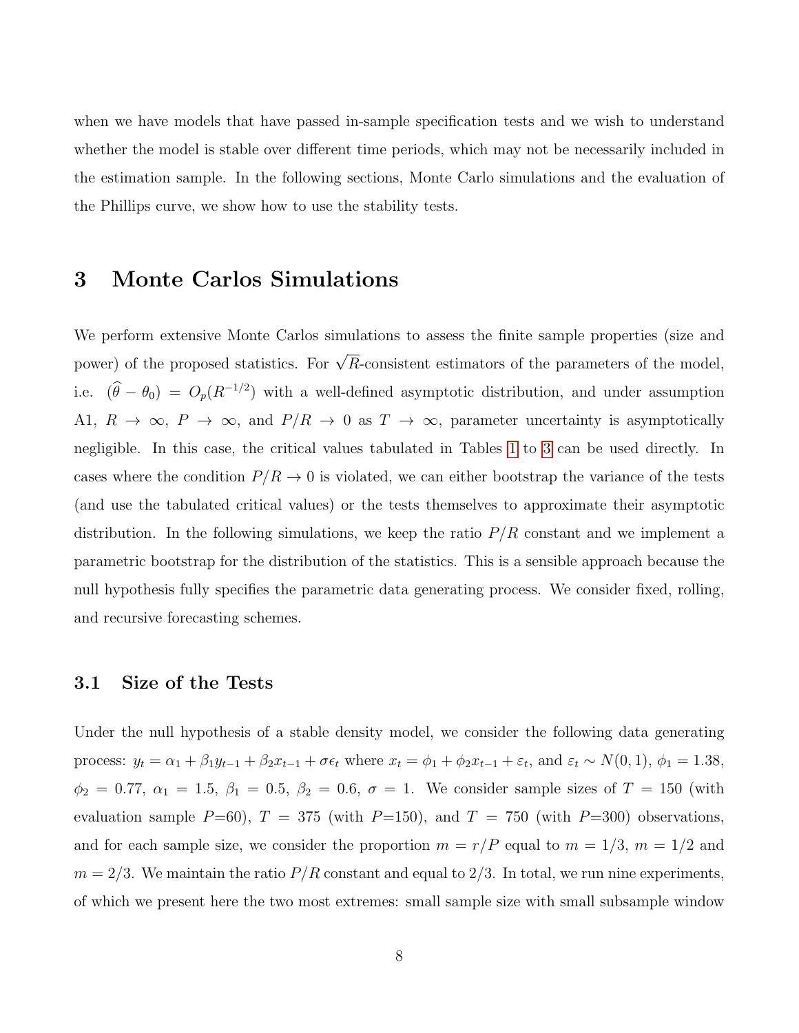when we have models that have passed in-sample specification tests and we wish to understand whether the model is stable over different time periods, which may not be necessarily included in the estimation sample. In the following sections, Monte Carlo simulations and the evaluation of the Phillips curve, we show how to use the stability tests.

# 3 Monte Carlos Simulations

We perform extensive Monte Carlos simulations to assess the finite sample properties (size and power) of the proposed statistics. For $\sqrt{R}$-consistent estimators of the parameters of the model, i.e. $(\widehat{\theta} - \theta_0) = O_p(R^{-1/2})$ with a well-defined asymptotic distribution, and under assumption A1, $R \to \infty$, $P \to \infty$, and $P/R \to 0$ as $T \to \infty$, parameter uncertainty is asymptotically negligible. In this case, the critical values tabulated in Tables 1 to 3 can be used directly. In cases where the condition $P/R \to 0$ is violated, we can either bootstrap the variance of the tests (and use the tabulated critical values) or the tests themselves to approximate their asymptotic distribution. In the following simulations, we keep the ratio $P/R$ constant and we implement a parametric bootstrap for the distribution of the statistics. This is a sensible approach because the null hypothesis fully specifies the parametric data generating process. We consider fixed, rolling, and recursive forecasting schemes.

## 3.1 Size of the Tests

Under the null hypothesis of a stable density model, we consider the following data generating process: $y_t = \alpha_1 + \beta_1 y_{t-1} + \beta_2 x_{t-1} + \sigma \epsilon_t$ where $x_t = \phi_1 + \phi_2 x_{t-1} + \varepsilon_t$, and $\varepsilon_t \sim N(0, 1)$, $\phi_1 = 1.38$, $\phi_2 = 0.77$, $\alpha_1 = 1.5$, $\beta_1 = 0.5$, $\beta_2 = 0.6$, $\sigma = 1$. We consider sample sizes of $T = 150$ (with evaluation sample $P$=60), $T = 375$ (with $P$=150), and $T = 750$ (with $P$=300) observations, and for each sample size, we consider the proportion $m = r/P$ equal to $m = 1/3$, $m = 1/2$ and $m = 2/3$. We maintain the ratio $P/R$ constant and equal to 2/3. In total, we run nine experiments, of which we present here the two most extremes: small sample size with small subsample window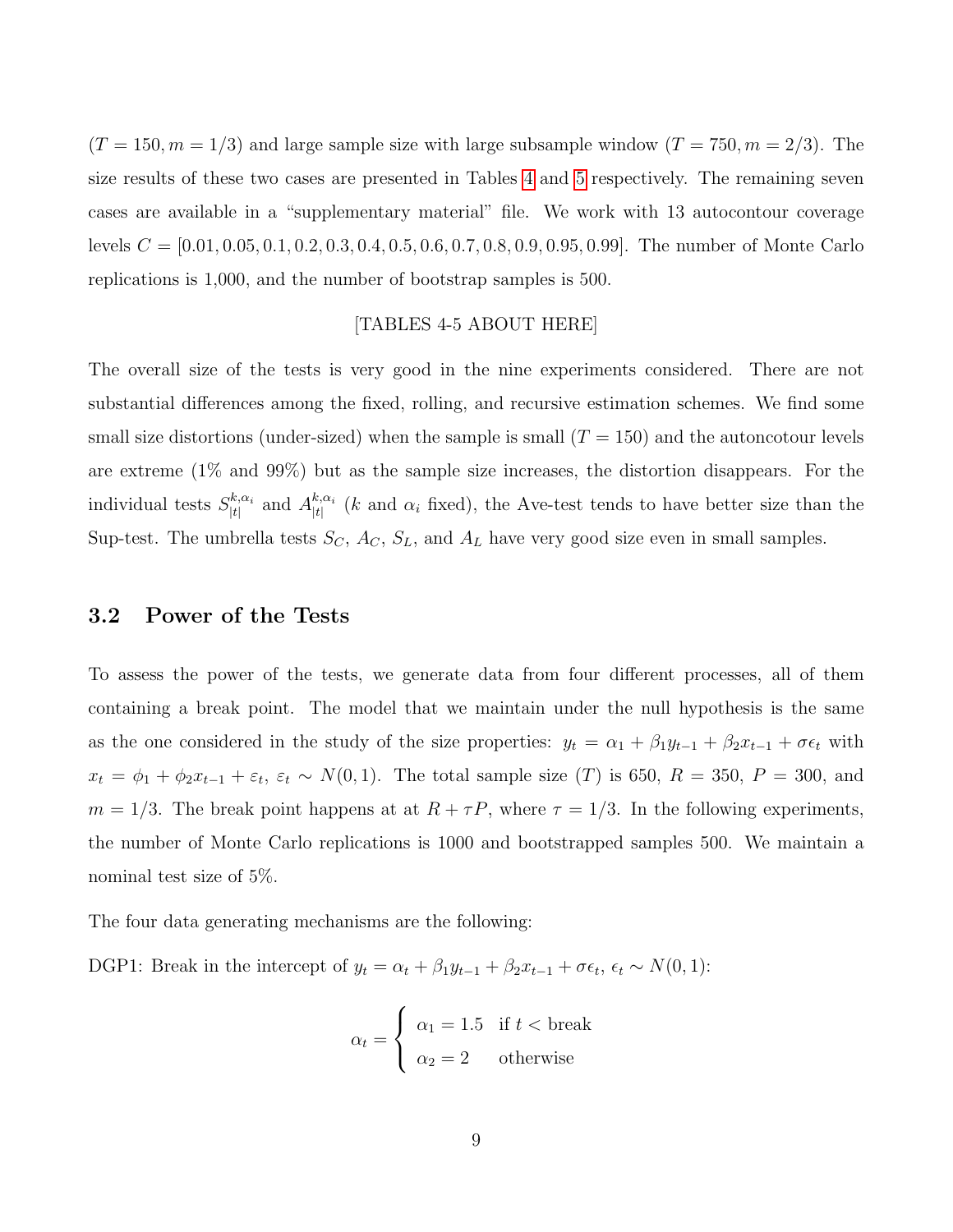($T = 150, m = 1/3$) and large sample size with large subsample window ($T = 750, m = 2/3$). The size results of these two cases are presented in Tables 4 and 5 respectively. The remaining seven cases are available in a "supplementary material" file. We work with 13 autocontour coverage levels $C = [0.01, 0.05, 0.1, 0.2, 0.3, 0.4, 0.5, 0.6, 0.7, 0.8, 0.9, 0.95, 0.99]$. The number of Monte Carlo replications is 1,000, and the number of bootstrap samples is 500.

[TABLES 4-5 ABOUT HERE]

The overall size of the tests is very good in the nine experiments considered. There are not substantial differences among the fixed, rolling, and recursive estimation schemes. We find some small size distortions (under-sized) when the sample is small ($T = 150$) and the autoncotour levels are extreme (1% and 99%) but as the sample size increases, the distortion disappears. For the individual tests $S_{|t|}^{k,\alpha_i}$ and $A_{|t|}^{k,\alpha_i}$ ($k$ and $\alpha_i$ fixed), the Ave-test tends to have better size than the Sup-test. The umbrella tests $S_C$, $A_C$, $S_L$, and $A_L$ have very good size even in small samples.

## 3.2 Power of the Tests

To assess the power of the tests, we generate data from four different processes, all of them containing a break point. The model that we maintain under the null hypothesis is the same as the one considered in the study of the size properties: $y_t = \alpha_1 + \beta_1 y_{t-1} + \beta_2 x_{t-1} + \sigma\epsilon_t$ with $x_t = \phi_1 + \phi_2 x_{t-1} + \varepsilon_t$, $\varepsilon_t \sim N(0, 1)$. The total sample size ($T$) is 650, $R = 350$, $P = 300$, and $m = 1/3$. The break point happens at at $R + \tau P$, where $\tau = 1/3$. In the following experiments, the number of Monte Carlo replications is 1000 and bootstrapped samples 500. We maintain a nominal test size of 5%.

The four data generating mechanisms are the following:

DGP1: Break in the intercept of $y_t = \alpha_t + \beta_1 y_{t-1} + \beta_2 x_{t-1} + \sigma\epsilon_t$, $\epsilon_t \sim N(0, 1)$:

$$\alpha_t = \begin{cases} \alpha_1 = 1.5 & \text{if } t < \text{break} \\ \alpha_2 = 2 & \text{otherwise} \end{cases}$$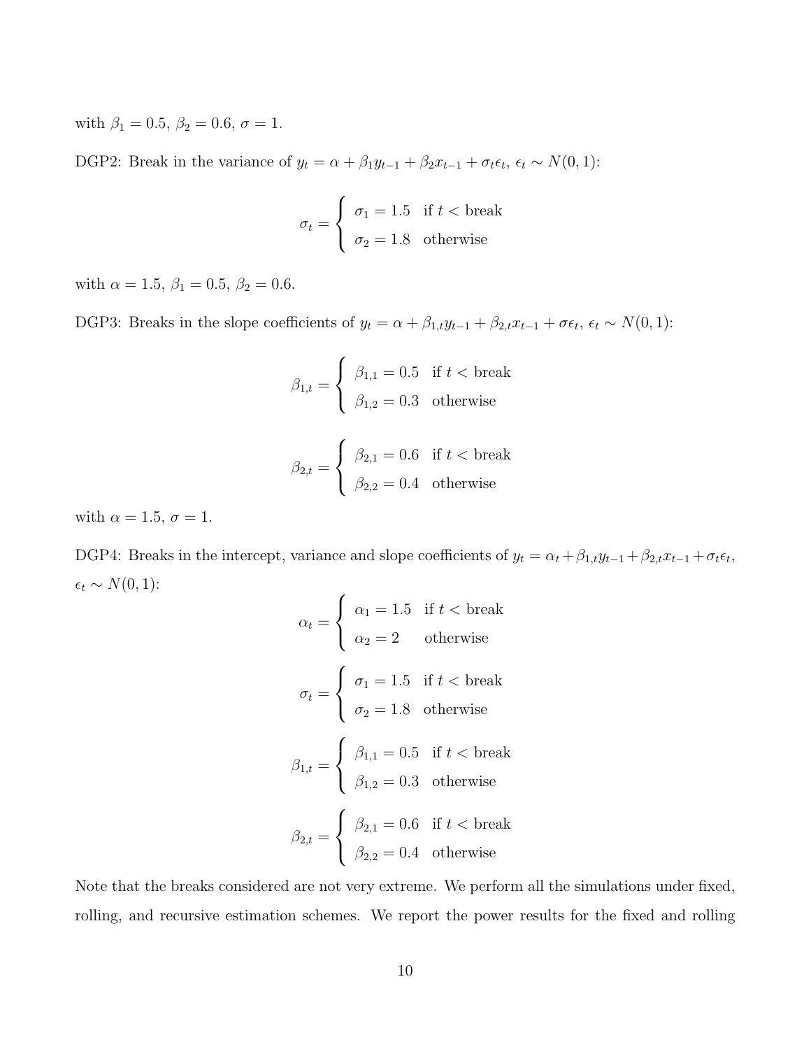with $\beta_1 = 0.5$, $\beta_2 = 0.6$, $\sigma = 1$.

DGP2: Break in the variance of $y_t = \alpha + \beta_1 y_{t-1} + \beta_2 x_{t-1} + \sigma_t \epsilon_t$, $\epsilon_t \sim N(0, 1)$:

$$\sigma_t = \begin{cases} \sigma_1 = 1.5 & \text{if } t < \text{break} \\ \sigma_2 = 1.8 & \text{otherwise} \end{cases}$$

with $\alpha = 1.5$, $\beta_1 = 0.5$, $\beta_2 = 0.6$.

DGP3: Breaks in the slope coefficients of $y_t = \alpha + \beta_{1,t} y_{t-1} + \beta_{2,t} x_{t-1} + \sigma \epsilon_t$, $\epsilon_t \sim N(0, 1)$:

$$\beta_{1,t} = \begin{cases} \beta_{1,1} = 0.5 & \text{if } t < \text{break} \\ \beta_{1,2} = 0.3 & \text{otherwise} \end{cases}$$

$$\beta_{2,t} = \begin{cases} \beta_{2,1} = 0.6 & \text{if } t < \text{break} \\ \beta_{2,2} = 0.4 & \text{otherwise} \end{cases}$$

with $\alpha = 1.5$, $\sigma = 1$.

DGP4: Breaks in the intercept, variance and slope coefficients of $y_t = \alpha_t + \beta_{1,t} y_{t-1} + \beta_{2,t} x_{t-1} + \sigma_t \epsilon_t$, $\epsilon_t \sim N(0, 1)$:

$$\alpha_t = \begin{cases} \alpha_1 = 1.5 & \text{if } t < \text{break} \\ \alpha_2 = 2 & \text{otherwise} \end{cases}$$

$$\sigma_t = \begin{cases} \sigma_1 = 1.5 & \text{if } t < \text{break} \\ \sigma_2 = 1.8 & \text{otherwise} \end{cases}$$

$$\beta_{1,t} = \begin{cases} \beta_{1,1} = 0.5 & \text{if } t < \text{break} \\ \beta_{1,2} = 0.3 & \text{otherwise} \end{cases}$$

$$\beta_{2,t} = \begin{cases} \beta_{2,1} = 0.6 & \text{if } t < \text{break} \\ \beta_{2,2} = 0.4 & \text{otherwise} \end{cases}$$

Note that the breaks considered are not very extreme. We perform all the simulations under fixed, rolling, and recursive estimation schemes. We report the power results for the fixed and rolling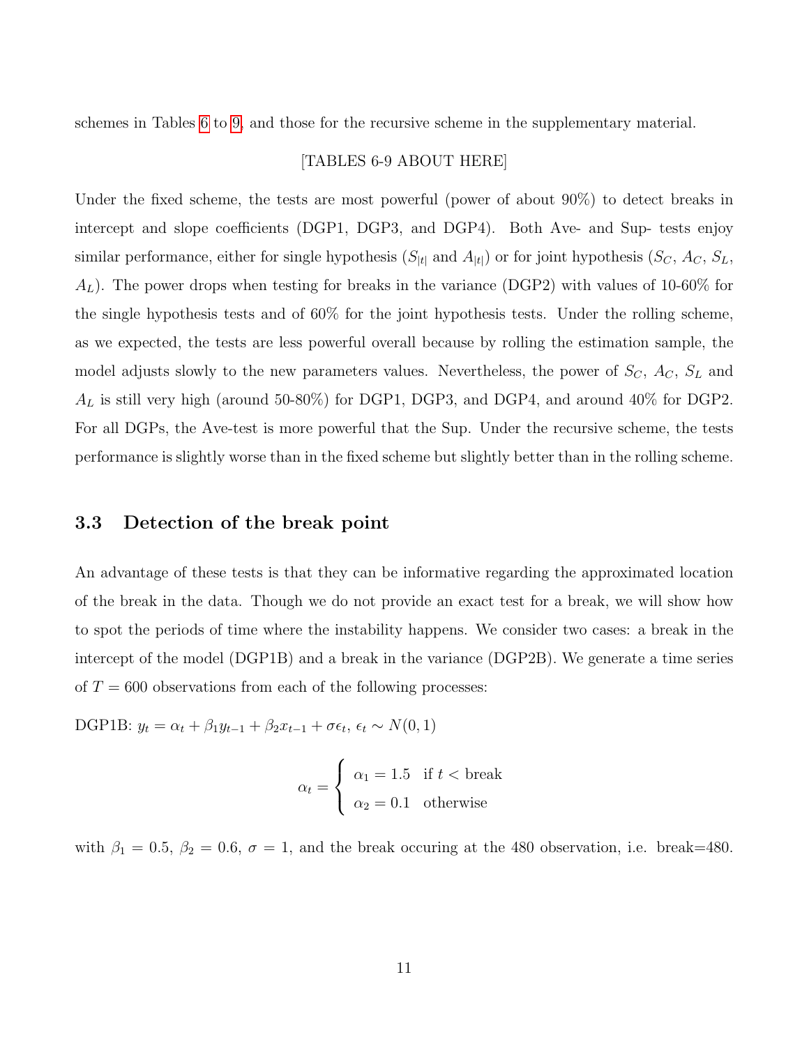schemes in Tables 6 to 9, and those for the recursive scheme in the supplementary material.

[TABLES 6-9 ABOUT HERE]

Under the fixed scheme, the tests are most powerful (power of about 90%) to detect breaks in intercept and slope coefficients (DGP1, DGP3, and DGP4). Both Ave- and Sup- tests enjoy similar performance, either for single hypothesis ($S_{|t|}$ and $A_{|t|}$) or for joint hypothesis ($S_C$, $A_C$, $S_L$, $A_L$). The power drops when testing for breaks in the variance (DGP2) with values of 10-60% for the single hypothesis tests and of 60% for the joint hypothesis tests. Under the rolling scheme, as we expected, the tests are less powerful overall because by rolling the estimation sample, the model adjusts slowly to the new parameters values. Nevertheless, the power of $S_C$, $A_C$, $S_L$ and $A_L$ is still very high (around 50-80%) for DGP1, DGP3, and DGP4, and around 40% for DGP2. For all DGPs, the Ave-test is more powerful that the Sup. Under the recursive scheme, the tests performance is slightly worse than in the fixed scheme but slightly better than in the rolling scheme.

### 3.3 Detection of the break point

An advantage of these tests is that they can be informative regarding the approximated location of the break in the data. Though we do not provide an exact test for a break, we will show how to spot the periods of time where the instability happens. We consider two cases: a break in the intercept of the model (DGP1B) and a break in the variance (DGP2B). We generate a time series of $T = 600$ observations from each of the following processes:

DGP1B: $y_t = \alpha_t + \beta_1 y_{t-1} + \beta_2 x_{t-1} + \sigma\epsilon_t$, $\epsilon_t \sim N(0, 1)$

$$\alpha_t = \begin{cases} \alpha_1 = 1.5 & \text{if } t < \text{break} \\ \alpha_2 = 0.1 & \text{otherwise} \end{cases}$$

with $\beta_1 = 0.5$, $\beta_2 = 0.6$, $\sigma = 1$, and the break occuring at the 480 observation, i.e. break=480.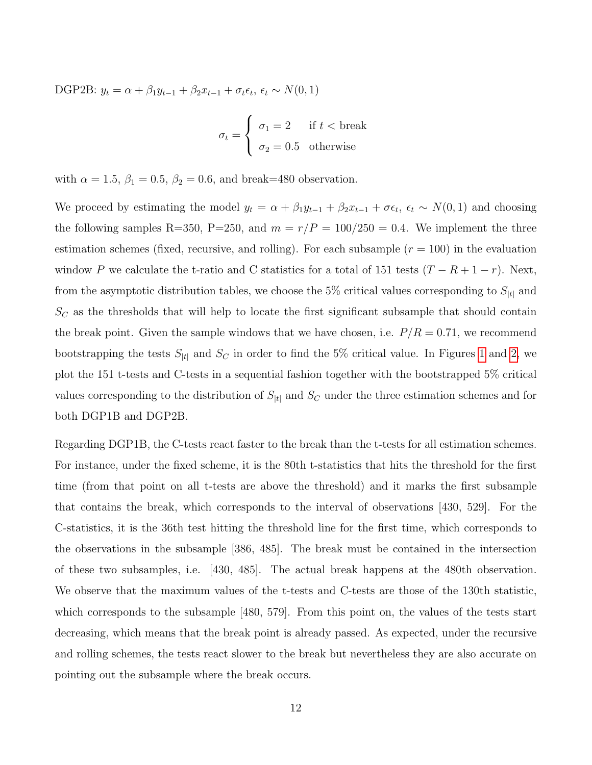DGP2B: $y_t = \alpha + \beta_1 y_{t-1} + \beta_2 x_{t-1} + \sigma_t \epsilon_t$, $\epsilon_t \sim N(0,1)$

$$\sigma_t = \begin{cases} \sigma_1 = 2 & \text{if } t < \text{break} \\ \sigma_2 = 0.5 & \text{otherwise} \end{cases}$$

with $\alpha = 1.5$, $\beta_1 = 0.5$, $\beta_2 = 0.6$, and break=480 observation.

We proceed by estimating the model $y_t = \alpha + \beta_1 y_{t-1} + \beta_2 x_{t-1} + \sigma \epsilon_t$, $\epsilon_t \sim N(0,1)$ and choosing the following samples R=350, P=250, and $m = r/P = 100/250 = 0.4$. We implement the three estimation schemes (fixed, recursive, and rolling). For each subsample ($r = 100$) in the evaluation window $P$ we calculate the t-ratio and C statistics for a total of 151 tests ($T - R + 1 - r$). Next, from the asymptotic distribution tables, we choose the 5% critical values corresponding to $S_{|t|}$ and $S_C$ as the thresholds that will help to locate the first significant subsample that should contain the break point. Given the sample windows that we have chosen, i.e. $P/R = 0.71$, we recommend bootstrapping the tests $S_{|t|}$ and $S_C$ in order to find the 5% critical value. In Figures 1 and 2, we plot the 151 t-tests and C-tests in a sequential fashion together with the bootstrapped 5% critical values corresponding to the distribution of $S_{|t|}$ and $S_C$ under the three estimation schemes and for both DGP1B and DGP2B.

Regarding DGP1B, the C-tests react faster to the break than the t-tests for all estimation schemes. For instance, under the fixed scheme, it is the 80th t-statistics that hits the threshold for the first time (from that point on all t-tests are above the threshold) and it marks the first subsample that contains the break, which corresponds to the interval of observations [430, 529]. For the C-statistics, it is the 36th test hitting the threshold line for the first time, which corresponds to the observations in the subsample [386, 485]. The break must be contained in the intersection of these two subsamples, i.e. [430, 485]. The actual break happens at the 480th observation. We observe that the maximum values of the t-tests and C-tests are those of the 130th statistic, which corresponds to the subsample [480, 579]. From this point on, the values of the tests start decreasing, which means that the break point is already passed. As expected, under the recursive and rolling schemes, the tests react slower to the break but nevertheless they are also accurate on pointing out the subsample where the break occurs.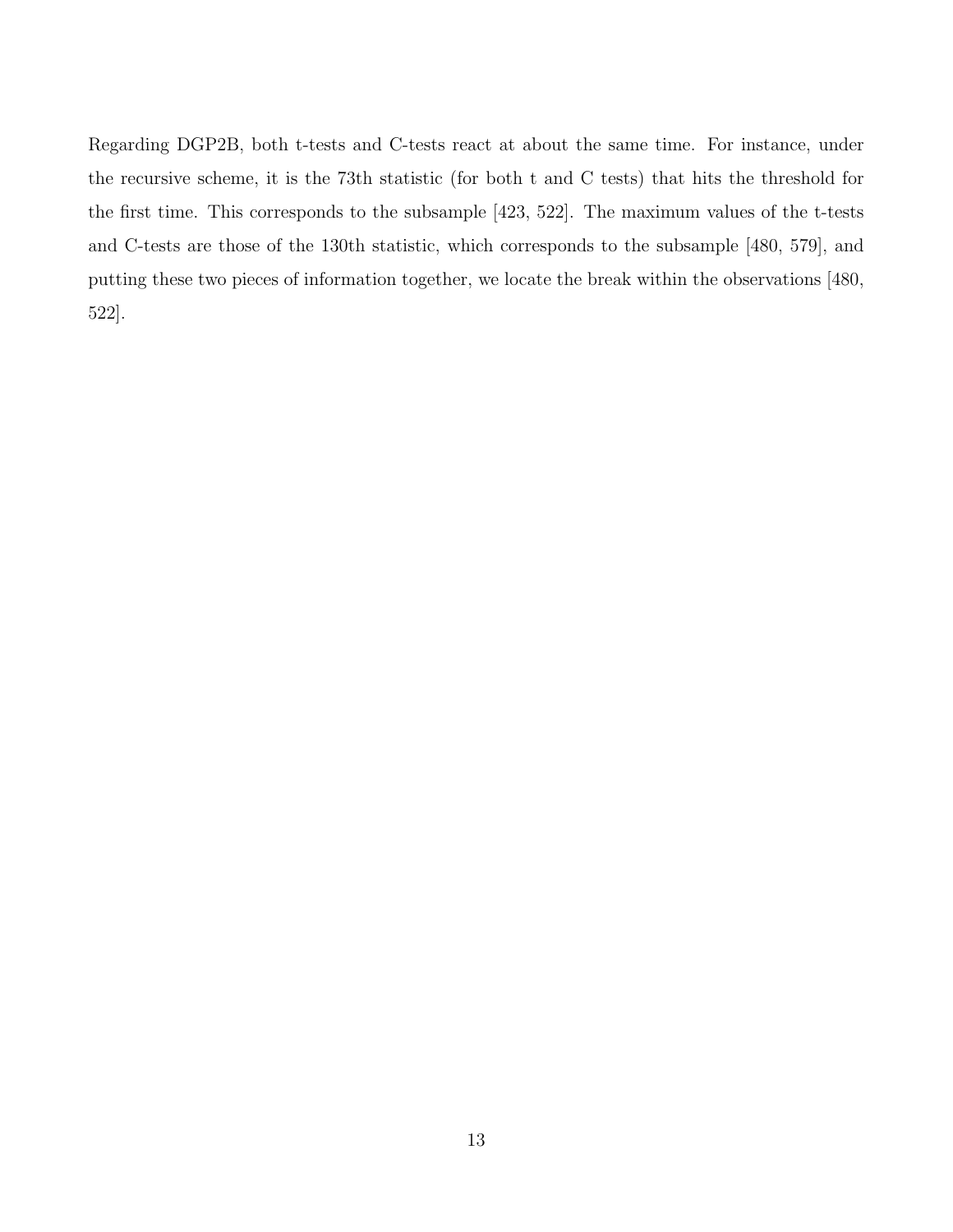Regarding DGP2B, both t-tests and C-tests react at about the same time. For instance, under the recursive scheme, it is the 73th statistic (for both t and C tests) that hits the threshold for the first time. This corresponds to the subsample [423, 522]. The maximum values of the t-tests and C-tests are those of the 130th statistic, which corresponds to the subsample [480, 579], and putting these two pieces of information together, we locate the break within the observations [480, 522].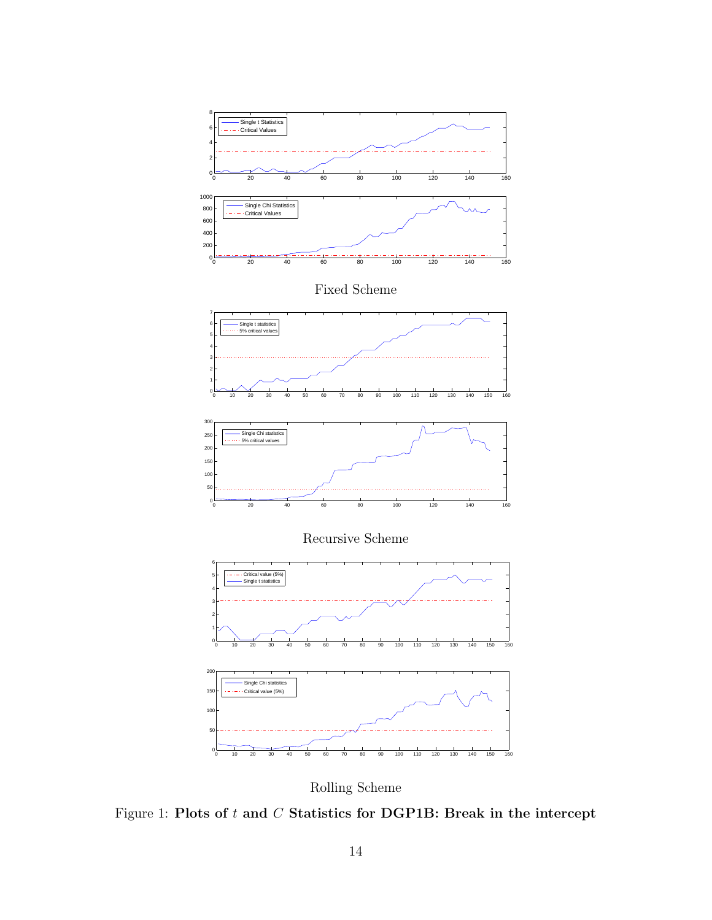Fixed Scheme

Recursive Scheme

Rolling Scheme

Figure 1: **Plots of $t$ and $C$ Statistics for DGP1B: Break in the intercept**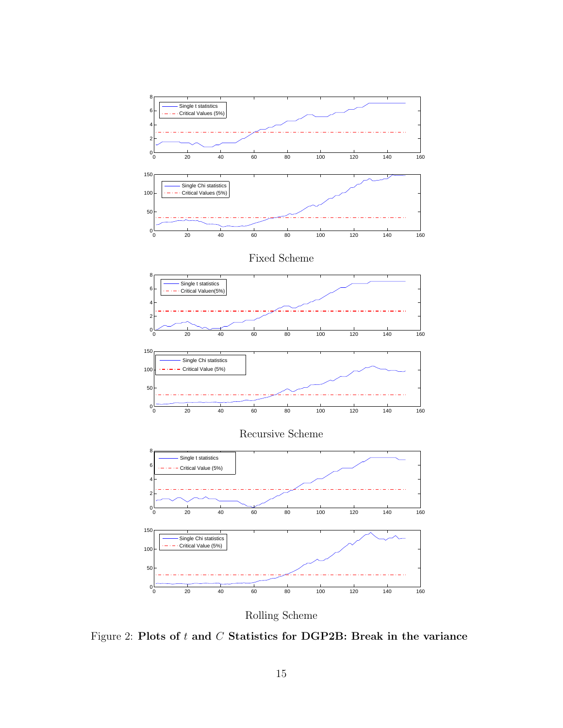Fixed Scheme

Recursive Scheme

Rolling Scheme

Figure 2: **Plots of $t$ and $C$ Statistics for DGP2B: Break in the variance**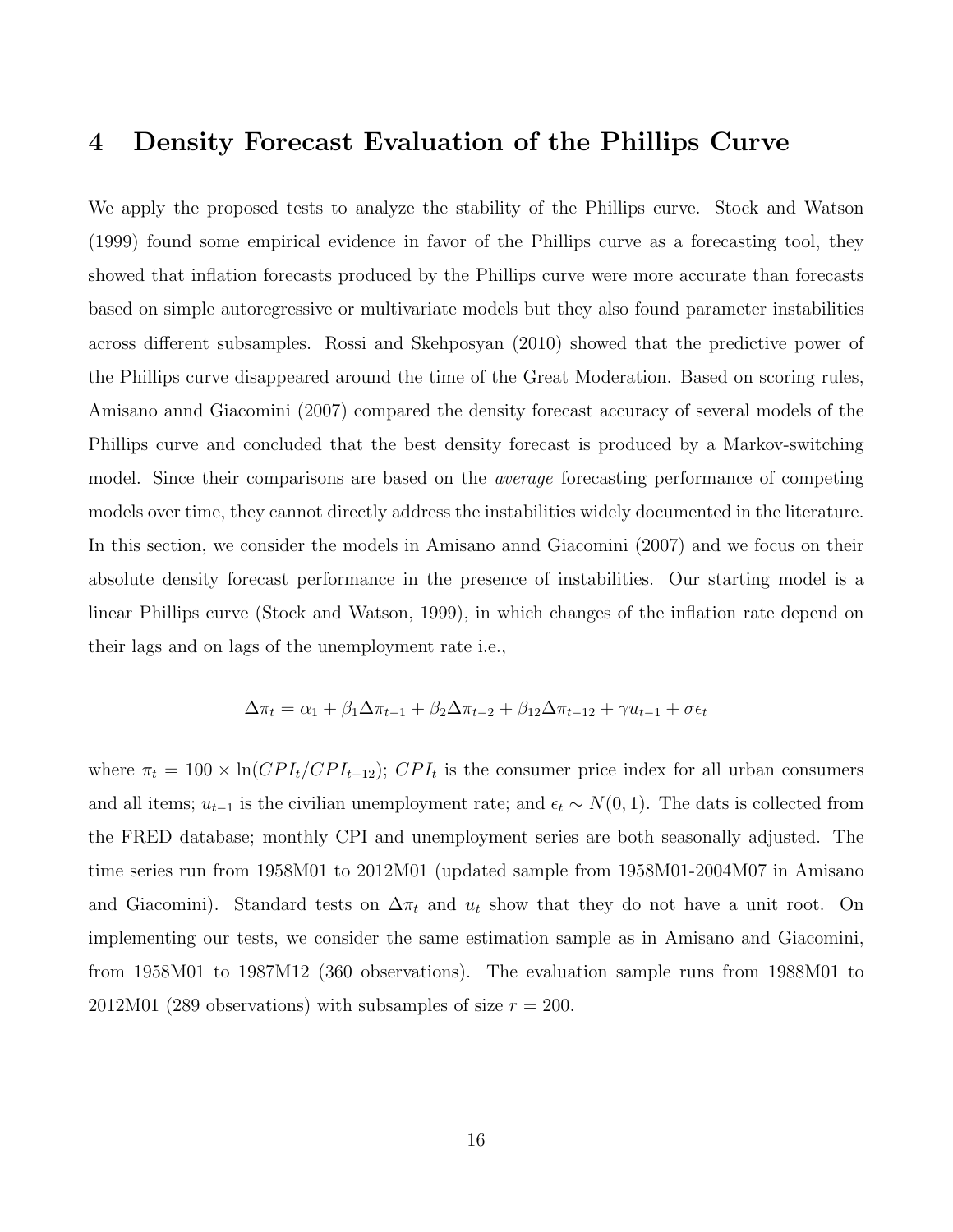## 4 Density Forecast Evaluation of the Phillips Curve

We apply the proposed tests to analyze the stability of the Phillips curve. Stock and Watson (1999) found some empirical evidence in favor of the Phillips curve as a forecasting tool, they showed that inflation forecasts produced by the Phillips curve were more accurate than forecasts based on simple autoregressive or multivariate models but they also found parameter instabilities across different subsamples. Rossi and Skehposyan (2010) showed that the predictive power of the Phillips curve disappeared around the time of the Great Moderation. Based on scoring rules, Amisano annd Giacomini (2007) compared the density forecast accuracy of several models of the Phillips curve and concluded that the best density forecast is produced by a Markov-switching model. Since their comparisons are based on the *average* forecasting performance of competing models over time, they cannot directly address the instabilities widely documented in the literature. In this section, we consider the models in Amisano annd Giacomini (2007) and we focus on their absolute density forecast performance in the presence of instabilities. Our starting model is a linear Phillips curve (Stock and Watson, 1999), in which changes of the inflation rate depend on their lags and on lags of the unemployment rate i.e.,

$$\Delta\pi_t = \alpha_1 + \beta_1\Delta\pi_{t-1} + \beta_2\Delta\pi_{t-2} + \beta_{12}\Delta\pi_{t-12} + \gamma u_{t-1} + \sigma\epsilon_t$$

where $\pi_t = 100 \times \ln(CPI_t/CPI_{t-12})$; $CPI_t$ is the consumer price index for all urban consumers and all items; $u_{t-1}$ is the civilian unemployment rate; and $\epsilon_t \sim N(0,1)$. The dats is collected from the FRED database; monthly CPI and unemployment series are both seasonally adjusted. The time series run from 1958M01 to 2012M01 (updated sample from 1958M01-2004M07 in Amisano and Giacomini). Standard tests on $\Delta\pi_t$ and $u_t$ show that they do not have a unit root. On implementing our tests, we consider the same estimation sample as in Amisano and Giacomini, from 1958M01 to 1987M12 (360 observations). The evaluation sample runs from 1988M01 to 2012M01 (289 observations) with subsamples of size $r = 200$.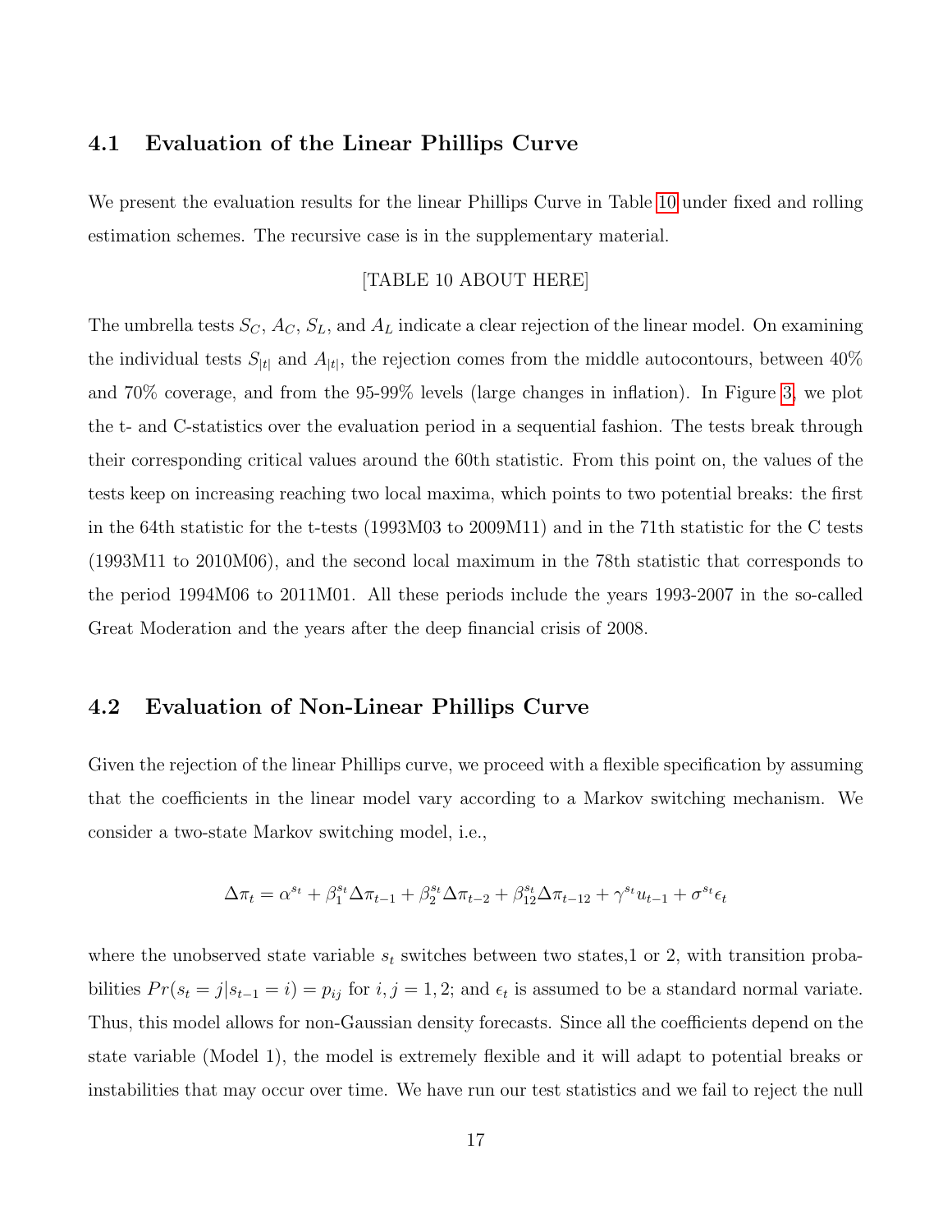## 4.1 Evaluation of the Linear Phillips Curve

We present the evaluation results for the linear Phillips Curve in Table 10 under fixed and rolling estimation schemes. The recursive case is in the supplementary material.

[TABLE 10 ABOUT HERE]

The umbrella tests $S_C$, $A_C$, $S_L$, and $A_L$ indicate a clear rejection of the linear model. On examining the individual tests $S_{|t|}$ and $A_{|t|}$, the rejection comes from the middle autocontours, between 40% and 70% coverage, and from the 95-99% levels (large changes in inflation). In Figure 3, we plot the t- and C-statistics over the evaluation period in a sequential fashion. The tests break through their corresponding critical values around the 60th statistic. From this point on, the values of the tests keep on increasing reaching two local maxima, which points to two potential breaks: the first in the 64th statistic for the t-tests (1993M03 to 2009M11) and in the 71th statistic for the C tests (1993M11 to 2010M06), and the second local maximum in the 78th statistic that corresponds to the period 1994M06 to 2011M01. All these periods include the years 1993-2007 in the so-called Great Moderation and the years after the deep financial crisis of 2008.

## 4.2 Evaluation of Non-Linear Phillips Curve

Given the rejection of the linear Phillips curve, we proceed with a flexible specification by assuming that the coefficients in the linear model vary according to a Markov switching mechanism. We consider a two-state Markov switching model, i.e.,

$$\Delta\pi_t = \alpha^{s_t} + \beta_1^{s_t}\Delta\pi_{t-1} + \beta_2^{s_t}\Delta\pi_{t-2} + \beta_{12}^{s_t}\Delta\pi_{t-12} + \gamma^{s_t}u_{t-1} + \sigma^{s_t}\epsilon_t$$

where the unobserved state variable $s_t$ switches between two states,1 or 2, with transition probabilities $Pr(s_t = j|s_{t-1} = i) = p_{ij}$ for $i, j = 1, 2$; and $\epsilon_t$ is assumed to be a standard normal variate. Thus, this model allows for non-Gaussian density forecasts. Since all the coefficients depend on the state variable (Model 1), the model is extremely flexible and it will adapt to potential breaks or instabilities that may occur over time. We have run our test statistics and we fail to reject the null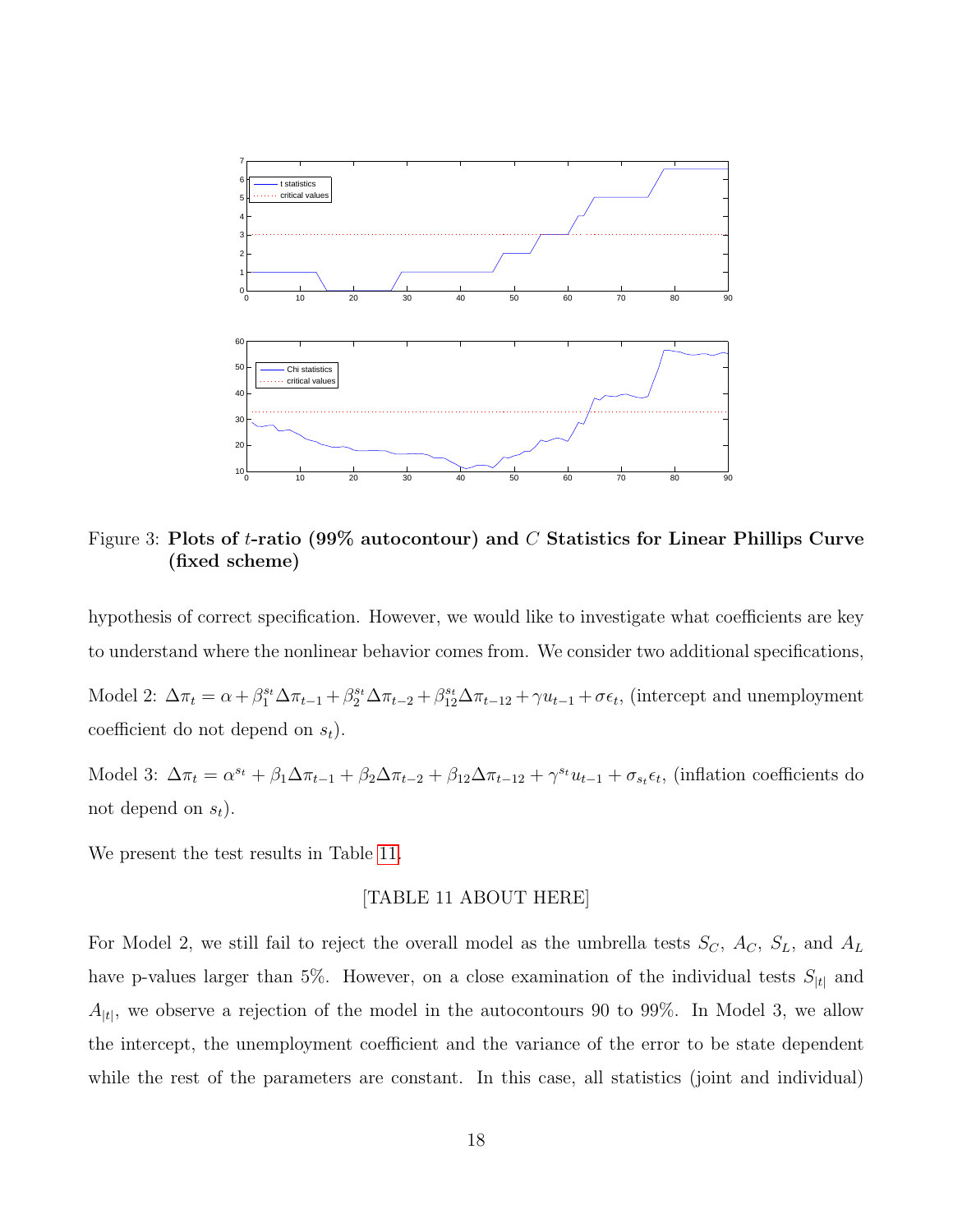Figure 3: **Plots of $t$-ratio (99% autocontour) and $C$ Statistics for Linear Phillips Curve (fixed scheme)**

hypothesis of correct specification. However, we would like to investigate what coefficients are key to understand where the nonlinear behavior comes from. We consider two additional specifications,

Model 2: $\Delta\pi_t = \alpha + \beta_1^{s_t}\Delta\pi_{t-1} + \beta_2^{s_t}\Delta\pi_{t-2} + \beta_{12}^{s_t}\Delta\pi_{t-12} + \gamma u_{t-1} + \sigma\epsilon_t$, (intercept and unemployment coefficient do not depend on $s_t$).

Model 3: $\Delta\pi_t = \alpha^{s_t} + \beta_1\Delta\pi_{t-1} + \beta_2\Delta\pi_{t-2} + \beta_{12}\Delta\pi_{t-12} + \gamma^{s_t}u_{t-1} + \sigma_{s_t}\epsilon_t$, (inflation coefficients do not depend on $s_t$).

We present the test results in Table 11.

[TABLE 11 ABOUT HERE]

For Model 2, we still fail to reject the overall model as the umbrella tests $S_C$, $A_C$, $S_L$, and $A_L$ have p-values larger than 5%. However, on a close examination of the individual tests $S_{|t|}$ and $A_{|t|}$, we observe a rejection of the model in the autocontours 90 to 99%. In Model 3, we allow the intercept, the unemployment coefficient and the variance of the error to be state dependent while the rest of the parameters are constant. In this case, all statistics (joint and individual)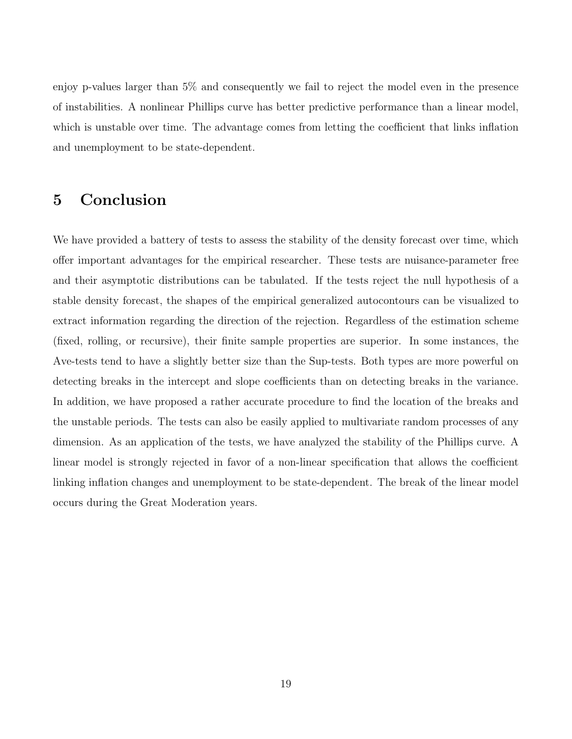enjoy p-values larger than 5% and consequently we fail to reject the model even in the presence of instabilities. A nonlinear Phillips curve has better predictive performance than a linear model, which is unstable over time. The advantage comes from letting the coefficient that links inflation and unemployment to be state-dependent.

# 5 Conclusion

We have provided a battery of tests to assess the stability of the density forecast over time, which offer important advantages for the empirical researcher. These tests are nuisance-parameter free and their asymptotic distributions can be tabulated. If the tests reject the null hypothesis of a stable density forecast, the shapes of the empirical generalized autocontours can be visualized to extract information regarding the direction of the rejection. Regardless of the estimation scheme (fixed, rolling, or recursive), their finite sample properties are superior. In some instances, the Ave-tests tend to have a slightly better size than the Sup-tests. Both types are more powerful on detecting breaks in the intercept and slope coefficients than on detecting breaks in the variance. In addition, we have proposed a rather accurate procedure to find the location of the breaks and the unstable periods. The tests can also be easily applied to multivariate random processes of any dimension. As an application of the tests, we have analyzed the stability of the Phillips curve. A linear model is strongly rejected in favor of a non-linear specification that allows the coefficient linking inflation changes and unemployment to be state-dependent. The break of the linear model occurs during the Great Moderation years.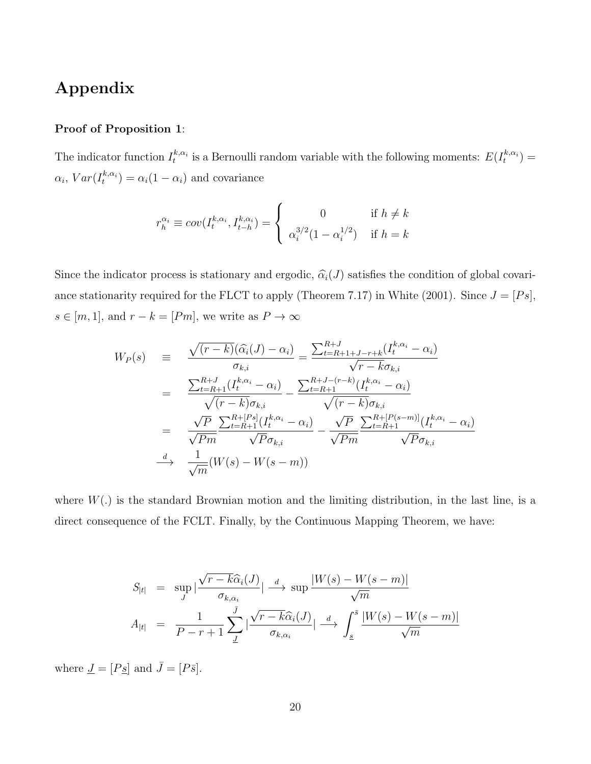# Appendix

**Proof of Proposition 1**:

The indicator function $I_t^{k,\alpha_i}$ is a Bernoulli random variable with the following moments: $E(I_t^{k,\alpha_i}) = \alpha_i$, $Var(I_t^{k,\alpha_i}) = \alpha_i(1-\alpha_i)$ and covariance

$$
r_h^{\alpha_i} \equiv cov(I_t^{k,\alpha_i}, I_{t-h}^{k,\alpha_i}) = \begin{cases} 0 & \text{if } h \neq k \\ \alpha_i^{3/2}(1-\alpha_i^{1/2}) & \text{if } h = k \end{cases}
$$

Since the indicator process is stationary and ergodic, $\widehat{\alpha}_i(J)$ satisfies the condition of global covariance stationarity required for the FLCT to apply (Theorem 7.17) in White (2001). Since $J = [Ps]$, $s \in [m, 1]$, and $r - k = [Pm]$, we write as $P \to \infty$

$$
\begin{aligned}
W_P(s) &\equiv \frac{\sqrt{(r-k)}(\widehat{\alpha}_i(J) - \alpha_i)}{\sigma_{k,i}} = \frac{\sum_{t=R+1+J-r+k}^{R+J}(I_t^{k,\alpha_i} - \alpha_i)}{\sqrt{r-k}\sigma_{k,i}} \\
&= \frac{\sum_{t=R+1}^{R+J}(I_t^{k,\alpha_i} - \alpha_i)}{\sqrt{(r-k)}\sigma_{k,i}} - \frac{\sum_{t=R+1}^{R+J-(r-k)}(I_t^{k,\alpha_i} - \alpha_i)}{\sqrt{(r-k)}\sigma_{k,i}} \\
&= \frac{\sqrt{P}}{\sqrt{Pm}} \frac{\sum_{t=R+1}^{R+[Ps]}(I_t^{k,\alpha_i} - \alpha_i)}{\sqrt{P}\sigma_{k,i}} - \frac{\sqrt{P}}{\sqrt{Pm}} \frac{\sum_{t=R+1}^{R+[P(s-m)]}(I_t^{k,\alpha_i} - \alpha_i)}{\sqrt{P}\sigma_{k,i}} \\
&\xrightarrow{d} \frac{1}{\sqrt{m}}(W(s) - W(s-m))
\end{aligned}
$$

where $W(.)$ is the standard Brownian motion and the limiting distribution, in the last line, is a direct consequence of the FCLT. Finally, by the Continuous Mapping Theorem, we have:

$$
\begin{aligned}
S_{|t|} &= \sup_J |\frac{\sqrt{r-k}\widehat{\alpha}_i(J)}{\sigma_{k,\alpha_i}}| \xrightarrow{d} \sup \frac{|W(s) - W(s-m)|}{\sqrt{m}} \\
A_{|t|} &= \frac{1}{P-r+1} \sum_{\underline{J}}^{\bar{J}} |\frac{\sqrt{r-k}\widehat{\alpha}_i(J)}{\sigma_{k,\alpha_i}}| \xrightarrow{d} \int_{\underline{s}}^{\bar{s}} \frac{|W(s) - W(s-m)|}{\sqrt{m}}
\end{aligned}
$$

where $\underline{J} = [P\underline{s}]$ and $\bar{J} = [P\bar{s}]$.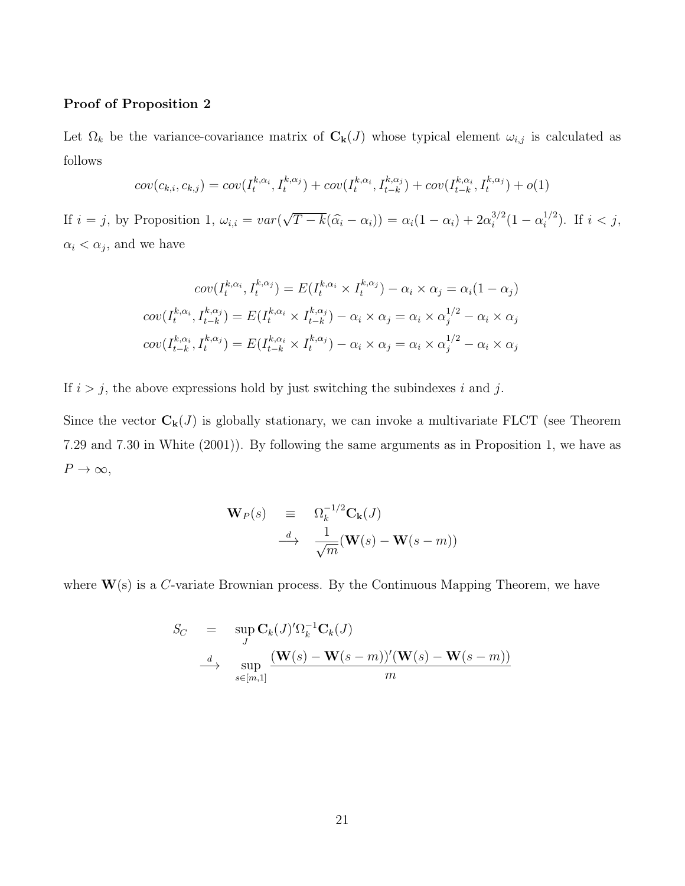**Proof of Proposition 2**

Let $\Omega_k$ be the variance-covariance matrix of $\mathbf{C_k}(J)$ whose typical element $\omega_{i,j}$ is calculated as follows

$$cov(c_{k,i}, c_{k,j}) = cov(I_t^{k,\alpha_i}, I_t^{k,\alpha_j}) + cov(I_t^{k,\alpha_i}, I_{t-k}^{k,\alpha_j}) + cov(I_{t-k}^{k,\alpha_i}, I_t^{k,\alpha_j}) + o(1)$$

If $i = j$, by Proposition 1, $\omega_{i,i} = var(\sqrt{T-k}(\widehat{\alpha}_i - \alpha_i)) = \alpha_i(1-\alpha_i) + 2\alpha_i^{3/2}(1-\alpha_i^{1/2})$. If $i < j$, $\alpha_i < \alpha_j$, and we have

$$
\begin{aligned}
cov(I_t^{k,\alpha_i}, I_t^{k,\alpha_j}) &= E(I_t^{k,\alpha_i} \times I_t^{k,\alpha_j}) - \alpha_i \times \alpha_j = \alpha_i(1-\alpha_j) \\
cov(I_t^{k,\alpha_i}, I_{t-k}^{k,\alpha_j}) &= E(I_t^{k,\alpha_i} \times I_{t-k}^{k,\alpha_j}) - \alpha_i \times \alpha_j = \alpha_i \times \alpha_j^{1/2} - \alpha_i \times \alpha_j \\
cov(I_{t-k}^{k,\alpha_i}, I_t^{k,\alpha_j}) &= E(I_{t-k}^{k,\alpha_i} \times I_t^{k,\alpha_j}) - \alpha_i \times \alpha_j = \alpha_i \times \alpha_j^{1/2} - \alpha_i \times \alpha_j
\end{aligned}
$$

If $i > j$, the above expressions hold by just switching the subindexes $i$ and $j$.

Since the vector $\mathbf{C_k}(J)$ is globally stationary, we can invoke a multivariate FLCT (see Theorem 7.29 and 7.30 in White (2001)). By following the same arguments as in Proposition 1, we have as $P \to \infty$,

$$
\begin{aligned}
\mathbf{W}_P(s) &\equiv \Omega_k^{-1/2}\mathbf{C_k}(J) \\
&\xrightarrow{d} \frac{1}{\sqrt{m}}(\mathbf{W}(s) - \mathbf{W}(s-m))
\end{aligned}
$$

where $\mathbf{W}$(s) is a $C$-variate Brownian process. By the Continuous Mapping Theorem, we have

$$
\begin{aligned}
S_C &= \sup_J \mathbf{C}_k(J)'\Omega_k^{-1}\mathbf{C}_k(J) \\
&\xrightarrow{d} \sup_{s\in[m,1]} \frac{(\mathbf{W}(s) - \mathbf{W}(s-m))'(\mathbf{W}(s) - \mathbf{W}(s-m))}{m}
\end{aligned}
$$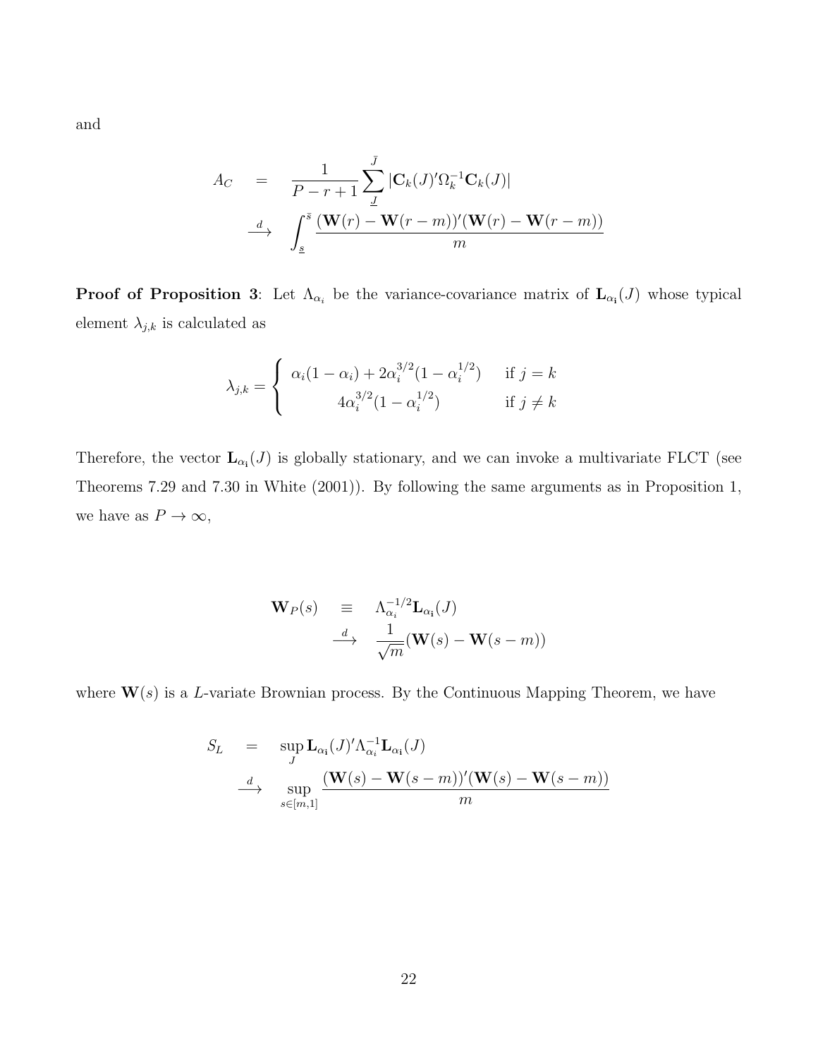and

$$
\begin{aligned}
A_C &= \frac{1}{P-r+1}\sum_{\underline{J}}^{\bar{J}} |\mathbf{C}_k(J)'\Omega_k^{-1}\mathbf{C}_k(J)| \\
&\xrightarrow{d} \int_{\underline{s}}^{\bar{s}} \frac{(\mathbf{W}(r)-\mathbf{W}(r-m))'(\mathbf{W}(r)-\mathbf{W}(r-m))}{m}
\end{aligned}
$$

**Proof of Proposition 3**: Let $\Lambda_{\alpha_i}$ be the variance-covariance matrix of $\mathbf{L}_{\alpha_\mathbf{i}}(J)$ whose typical element $\lambda_{j,k}$ is calculated as

$$
\lambda_{j,k} = \begin{cases} \alpha_i(1-\alpha_i) + 2\alpha_i^{3/2}(1-\alpha_i^{1/2}) & \text{if } j = k \\ 4\alpha_i^{3/2}(1-\alpha_i^{1/2}) & \text{if } j \neq k \end{cases}
$$

Therefore, the vector $\mathbf{L}_{\alpha_\mathbf{i}}(J)$ is globally stationary, and we can invoke a multivariate FLCT (see Theorems 7.29 and 7.30 in White (2001)). By following the same arguments as in Proposition 1, we have as $P \to \infty$,

$$
\begin{aligned}
\mathbf{W}_P(s) &\equiv \Lambda_{\alpha_i}^{-1/2}\mathbf{L}_{\alpha_\mathbf{i}}(J) \\
&\xrightarrow{d} \frac{1}{\sqrt{m}}(\mathbf{W}(s)-\mathbf{W}(s-m))
\end{aligned}
$$

where $\mathbf{W}(s)$ is a $L$-variate Brownian process. By the Continuous Mapping Theorem, we have

$$
\begin{aligned}
S_L &= \sup_J \mathbf{L}_{\alpha_\mathbf{i}}(J)'\Lambda_{\alpha_i}^{-1}\mathbf{L}_{\alpha_\mathbf{i}}(J) \\
&\xrightarrow{d} \sup_{s\in[m,1]} \frac{(\mathbf{W}(s)-\mathbf{W}(s-m))'(\mathbf{W}(s)-\mathbf{W}(s-m))}{m}
\end{aligned}
$$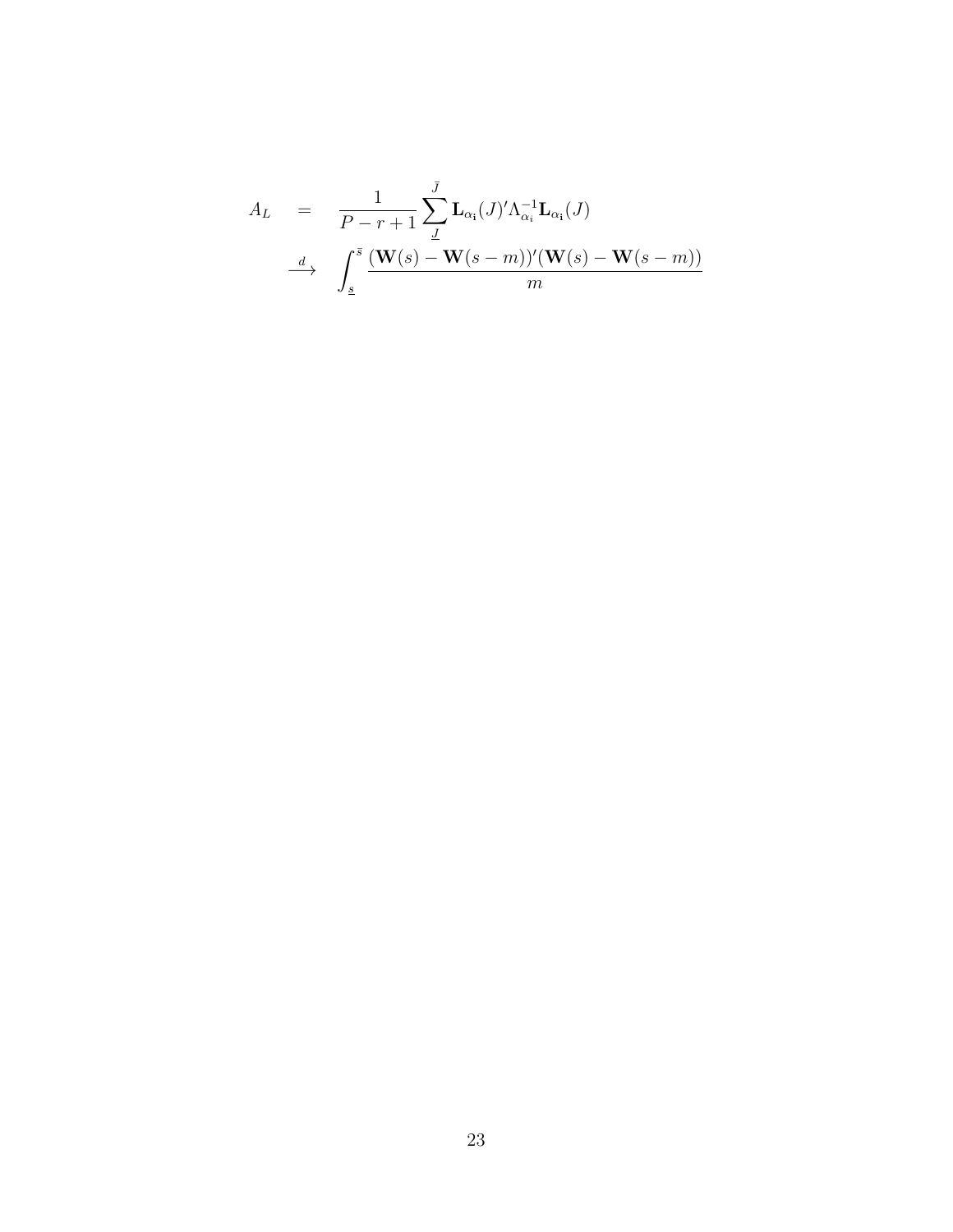$$
\begin{aligned}
A_L &= \frac{1}{P-r+1}\sum_{\underline{J}}^{\bar{J}} \mathbf{L}_{\alpha_{\mathbf{i}}}(J)'\Lambda_{\alpha_i}^{-1}\mathbf{L}_{\alpha_{\mathbf{i}}}(J) \\
&\xrightarrow{d} \int_{\underline{s}}^{\bar{s}} \frac{(\mathbf{W}(s)-\mathbf{W}(s-m))'(\mathbf{W}(s)-\mathbf{W}(s-m))}{m}
\end{aligned}
$$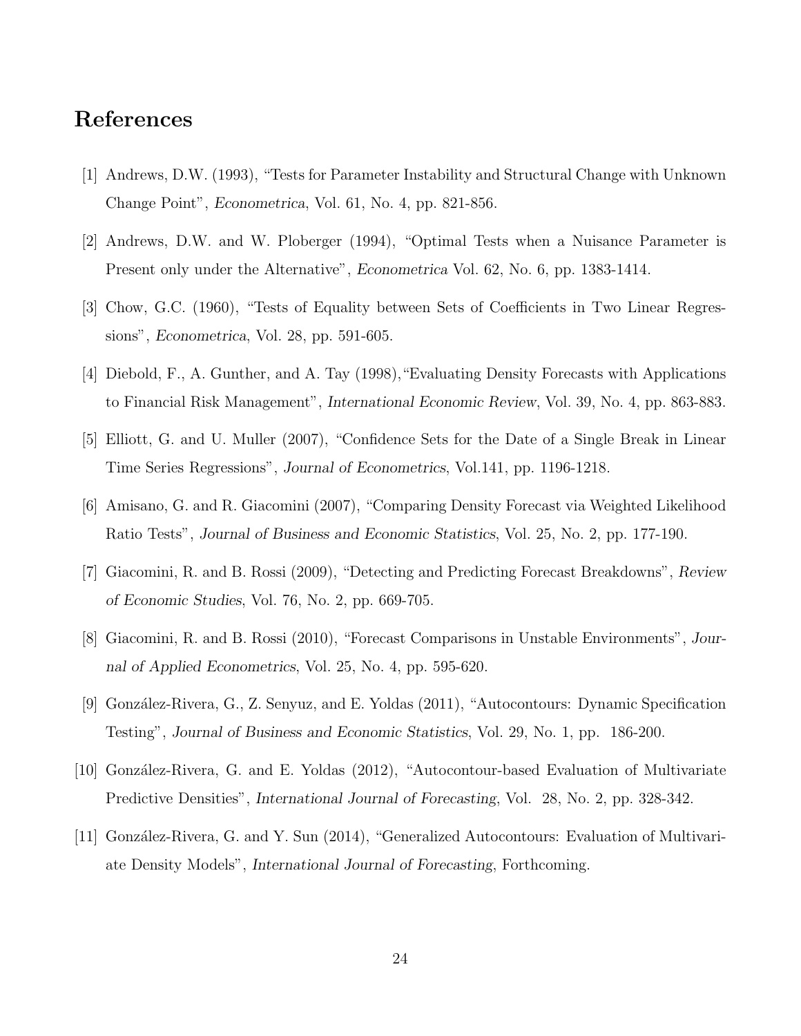# References

[1] Andrews, D.W. (1993), "Tests for Parameter Instability and Structural Change with Unknown Change Point", *Econometrica*, Vol. 61, No. 4, pp. 821-856.

[2] Andrews, D.W. and W. Ploberger (1994), "Optimal Tests when a Nuisance Parameter is Present only under the Alternative", *Econometrica* Vol. 62, No. 6, pp. 1383-1414.

[3] Chow, G.C. (1960), "Tests of Equality between Sets of Coefficients in Two Linear Regressions", *Econometrica*, Vol. 28, pp. 591-605.

[4] Diebold, F., A. Gunther, and A. Tay (1998),"Evaluating Density Forecasts with Applications to Financial Risk Management", *International Economic Review*, Vol. 39, No. 4, pp. 863-883.

[5] Elliott, G. and U. Muller (2007), "Confidence Sets for the Date of a Single Break in Linear Time Series Regressions", *Journal of Econometrics*, Vol.141, pp. 1196-1218.

[6] Amisano, G. and R. Giacomini (2007), "Comparing Density Forecast via Weighted Likelihood Ratio Tests", *Journal of Business and Economic Statistics*, Vol. 25, No. 2, pp. 177-190.

[7] Giacomini, R. and B. Rossi (2009), "Detecting and Predicting Forecast Breakdowns", *Review of Economic Studies*, Vol. 76, No. 2, pp. 669-705.

[8] Giacomini, R. and B. Rossi (2010), "Forecast Comparisons in Unstable Environments", *Journal of Applied Econometrics*, Vol. 25, No. 4, pp. 595-620.

[9] González-Rivera, G., Z. Senyuz, and E. Yoldas (2011), "Autocontours: Dynamic Specification Testing", *Journal of Business and Economic Statistics*, Vol. 29, No. 1, pp. 186-200.

[10] González-Rivera, G. and E. Yoldas (2012), "Autocontour-based Evaluation of Multivariate Predictive Densities", *International Journal of Forecasting*, Vol. 28, No. 2, pp. 328-342.

[11] González-Rivera, G. and Y. Sun (2014), "Generalized Autocontours: Evaluation of Multivariate Density Models", *International Journal of Forecasting*, Forthcoming.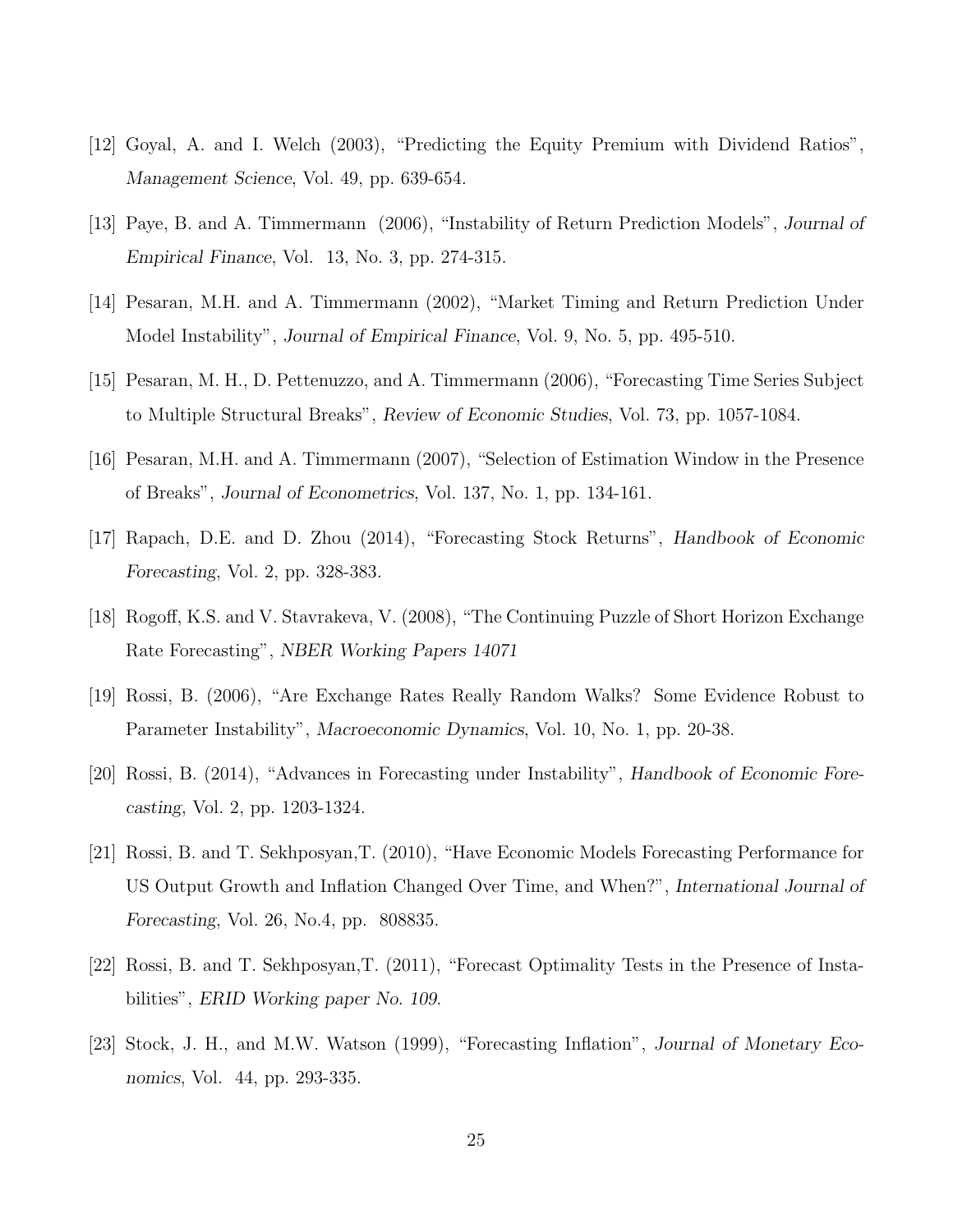[12] Goyal, A. and I. Welch (2003), "Predicting the Equity Premium with Dividend Ratios", *Management Science*, Vol. 49, pp. 639-654.

[13] Paye, B. and A. Timmermann (2006), "Instability of Return Prediction Models", *Journal of Empirical Finance*, Vol. 13, No. 3, pp. 274-315.

[14] Pesaran, M.H. and A. Timmermann (2002), "Market Timing and Return Prediction Under Model Instability", *Journal of Empirical Finance*, Vol. 9, No. 5, pp. 495-510.

[15] Pesaran, M. H., D. Pettenuzzo, and A. Timmermann (2006), "Forecasting Time Series Subject to Multiple Structural Breaks", *Review of Economic Studies*, Vol. 73, pp. 1057-1084.

[16] Pesaran, M.H. and A. Timmermann (2007), "Selection of Estimation Window in the Presence of Breaks", *Journal of Econometrics*, Vol. 137, No. 1, pp. 134-161.

[17] Rapach, D.E. and D. Zhou (2014), "Forecasting Stock Returns", *Handbook of Economic Forecasting*, Vol. 2, pp. 328-383.

[18] Rogoff, K.S. and V. Stavrakeva, V. (2008), "The Continuing Puzzle of Short Horizon Exchange Rate Forecasting", *NBER Working Papers 14071*

[19] Rossi, B. (2006), "Are Exchange Rates Really Random Walks? Some Evidence Robust to Parameter Instability", *Macroeconomic Dynamics*, Vol. 10, No. 1, pp. 20-38.

[20] Rossi, B. (2014), "Advances in Forecasting under Instability", *Handbook of Economic Forecasting*, Vol. 2, pp. 1203-1324.

[21] Rossi, B. and T. Sekhposyan,T. (2010), "Have Economic Models Forecasting Performance for US Output Growth and Inflation Changed Over Time, and When?", *International Journal of Forecasting*, Vol. 26, No.4, pp. 808835.

[22] Rossi, B. and T. Sekhposyan,T. (2011), "Forecast Optimality Tests in the Presence of Instabilities", *ERID Working paper No. 109*.

[23] Stock, J. H., and M.W. Watson (1999), "Forecasting Inflation", *Journal of Monetary Economics*, Vol. 44, pp. 293-335.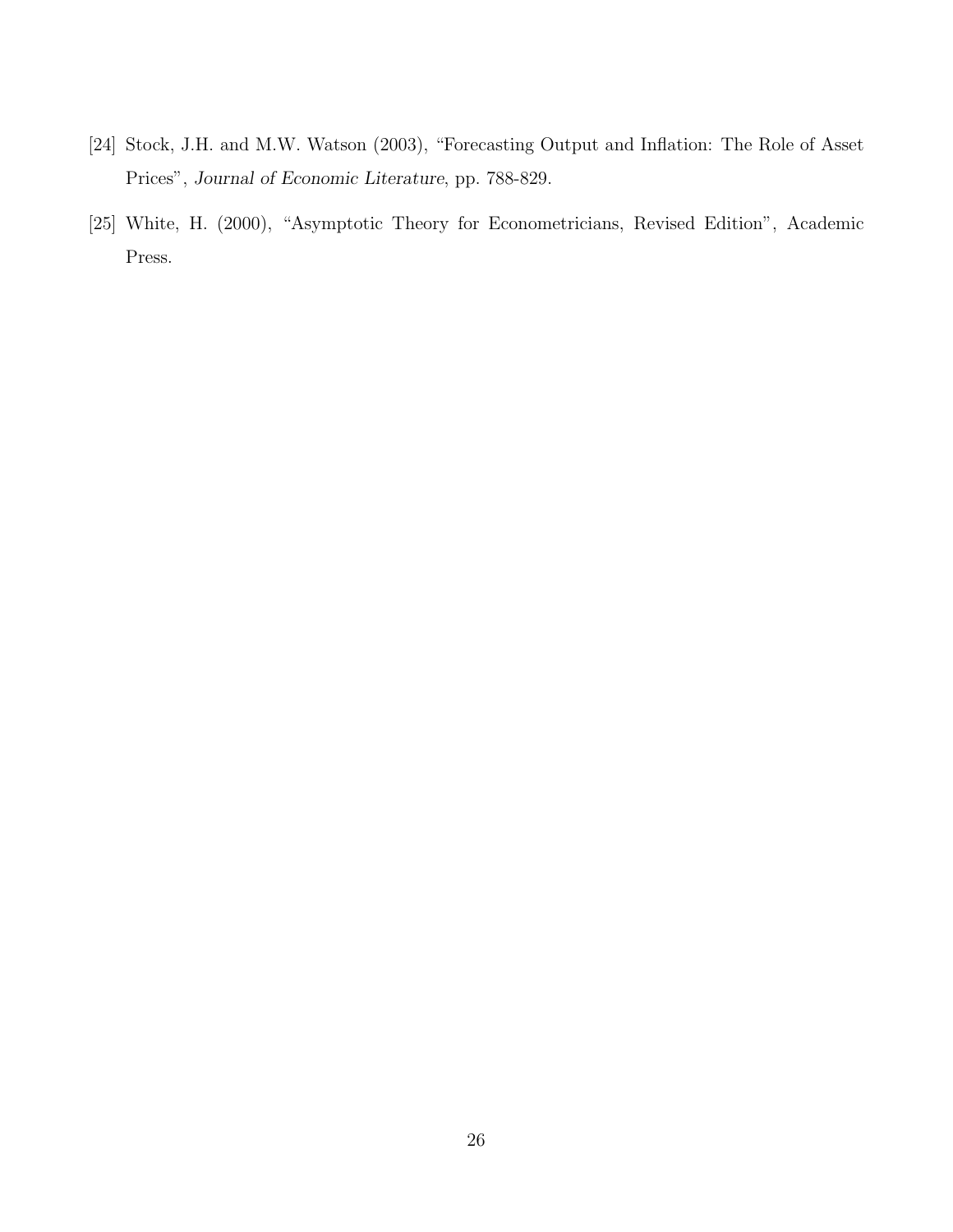[24] Stock, J.H. and M.W. Watson (2003), "Forecasting Output and Inflation: The Role of Asset Prices", *Journal of Economic Literature*, pp. 788-829.

[25] White, H. (2000), "Asymptotic Theory for Econometricians, Revised Edition", Academic Press.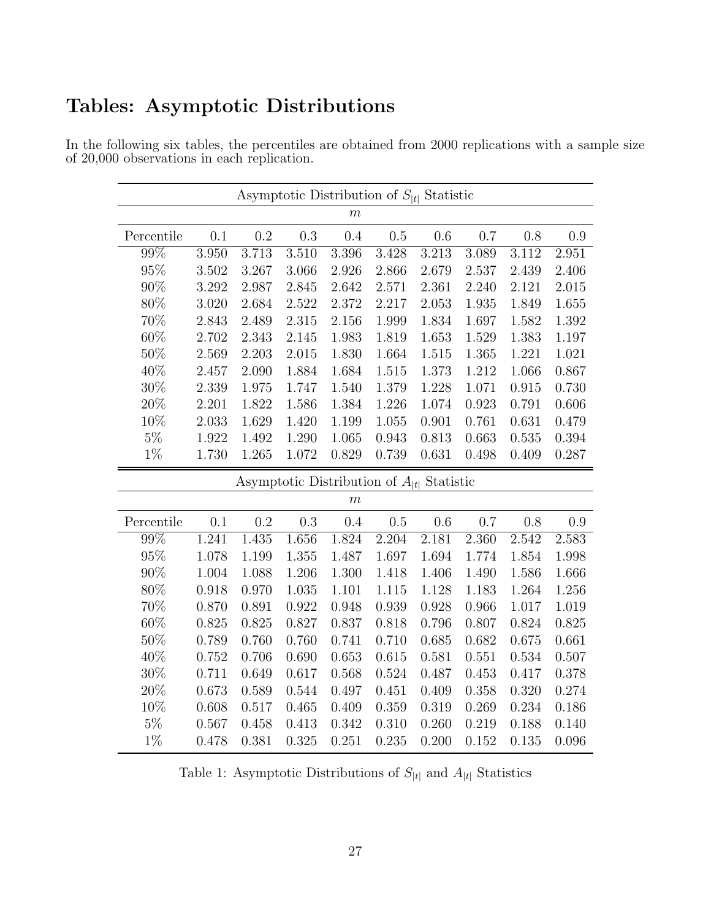# Tables: Asymptotic Distributions

In the following six tables, the percentiles are obtained from 2000 replications with a sample size of 20,000 observations in each replication.

| Asymptotic Distribution of $S_{\|t\|}$ Statistic | | | | | | | | | |
|---|---|---|---|---|---|---|---|---|---|
| | $m$ | | | | | | | | |
| Percentile | 0.1 | 0.2 | 0.3 | 0.4 | 0.5 | 0.6 | 0.7 | 0.8 | 0.9 |
| 99% | 3.950 | 3.713 | 3.510 | 3.396 | 3.428 | 3.213 | 3.089 | 3.112 | 2.951 |
| 95% | 3.502 | 3.267 | 3.066 | 2.926 | 2.866 | 2.679 | 2.537 | 2.439 | 2.406 |
| 90% | 3.292 | 2.987 | 2.845 | 2.642 | 2.571 | 2.361 | 2.240 | 2.121 | 2.015 |
| 80% | 3.020 | 2.684 | 2.522 | 2.372 | 2.217 | 2.053 | 1.935 | 1.849 | 1.655 |
| 70% | 2.843 | 2.489 | 2.315 | 2.156 | 1.999 | 1.834 | 1.697 | 1.582 | 1.392 |
| 60% | 2.702 | 2.343 | 2.145 | 1.983 | 1.819 | 1.653 | 1.529 | 1.383 | 1.197 |
| 50% | 2.569 | 2.203 | 2.015 | 1.830 | 1.664 | 1.515 | 1.365 | 1.221 | 1.021 |
| 40% | 2.457 | 2.090 | 1.884 | 1.684 | 1.515 | 1.373 | 1.212 | 1.066 | 0.867 |
| 30% | 2.339 | 1.975 | 1.747 | 1.540 | 1.379 | 1.228 | 1.071 | 0.915 | 0.730 |
| 20% | 2.201 | 1.822 | 1.586 | 1.384 | 1.226 | 1.074 | 0.923 | 0.791 | 0.606 |
| 10% | 2.033 | 1.629 | 1.420 | 1.199 | 1.055 | 0.901 | 0.761 | 0.631 | 0.479 |
| 5% | 1.922 | 1.492 | 1.290 | 1.065 | 0.943 | 0.813 | 0.663 | 0.535 | 0.394 |
| 1% | 1.730 | 1.265 | 1.072 | 0.829 | 0.739 | 0.631 | 0.498 | 0.409 | 0.287 |

| Asymptotic Distribution of $A_{\|t\|}$ Statistic | | | | | | | | | |
|---|---|---|---|---|---|---|---|---|---|
| | $m$ | | | | | | | | |
| Percentile | 0.1 | 0.2 | 0.3 | 0.4 | 0.5 | 0.6 | 0.7 | 0.8 | 0.9 |
| 99% | 1.241 | 1.435 | 1.656 | 1.824 | 2.204 | 2.181 | 2.360 | 2.542 | 2.583 |
| 95% | 1.078 | 1.199 | 1.355 | 1.487 | 1.697 | 1.694 | 1.774 | 1.854 | 1.998 |
| 90% | 1.004 | 1.088 | 1.206 | 1.300 | 1.418 | 1.406 | 1.490 | 1.586 | 1.666 |
| 80% | 0.918 | 0.970 | 1.035 | 1.101 | 1.115 | 1.128 | 1.183 | 1.264 | 1.256 |
| 70% | 0.870 | 0.891 | 0.922 | 0.948 | 0.939 | 0.928 | 0.966 | 1.017 | 1.019 |
| 60% | 0.825 | 0.825 | 0.827 | 0.837 | 0.818 | 0.796 | 0.807 | 0.824 | 0.825 |
| 50% | 0.789 | 0.760 | 0.760 | 0.741 | 0.710 | 0.685 | 0.682 | 0.675 | 0.661 |
| 40% | 0.752 | 0.706 | 0.690 | 0.653 | 0.615 | 0.581 | 0.551 | 0.534 | 0.507 |
| 30% | 0.711 | 0.649 | 0.617 | 0.568 | 0.524 | 0.487 | 0.453 | 0.417 | 0.378 |
| 20% | 0.673 | 0.589 | 0.544 | 0.497 | 0.451 | 0.409 | 0.358 | 0.320 | 0.274 |
| 10% | 0.608 | 0.517 | 0.465 | 0.409 | 0.359 | 0.319 | 0.269 | 0.234 | 0.186 |
| 5% | 0.567 | 0.458 | 0.413 | 0.342 | 0.310 | 0.260 | 0.219 | 0.188 | 0.140 |
| 1% | 0.478 | 0.381 | 0.325 | 0.251 | 0.235 | 0.200 | 0.152 | 0.135 | 0.096 |

Table 1: Asymptotic Distributions of $S_{|t|}$ and $A_{|t|}$ Statistics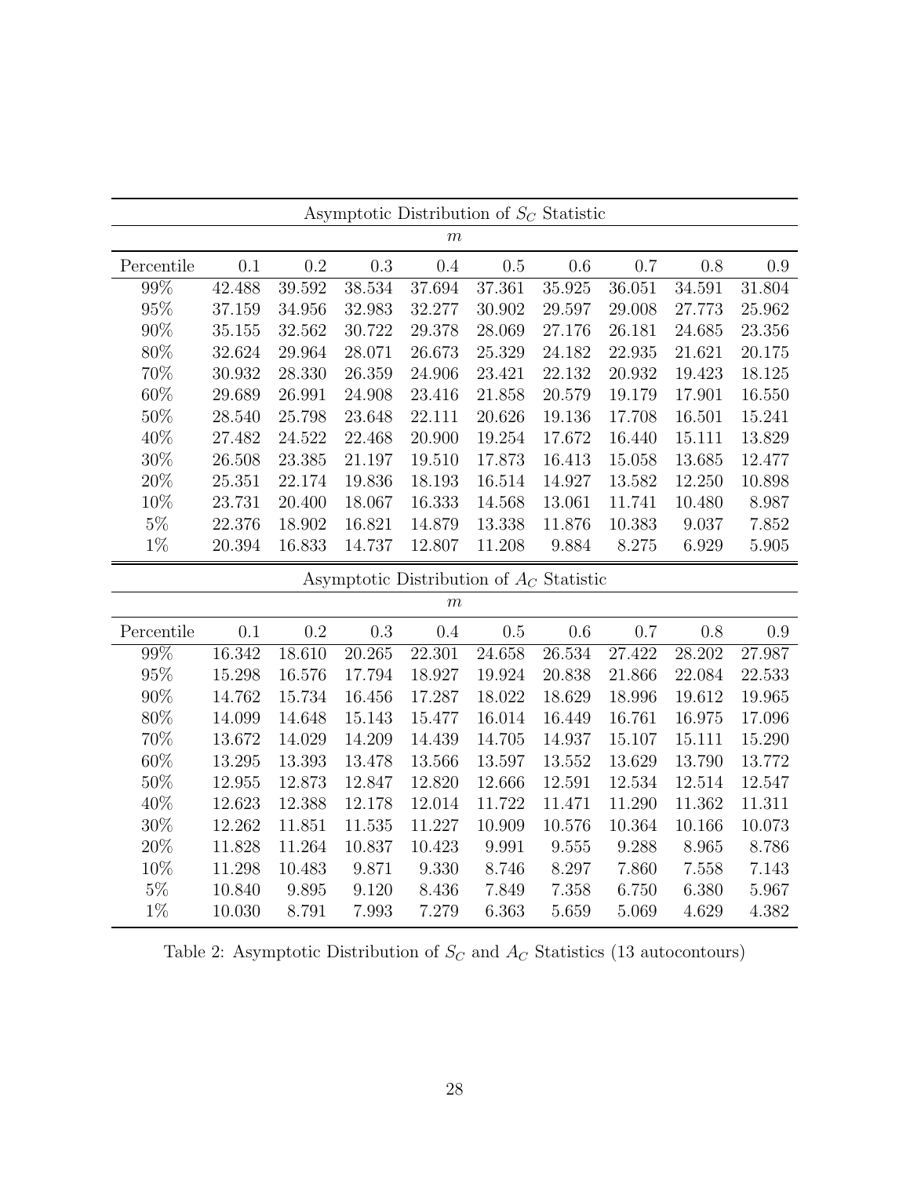| Asymptotic Distribution of $S_C$ Statistic | | | | | | | | | |
|---|---|---|---|---|---|---|---|---|---|
| | $m$ | | | | | | | | |
| Percentile | 0.1 | 0.2 | 0.3 | 0.4 | 0.5 | 0.6 | 0.7 | 0.8 | 0.9 |
| 99% | 42.488 | 39.592 | 38.534 | 37.694 | 37.361 | 35.925 | 36.051 | 34.591 | 31.804 |
| 95% | 37.159 | 34.956 | 32.983 | 32.277 | 30.902 | 29.597 | 29.008 | 27.773 | 25.962 |
| 90% | 35.155 | 32.562 | 30.722 | 29.378 | 28.069 | 27.176 | 26.181 | 24.685 | 23.356 |
| 80% | 32.624 | 29.964 | 28.071 | 26.673 | 25.329 | 24.182 | 22.935 | 21.621 | 20.175 |
| 70% | 30.932 | 28.330 | 26.359 | 24.906 | 23.421 | 22.132 | 20.932 | 19.423 | 18.125 |
| 60% | 29.689 | 26.991 | 24.908 | 23.416 | 21.858 | 20.579 | 19.179 | 17.901 | 16.550 |
| 50% | 28.540 | 25.798 | 23.648 | 22.111 | 20.626 | 19.136 | 17.708 | 16.501 | 15.241 |
| 40% | 27.482 | 24.522 | 22.468 | 20.900 | 19.254 | 17.672 | 16.440 | 15.111 | 13.829 |
| 30% | 26.508 | 23.385 | 21.197 | 19.510 | 17.873 | 16.413 | 15.058 | 13.685 | 12.477 |
| 20% | 25.351 | 22.174 | 19.836 | 18.193 | 16.514 | 14.927 | 13.582 | 12.250 | 10.898 |
| 10% | 23.731 | 20.400 | 18.067 | 16.333 | 14.568 | 13.061 | 11.741 | 10.480 | 8.987 |
| 5% | 22.376 | 18.902 | 16.821 | 14.879 | 13.338 | 11.876 | 10.383 | 9.037 | 7.852 |
| 1% | 20.394 | 16.833 | 14.737 | 12.807 | 11.208 | 9.884 | 8.275 | 6.929 | 5.905 |

| Asymptotic Distribution of $A_C$ Statistic | | | | | | | | | |
|---|---|---|---|---|---|---|---|---|---|
| | $m$ | | | | | | | | |
| Percentile | 0.1 | 0.2 | 0.3 | 0.4 | 0.5 | 0.6 | 0.7 | 0.8 | 0.9 |
| 99% | 16.342 | 18.610 | 20.265 | 22.301 | 24.658 | 26.534 | 27.422 | 28.202 | 27.987 |
| 95% | 15.298 | 16.576 | 17.794 | 18.927 | 19.924 | 20.838 | 21.866 | 22.084 | 22.533 |
| 90% | 14.762 | 15.734 | 16.456 | 17.287 | 18.022 | 18.629 | 18.996 | 19.612 | 19.965 |
| 80% | 14.099 | 14.648 | 15.143 | 15.477 | 16.014 | 16.449 | 16.761 | 16.975 | 17.096 |
| 70% | 13.672 | 14.029 | 14.209 | 14.439 | 14.705 | 14.937 | 15.107 | 15.111 | 15.290 |
| 60% | 13.295 | 13.393 | 13.478 | 13.566 | 13.597 | 13.552 | 13.629 | 13.790 | 13.772 |
| 50% | 12.955 | 12.873 | 12.847 | 12.820 | 12.666 | 12.591 | 12.534 | 12.514 | 12.547 |
| 40% | 12.623 | 12.388 | 12.178 | 12.014 | 11.722 | 11.471 | 11.290 | 11.362 | 11.311 |
| 30% | 12.262 | 11.851 | 11.535 | 11.227 | 10.909 | 10.576 | 10.364 | 10.166 | 10.073 |
| 20% | 11.828 | 11.264 | 10.837 | 10.423 | 9.991 | 9.555 | 9.288 | 8.965 | 8.786 |
| 10% | 11.298 | 10.483 | 9.871 | 9.330 | 8.746 | 8.297 | 7.860 | 7.558 | 7.143 |
| 5% | 10.840 | 9.895 | 9.120 | 8.436 | 7.849 | 7.358 | 6.750 | 6.380 | 5.967 |
| 1% | 10.030 | 8.791 | 7.993 | 7.279 | 6.363 | 5.659 | 5.069 | 4.629 | 4.382 |

Table 2: Asymptotic Distribution of $S_C$ and $A_C$ Statistics (13 autocontours)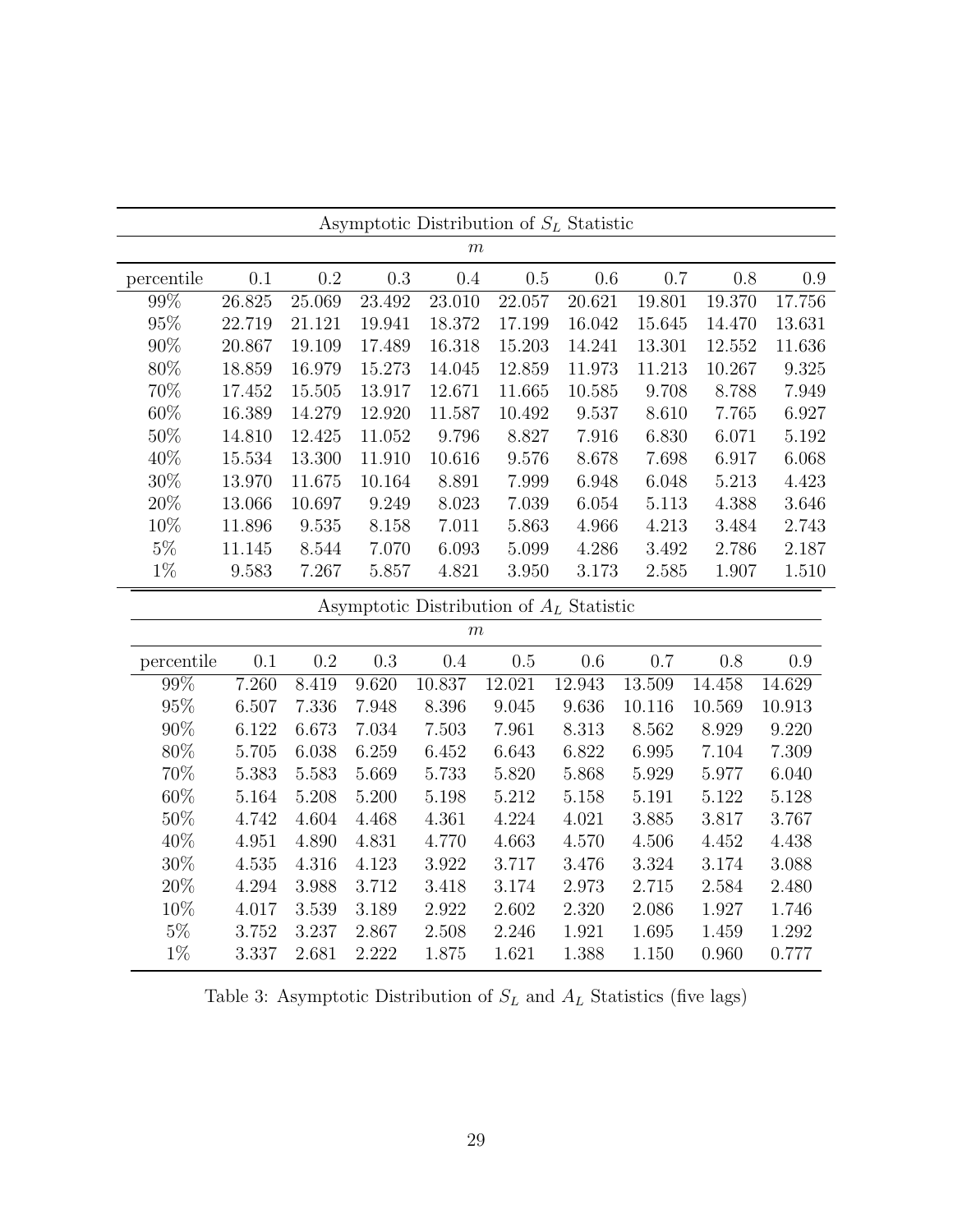| Asymptotic Distribution of $S_L$ Statistic | | | | | | | | | |
|---|---|---|---|---|---|---|---|---|---|
| | $m$ | | | | | | | | |
| percentile | 0.1 | 0.2 | 0.3 | 0.4 | 0.5 | 0.6 | 0.7 | 0.8 | 0.9 |
| 99% | 26.825 | 25.069 | 23.492 | 23.010 | 22.057 | 20.621 | 19.801 | 19.370 | 17.756 |
| 95% | 22.719 | 21.121 | 19.941 | 18.372 | 17.199 | 16.042 | 15.645 | 14.470 | 13.631 |
| 90% | 20.867 | 19.109 | 17.489 | 16.318 | 15.203 | 14.241 | 13.301 | 12.552 | 11.636 |
| 80% | 18.859 | 16.979 | 15.273 | 14.045 | 12.859 | 11.973 | 11.213 | 10.267 | 9.325 |
| 70% | 17.452 | 15.505 | 13.917 | 12.671 | 11.665 | 10.585 | 9.708 | 8.788 | 7.949 |
| 60% | 16.389 | 14.279 | 12.920 | 11.587 | 10.492 | 9.537 | 8.610 | 7.765 | 6.927 |
| 50% | 14.810 | 12.425 | 11.052 | 9.796 | 8.827 | 7.916 | 6.830 | 6.071 | 5.192 |
| 40% | 15.534 | 13.300 | 11.910 | 10.616 | 9.576 | 8.678 | 7.698 | 6.917 | 6.068 |
| 30% | 13.970 | 11.675 | 10.164 | 8.891 | 7.999 | 6.948 | 6.048 | 5.213 | 4.423 |
| 20% | 13.066 | 10.697 | 9.249 | 8.023 | 7.039 | 6.054 | 5.113 | 4.388 | 3.646 |
| 10% | 11.896 | 9.535 | 8.158 | 7.011 | 5.863 | 4.966 | 4.213 | 3.484 | 2.743 |
| 5% | 11.145 | 8.544 | 7.070 | 6.093 | 5.099 | 4.286 | 3.492 | 2.786 | 2.187 |
| 1% | 9.583 | 7.267 | 5.857 | 4.821 | 3.950 | 3.173 | 2.585 | 1.907 | 1.510 |

| Asymptotic Distribution of $A_L$ Statistic | | | | | | | | | |
|---|---|---|---|---|---|---|---|---|---|
| | $m$ | | | | | | | | |
| percentile | 0.1 | 0.2 | 0.3 | 0.4 | 0.5 | 0.6 | 0.7 | 0.8 | 0.9 |
| 99% | 7.260 | 8.419 | 9.620 | 10.837 | 12.021 | 12.943 | 13.509 | 14.458 | 14.629 |
| 95% | 6.507 | 7.336 | 7.948 | 8.396 | 9.045 | 9.636 | 10.116 | 10.569 | 10.913 |
| 90% | 6.122 | 6.673 | 7.034 | 7.503 | 7.961 | 8.313 | 8.562 | 8.929 | 9.220 |
| 80% | 5.705 | 6.038 | 6.259 | 6.452 | 6.643 | 6.822 | 6.995 | 7.104 | 7.309 |
| 70% | 5.383 | 5.583 | 5.669 | 5.733 | 5.820 | 5.868 | 5.929 | 5.977 | 6.040 |
| 60% | 5.164 | 5.208 | 5.200 | 5.198 | 5.212 | 5.158 | 5.191 | 5.122 | 5.128 |
| 50% | 4.742 | 4.604 | 4.468 | 4.361 | 4.224 | 4.021 | 3.885 | 3.817 | 3.767 |
| 40% | 4.951 | 4.890 | 4.831 | 4.770 | 4.663 | 4.570 | 4.506 | 4.452 | 4.438 |
| 30% | 4.535 | 4.316 | 4.123 | 3.922 | 3.717 | 3.476 | 3.324 | 3.174 | 3.088 |
| 20% | 4.294 | 3.988 | 3.712 | 3.418 | 3.174 | 2.973 | 2.715 | 2.584 | 2.480 |
| 10% | 4.017 | 3.539 | 3.189 | 2.922 | 2.602 | 2.320 | 2.086 | 1.927 | 1.746 |
| 5% | 3.752 | 3.237 | 2.867 | 2.508 | 2.246 | 1.921 | 1.695 | 1.459 | 1.292 |
| 1% | 3.337 | 2.681 | 2.222 | 1.875 | 1.621 | 1.388 | 1.150 | 0.960 | 0.777 |

Table 3: Asymptotic Distribution of $S_L$ and $A_L$ Statistics (five lags)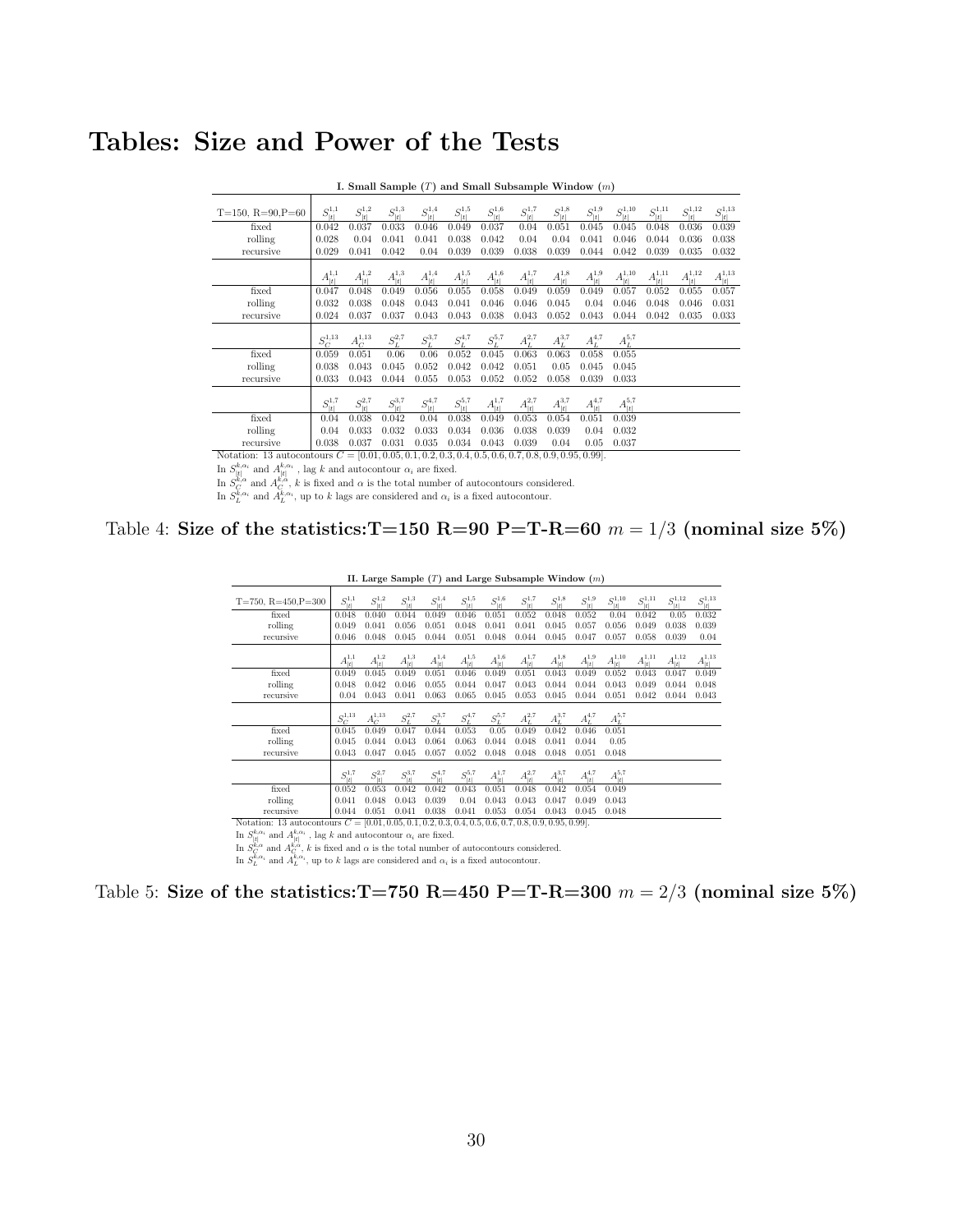# Tables: Size and Power of the Tests

**I. Small Sample ($T$) and Small Subsample Window ($m$)**

| T=150, R=90,P=60 | $S_{\|t\|}^{1,1}$ | $S_{\|t\|}^{1,2}$ | $S_{\|t\|}^{1,3}$ | $S_{\|t\|}^{1,4}$ | $S_{\|t\|}^{1,5}$ | $S_{\|t\|}^{1,6}$ | $S_{\|t\|}^{1,7}$ | $S_{\|t\|}^{1,8}$ | $S_{\|t\|}^{1,9}$ | $S_{\|t\|}^{1,10}$ | $S_{\|t\|}^{1,11}$ | $S_{\|t\|}^{1,12}$ | $S_{\|t\|}^{1,13}$ |
|---|---|---|---|---|---|---|---|---|---|---|---|---|---|
| fixed | 0.042 | 0.037 | 0.033 | 0.046 | 0.049 | 0.037 | 0.04 | 0.051 | 0.045 | 0.045 | 0.048 | 0.036 | 0.039 |
| rolling | 0.028 | 0.04 | 0.041 | 0.041 | 0.038 | 0.042 | 0.04 | 0.04 | 0.041 | 0.046 | 0.044 | 0.036 | 0.038 |
| recursive | 0.029 | 0.041 | 0.042 | 0.04 | 0.039 | 0.039 | 0.038 | 0.039 | 0.044 | 0.042 | 0.039 | 0.035 | 0.032 |
| | $A_{\|t\|}^{1,1}$ | $A_{\|t\|}^{1,2}$ | $A_{\|t\|}^{1,3}$ | $A_{\|t\|}^{1,4}$ | $A_{\|t\|}^{1,5}$ | $A_{\|t\|}^{1,6}$ | $A_{\|t\|}^{1,7}$ | $A_{\|t\|}^{1,8}$ | $A_{\|t\|}^{1,9}$ | $A_{\|t\|}^{1,10}$ | $A_{\|t\|}^{1,11}$ | $A_{\|t\|}^{1,12}$ | $A_{\|t\|}^{1,13}$ |
| fixed | 0.047 | 0.048 | 0.049 | 0.056 | 0.055 | 0.058 | 0.049 | 0.059 | 0.049 | 0.057 | 0.052 | 0.055 | 0.057 |
| rolling | 0.032 | 0.038 | 0.048 | 0.043 | 0.041 | 0.046 | 0.046 | 0.045 | 0.04 | 0.046 | 0.048 | 0.046 | 0.031 |
| recursive | 0.024 | 0.037 | 0.037 | 0.043 | 0.043 | 0.038 | 0.043 | 0.052 | 0.043 | 0.044 | 0.042 | 0.035 | 0.033 |
| | $S_{C}^{1,13}$ | $A_{C}^{1,13}$ | $S_{L}^{2,7}$ | $S_{L}^{3,7}$ | $S_{L}^{4,7}$ | $S_{L}^{5,7}$ | $A_{L}^{2,7}$ | $A_{L}^{3,7}$ | $A_{L}^{4,7}$ | $A_{L}^{5,7}$ | | | |
| fixed | 0.059 | 0.051 | 0.06 | 0.06 | 0.052 | 0.045 | 0.063 | 0.063 | 0.058 | 0.055 | | | |
| rolling | 0.038 | 0.043 | 0.045 | 0.052 | 0.042 | 0.042 | 0.051 | 0.05 | 0.045 | 0.045 | | | |
| recursive | 0.033 | 0.043 | 0.044 | 0.055 | 0.053 | 0.052 | 0.052 | 0.058 | 0.039 | 0.033 | | | |
| | $S_{\|t\|}^{1,7}$ | $S_{\|t\|}^{2,7}$ | $S_{\|t\|}^{3,7}$ | $S_{\|t\|}^{4,7}$ | $S_{\|t\|}^{5,7}$ | $A_{\|t\|}^{1,7}$ | $A_{\|t\|}^{2,7}$ | $A_{\|t\|}^{3,7}$ | $A_{\|t\|}^{4,7}$ | $A_{\|t\|}^{5,7}$ | | | |
| fixed | 0.04 | 0.038 | 0.042 | 0.04 | 0.038 | 0.049 | 0.053 | 0.054 | 0.051 | 0.039 | | | |
| rolling | 0.04 | 0.033 | 0.032 | 0.033 | 0.034 | 0.036 | 0.038 | 0.039 | 0.04 | 0.032 | | | |
| recursive | 0.038 | 0.037 | 0.031 | 0.035 | 0.034 | 0.043 | 0.039 | 0.04 | 0.05 | 0.037 | | | |

Notation: 13 autocontours $C = [0.01, 0.05, 0.1, 0.2, 0.3, 0.4, 0.5, 0.6, 0.7, 0.8, 0.9, 0.95, 0.99]$.
In $S_{|t|}^{k,\alpha_i}$ and $A_{|t|}^{k,\alpha_i}$ , lag $k$ and autocontour $\alpha_i$ are fixed.
In $S_{C}^{k,\alpha}$ and $A_{C}^{k,\alpha}$, $k$ is fixed and $\alpha$ is the total number of autocontours considered.
In $S_{L}^{k,\alpha_i}$ and $A_{L}^{k,\alpha_i}$, up to $k$ lags are considered and $\alpha_i$ is a fixed autocontour.

Table 4: **Size of the statistics:T=150 R=90 P=T-R=60 $m = 1/3$ (nominal size 5%)**

**II. Large Sample ($T$) and Large Subsample Window ($m$)**

| T=750, R=450,P=300 | $S_{\|t\|}^{1,1}$ | $S_{\|t\|}^{1,2}$ | $S_{\|t\|}^{1,3}$ | $S_{\|t\|}^{1,4}$ | $S_{\|t\|}^{1,5}$ | $S_{\|t\|}^{1,6}$ | $S_{\|t\|}^{1,7}$ | $S_{\|t\|}^{1,8}$ | $S_{\|t\|}^{1,9}$ | $S_{\|t\|}^{1,10}$ | $S_{\|t\|}^{1,11}$ | $S_{\|t\|}^{1,12}$ | $S_{\|t\|}^{1,13}$ |
|---|---|---|---|---|---|---|---|---|---|---|---|---|---|
| fixed | 0.048 | 0.040 | 0.044 | 0.049 | 0.046 | 0.051 | 0.052 | 0.048 | 0.052 | 0.04 | 0.042 | 0.05 | 0.032 |
| rolling | 0.049 | 0.041 | 0.056 | 0.051 | 0.048 | 0.041 | 0.041 | 0.045 | 0.057 | 0.056 | 0.049 | 0.038 | 0.039 |
| recursive | 0.046 | 0.048 | 0.045 | 0.044 | 0.051 | 0.048 | 0.044 | 0.045 | 0.047 | 0.057 | 0.058 | 0.039 | 0.04 |
| | $A_{\|t\|}^{1,1}$ | $A_{\|t\|}^{1,2}$ | $A_{\|t\|}^{1,3}$ | $A_{\|t\|}^{1,4}$ | $A_{\|t\|}^{1,5}$ | $A_{\|t\|}^{1,6}$ | $A_{\|t\|}^{1,7}$ | $A_{\|t\|}^{1,8}$ | $A_{\|t\|}^{1,9}$ | $A_{\|t\|}^{1,10}$ | $A_{\|t\|}^{1,11}$ | $A_{\|t\|}^{1,12}$ | $A_{\|t\|}^{1,13}$ |
| fixed | 0.049 | 0.045 | 0.049 | 0.051 | 0.046 | 0.049 | 0.051 | 0.043 | 0.049 | 0.052 | 0.043 | 0.047 | 0.049 |
| rolling | 0.048 | 0.042 | 0.046 | 0.055 | 0.044 | 0.047 | 0.043 | 0.044 | 0.044 | 0.043 | 0.049 | 0.044 | 0.048 |
| recursive | 0.04 | 0.043 | 0.041 | 0.063 | 0.065 | 0.045 | 0.053 | 0.045 | 0.044 | 0.051 | 0.042 | 0.044 | 0.043 |
| | $S_{C}^{1,13}$ | $A_{C}^{1,13}$ | $S_{L}^{2,7}$ | $S_{L}^{3,7}$ | $S_{L}^{4,7}$ | $S_{L}^{5,7}$ | $A_{L}^{2,7}$ | $A_{L}^{3,7}$ | $A_{L}^{4,7}$ | $A_{L}^{5,7}$ | | | |
| fixed | 0.045 | 0.049 | 0.047 | 0.044 | 0.053 | 0.05 | 0.049 | 0.042 | 0.046 | 0.051 | | | |
| rolling | 0.045 | 0.044 | 0.043 | 0.064 | 0.063 | 0.044 | 0.048 | 0.041 | 0.044 | 0.05 | | | |
| recursive | 0.043 | 0.047 | 0.045 | 0.057 | 0.052 | 0.048 | 0.048 | 0.048 | 0.051 | 0.048 | | | |
| | $S_{\|t\|}^{1,7}$ | $S_{\|t\|}^{2,7}$ | $S_{\|t\|}^{3,7}$ | $S_{\|t\|}^{4,7}$ | $S_{\|t\|}^{5,7}$ | $A_{\|t\|}^{1,7}$ | $A_{\|t\|}^{2,7}$ | $A_{\|t\|}^{3,7}$ | $A_{\|t\|}^{4,7}$ | $A_{\|t\|}^{5,7}$ | | | |
| fixed | 0.052 | 0.053 | 0.042 | 0.042 | 0.043 | 0.051 | 0.048 | 0.042 | 0.054 | 0.049 | | | |
| rolling | 0.041 | 0.048 | 0.043 | 0.039 | 0.04 | 0.043 | 0.043 | 0.047 | 0.049 | 0.043 | | | |
| recursive | 0.044 | 0.051 | 0.041 | 0.038 | 0.041 | 0.053 | 0.054 | 0.043 | 0.045 | 0.048 | | | |

Notation: 13 autocontours $C = [0.01, 0.05, 0.1, 0.2, 0.3, 0.4, 0.5, 0.6, 0.7, 0.8, 0.9, 0.95, 0.99]$.
In $S_{|t|}^{k,\alpha_i}$ and $A_{|t|}^{k,\alpha_i}$ , lag $k$ and autocontour $\alpha_i$ are fixed.
In $S_{C}^{k,\alpha}$ and $A_{C}^{k,\alpha}$, $k$ is fixed and $\alpha$ is the total number of autocontours considered.
In $S_{L}^{k,\alpha_i}$ and $A_{L}^{k,\alpha_i}$, up to $k$ lags are considered and $\alpha_i$ is a fixed autocontour.

Table 5: **Size of the statistics:T=750 R=450 P=T-R=300 $m = 2/3$ (nominal size 5%)**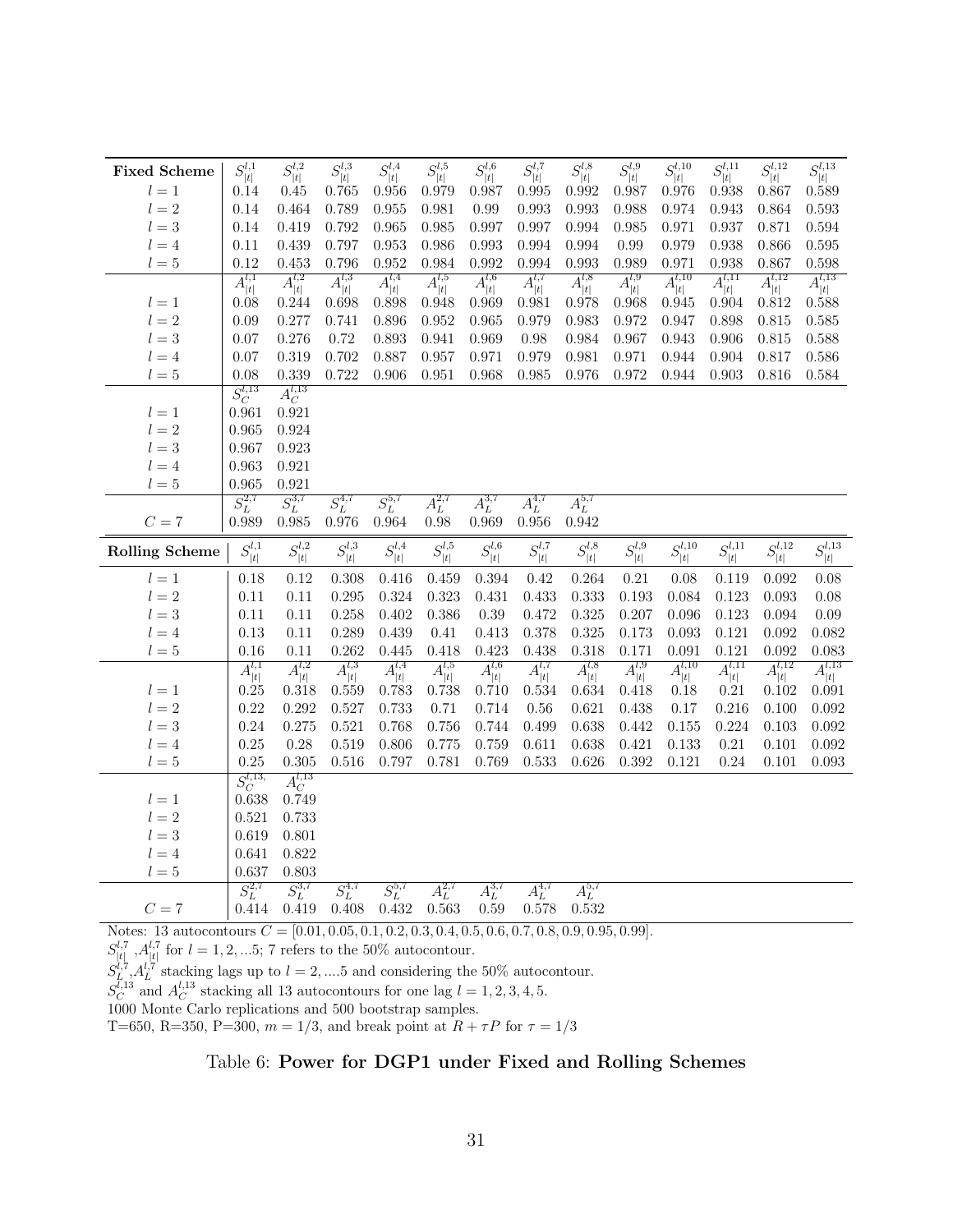| **Fixed Scheme** | $S_{\|t\|}^{l,1}$ | $S_{\|t\|}^{l,2}$ | $S_{\|t\|}^{l,3}$ | $S_{\|t\|}^{l,4}$ | $S_{\|t\|}^{l,5}$ | $S_{\|t\|}^{l,6}$ | $S_{\|t\|}^{l,7}$ | $S_{\|t\|}^{l,8}$ | $S_{\|t\|}^{l,9}$ | $S_{\|t\|}^{l,10}$ | $S_{\|t\|}^{l,11}$ | $S_{\|t\|}^{l,12}$ | $S_{\|t\|}^{l,13}$ |
|---|---|---|---|---|---|---|---|---|---|---|---|---|---|
| $l=1$ | 0.14 | 0.45 | 0.765 | 0.956 | 0.979 | 0.987 | 0.995 | 0.992 | 0.987 | 0.976 | 0.938 | 0.867 | 0.589 |
| $l=2$ | 0.14 | 0.464 | 0.789 | 0.955 | 0.981 | 0.99 | 0.993 | 0.993 | 0.988 | 0.974 | 0.943 | 0.864 | 0.593 |
| $l=3$ | 0.14 | 0.419 | 0.792 | 0.965 | 0.985 | 0.997 | 0.997 | 0.994 | 0.985 | 0.971 | 0.937 | 0.871 | 0.594 |
| $l=4$ | 0.11 | 0.439 | 0.797 | 0.953 | 0.986 | 0.993 | 0.994 | 0.994 | 0.99 | 0.979 | 0.938 | 0.866 | 0.595 |
| $l=5$ | 0.12 | 0.453 | 0.796 | 0.952 | 0.984 | 0.992 | 0.994 | 0.993 | 0.989 | 0.971 | 0.938 | 0.867 | 0.598 |
| | $A_{\|t\|}^{l,1}$ | $A_{\|t\|}^{l,2}$ | $A_{\|t\|}^{l,3}$ | $A_{\|t\|}^{l,4}$ | $A_{\|t\|}^{l,5}$ | $A_{\|t\|}^{l,6}$ | $A_{\|t\|}^{l,7}$ | $A_{\|t\|}^{l,8}$ | $A_{\|t\|}^{l,9}$ | $A_{\|t\|}^{l,10}$ | $A_{\|t\|}^{l,11}$ | $A_{\|t\|}^{l,12}$ | $A_{\|t\|}^{l,13}$ |
| $l=1$ | 0.08 | 0.244 | 0.698 | 0.898 | 0.948 | 0.969 | 0.981 | 0.978 | 0.968 | 0.945 | 0.904 | 0.812 | 0.588 |
| $l=2$ | 0.09 | 0.277 | 0.741 | 0.896 | 0.952 | 0.965 | 0.979 | 0.983 | 0.972 | 0.947 | 0.898 | 0.815 | 0.585 |
| $l=3$ | 0.07 | 0.276 | 0.72 | 0.893 | 0.941 | 0.969 | 0.98 | 0.984 | 0.967 | 0.943 | 0.906 | 0.815 | 0.588 |
| $l=4$ | 0.07 | 0.319 | 0.702 | 0.887 | 0.957 | 0.971 | 0.979 | 0.981 | 0.971 | 0.944 | 0.904 | 0.817 | 0.586 |
| $l=5$ | 0.08 | 0.339 | 0.722 | 0.906 | 0.951 | 0.968 | 0.985 | 0.976 | 0.972 | 0.944 | 0.903 | 0.816 | 0.584 |
| | $S_C^{l,13}$ | $A_C^{l,13}$ | | | | | | | | | | | |
| $l=1$ | 0.961 | 0.921 | | | | | | | | | | | |
| $l=2$ | 0.965 | 0.924 | | | | | | | | | | | |
| $l=3$ | 0.967 | 0.923 | | | | | | | | | | | |
| $l=4$ | 0.963 | 0.921 | | | | | | | | | | | |
| $l=5$ | 0.965 | 0.921 | | | | | | | | | | | |
| | $S_L^{2,7}$ | $S_L^{3,7}$ | $S_L^{4,7}$ | $S_L^{5,7}$ | $A_L^{2,7}$ | $A_L^{3,7}$ | $A_L^{4,7}$ | $A_L^{5,7}$ | | | | | |
| $C=7$ | 0.989 | 0.985 | 0.976 | 0.964 | 0.98 | 0.969 | 0.956 | 0.942 | | | | | |
| **Rolling Scheme** | $S_{\|t\|}^{l,1}$ | $S_{\|t\|}^{l,2}$ | $S_{\|t\|}^{l,3}$ | $S_{\|t\|}^{l,4}$ | $S_{\|t\|}^{l,5}$ | $S_{\|t\|}^{l,6}$ | $S_{\|t\|}^{l,7}$ | $S_{\|t\|}^{l,8}$ | $S_{\|t\|}^{l,9}$ | $S_{\|t\|}^{l,10}$ | $S_{\|t\|}^{l,11}$ | $S_{\|t\|}^{l,12}$ | $S_{\|t\|}^{l,13}$ |
| $l=1$ | 0.18 | 0.12 | 0.308 | 0.416 | 0.459 | 0.394 | 0.42 | 0.264 | 0.21 | 0.08 | 0.119 | 0.092 | 0.08 |
| $l=2$ | 0.11 | 0.11 | 0.295 | 0.324 | 0.323 | 0.431 | 0.433 | 0.333 | 0.193 | 0.084 | 0.123 | 0.093 | 0.08 |
| $l=3$ | 0.11 | 0.11 | 0.258 | 0.402 | 0.386 | 0.39 | 0.472 | 0.325 | 0.207 | 0.096 | 0.123 | 0.094 | 0.09 |
| $l=4$ | 0.13 | 0.11 | 0.289 | 0.439 | 0.41 | 0.413 | 0.378 | 0.325 | 0.173 | 0.093 | 0.121 | 0.092 | 0.082 |
| $l=5$ | 0.16 | 0.11 | 0.262 | 0.445 | 0.418 | 0.423 | 0.438 | 0.318 | 0.171 | 0.091 | 0.121 | 0.092 | 0.083 |
| | $A_{\|t\|}^{l,1}$ | $A_{\|t\|}^{l,2}$ | $A_{\|t\|}^{l,3}$ | $A_{\|t\|}^{l,4}$ | $A_{\|t\|}^{l,5}$ | $A_{\|t\|}^{l,6}$ | $A_{\|t\|}^{l,7}$ | $A_{\|t\|}^{l,8}$ | $A_{\|t\|}^{l,9}$ | $A_{\|t\|}^{l,10}$ | $A_{\|t\|}^{l,11}$ | $A_{\|t\|}^{l,12}$ | $A_{\|t\|}^{l,13}$ |
| $l=1$ | 0.25 | 0.318 | 0.559 | 0.783 | 0.738 | 0.710 | 0.534 | 0.634 | 0.418 | 0.18 | 0.21 | 0.102 | 0.091 |
| $l=2$ | 0.22 | 0.292 | 0.527 | 0.733 | 0.71 | 0.714 | 0.56 | 0.621 | 0.438 | 0.17 | 0.216 | 0.100 | 0.092 |
| $l=3$ | 0.24 | 0.275 | 0.521 | 0.768 | 0.756 | 0.744 | 0.499 | 0.638 | 0.442 | 0.155 | 0.224 | 0.103 | 0.092 |
| $l=4$ | 0.25 | 0.28 | 0.519 | 0.806 | 0.775 | 0.759 | 0.611 | 0.638 | 0.421 | 0.133 | 0.21 | 0.101 | 0.092 |
| $l=5$ | 0.25 | 0.305 | 0.516 | 0.797 | 0.781 | 0.769 | 0.533 | 0.626 | 0.392 | 0.121 | 0.24 | 0.101 | 0.093 |
| | $S_C^{l,13,}$ | $A_C^{l,13}$ | | | | | | | | | | | |
| $l=1$ | 0.638 | 0.749 | | | | | | | | | | | |
| $l=2$ | 0.521 | 0.733 | | | | | | | | | | | |
| $l=3$ | 0.619 | 0.801 | | | | | | | | | | | |
| $l=4$ | 0.641 | 0.822 | | | | | | | | | | | |
| $l=5$ | 0.637 | 0.803 | | | | | | | | | | | |
| | $S_L^{2,7}$ | $S_L^{3,7}$ | $S_L^{4,7}$ | $S_L^{5,7}$ | $A_L^{2,7}$ | $A_L^{3,7}$ | $A_L^{4,7}$ | $A_L^{5,7}$ | | | | | |
| $C=7$ | 0.414 | 0.419 | 0.408 | 0.432 | 0.563 | 0.59 | 0.578 | 0.532 | | | | | |

Notes: 13 autocontours $C = [0.01, 0.05, 0.1, 0.2, 0.3, 0.4, 0.5, 0.6, 0.7, 0.8, 0.9, 0.95, 0.99]$.
$S_{|t|}^{l,7}$ ,$A_{|t|}^{l,7}$ for $l = 1, 2, ...5$; 7 refers to the 50% autocontour.
$S_L^{l,7}$,$A_L^{l,7}$ stacking lags up to $l = 2, ....5$ and considering the 50% autocontour.
$S_C^{l,13}$ and $A_C^{l,13}$ stacking all 13 autocontours for one lag $l = 1, 2, 3, 4, 5$.
1000 Monte Carlo replications and 500 bootstrap samples.
T=650, R=350, P=300, $m = 1/3$, and break point at $R + \tau P$ for $\tau = 1/3$

Table 6: **Power for DGP1 under Fixed and Rolling Schemes**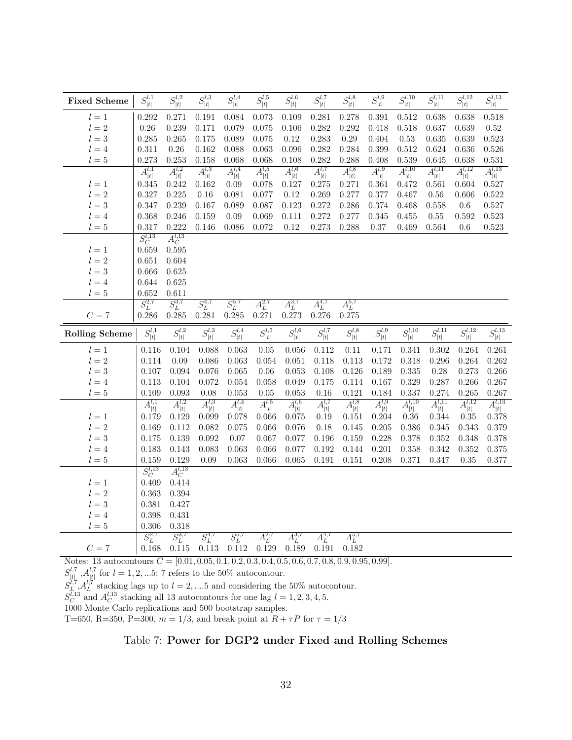| Fixed Scheme | $S^{l,1}_{\|t\|}$ | $S^{l,2}_{\|t\|}$ | $S^{l,3}_{\|t\|}$ | $S^{l,4}_{\|t\|}$ | $S^{l,5}_{\|t\|}$ | $S^{l,6}_{\|t\|}$ | $S^{l,7}_{\|t\|}$ | $S^{l,8}_{\|t\|}$ | $S^{l,9}_{\|t\|}$ | $S^{l,10}_{\|t\|}$ | $S^{l,11}_{\|t\|}$ | $S^{l,12}_{\|t\|}$ | $S^{l,13}_{\|t\|}$ |
|---|---|---|---|---|---|---|---|---|---|---|---|---|---|
| $l=1$ | 0.292 | 0.271 | 0.191 | 0.084 | 0.073 | 0.109 | 0.281 | 0.278 | 0.391 | 0.512 | 0.638 | 0.638 | 0.518 |
| $l=2$ | 0.26 | 0.239 | 0.171 | 0.079 | 0.075 | 0.106 | 0.282 | 0.292 | 0.418 | 0.518 | 0.637 | 0.639 | 0.52 |
| $l=3$ | 0.285 | 0.265 | 0.175 | 0.089 | 0.075 | 0.12 | 0.283 | 0.29 | 0.404 | 0.53 | 0.635 | 0.639 | 0.523 |
| $l=4$ | 0.311 | 0.26 | 0.162 | 0.088 | 0.063 | 0.096 | 0.282 | 0.284 | 0.399 | 0.512 | 0.624 | 0.636 | 0.526 |
| $l=5$ | 0.273 | 0.253 | 0.158 | 0.068 | 0.068 | 0.108 | 0.282 | 0.288 | 0.408 | 0.539 | 0.645 | 0.638 | 0.531 |
| | $A^{l,1}_{\|t\|}$ | $A^{l,2}_{\|t\|}$ | $A^{l,3}_{\|t\|}$ | $A^{l,4}_{\|t\|}$ | $A^{l,5}_{\|t\|}$ | $A^{l,6}_{\|t\|}$ | $A^{l,7}_{\|t\|}$ | $A^{l,8}_{\|t\|}$ | $A^{l,9}_{\|t\|}$ | $A^{l,10}_{\|t\|}$ | $A^{l,11}_{\|t\|}$ | $A^{l,12}_{\|t\|}$ | $A^{l,13}_{\|t\|}$ |
| $l=1$ | 0.345 | 0.242 | 0.162 | 0.09 | 0.078 | 0.127 | 0.275 | 0.271 | 0.361 | 0.472 | 0.561 | 0.604 | 0.527 |
| $l=2$ | 0.327 | 0.225 | 0.16 | 0.081 | 0.077 | 0.12 | 0.269 | 0.277 | 0.377 | 0.467 | 0.56 | 0.606 | 0.522 |
| $l=3$ | 0.347 | 0.239 | 0.167 | 0.089 | 0.087 | 0.123 | 0.272 | 0.286 | 0.374 | 0.468 | 0.558 | 0.6 | 0.527 |
| $l=4$ | 0.368 | 0.246 | 0.159 | 0.09 | 0.069 | 0.111 | 0.272 | 0.277 | 0.345 | 0.455 | 0.55 | 0.592 | 0.523 |
| $l=5$ | 0.317 | 0.222 | 0.146 | 0.086 | 0.072 | 0.12 | 0.273 | 0.288 | 0.37 | 0.469 | 0.564 | 0.6 | 0.523 |
| | $S^{l,13}_{C}$ | $A^{l,13}_{C}$ | | | | | | | | | | | |
| $l=1$ | 0.659 | 0.595 | | | | | | | | | | | |
| $l=2$ | 0.651 | 0.604 | | | | | | | | | | | |
| $l=3$ | 0.666 | 0.625 | | | | | | | | | | | |
| $l=4$ | 0.644 | 0.625 | | | | | | | | | | | |
| $l=5$ | 0.652 | 0.611 | | | | | | | | | | | |
| | $S^{2,7}_{L}$ | $S^{3,7}_{L}$ | $S^{4,7}_{L}$ | $S^{5,7}_{L}$ | $A^{2,7}_{L}$ | $A^{3,7}_{L}$ | $A^{4,7}_{L}$ | $A^{5,7}_{L}$ | | | | | |
| $C=7$ | 0.286 | 0.285 | 0.281 | 0.285 | 0.271 | 0.273 | 0.276 | 0.275 | | | | | |

| Rolling Scheme | $S^{l,1}_{\|t\|}$ | $S^{l,2}_{\|t\|}$ | $S^{l,3}_{\|t\|}$ | $S^{l,4}_{\|t\|}$ | $S^{l,5}_{\|t\|}$ | $S^{l,6}_{\|t\|}$ | $S^{l,7}_{\|t\|}$ | $S^{l,8}_{\|t\|}$ | $S^{l,9}_{\|t\|}$ | $S^{l,10}_{\|t\|}$ | $S^{l,11}_{\|t\|}$ | $S^{l,12}_{\|t\|}$ | $S^{l,13}_{\|t\|}$ |
|---|---|---|---|---|---|---|---|---|---|---|---|---|---|
| $l=1$ | 0.116 | 0.104 | 0.088 | 0.063 | 0.05 | 0.056 | 0.112 | 0.11 | 0.171 | 0.341 | 0.302 | 0.264 | 0.261 |
| $l=2$ | 0.114 | 0.09 | 0.086 | 0.063 | 0.054 | 0.051 | 0.118 | 0.113 | 0.172 | 0.318 | 0.296 | 0.264 | 0.262 |
| $l=3$ | 0.107 | 0.094 | 0.076 | 0.065 | 0.06 | 0.053 | 0.108 | 0.126 | 0.189 | 0.335 | 0.28 | 0.273 | 0.266 |
| $l=4$ | 0.113 | 0.104 | 0.072 | 0.054 | 0.058 | 0.049 | 0.175 | 0.114 | 0.167 | 0.329 | 0.287 | 0.266 | 0.267 |
| $l=5$ | 0.109 | 0.093 | 0.08 | 0.053 | 0.05 | 0.053 | 0.16 | 0.121 | 0.184 | 0.337 | 0.274 | 0.265 | 0.267 |
| | $A^{l,1}_{\|t\|}$ | $A^{l,2}_{\|t\|}$ | $A^{l,3}_{\|t\|}$ | $A^{l,4}_{\|t\|}$ | $A^{l,5}_{\|t\|}$ | $A^{l,6}_{\|t\|}$ | $A^{l,7}_{\|t\|}$ | $A^{l,8}_{\|t\|}$ | $A^{l,9}_{\|t\|}$ | $A^{l,10}_{\|t\|}$ | $A^{l,11}_{\|t\|}$ | $A^{l,12}_{\|t\|}$ | $A^{l,13}_{\|t\|}$ |
| $l=1$ | 0.179 | 0.129 | 0.099 | 0.078 | 0.066 | 0.075 | 0.19 | 0.151 | 0.204 | 0.36 | 0.344 | 0.35 | 0.378 |
| $l=2$ | 0.169 | 0.112 | 0.082 | 0.075 | 0.066 | 0.076 | 0.18 | 0.145 | 0.205 | 0.386 | 0.345 | 0.343 | 0.379 |
| $l=3$ | 0.175 | 0.139 | 0.092 | 0.07 | 0.067 | 0.077 | 0.196 | 0.159 | 0.228 | 0.378 | 0.352 | 0.348 | 0.378 |
| $l=4$ | 0.183 | 0.143 | 0.083 | 0.063 | 0.066 | 0.077 | 0.192 | 0.144 | 0.201 | 0.358 | 0.342 | 0.352 | 0.375 |
| $l=5$ | 0.159 | 0.129 | 0.09 | 0.063 | 0.066 | 0.065 | 0.191 | 0.151 | 0.208 | 0.371 | 0.347 | 0.35 | 0.377 |
| | $S^{l,13}_{C}$ | $A^{l,13}_{C}$ | | | | | | | | | | | |
| $l=1$ | 0.409 | 0.414 | | | | | | | | | | | |
| $l=2$ | 0.363 | 0.394 | | | | | | | | | | | |
| $l=3$ | 0.381 | 0.427 | | | | | | | | | | | |
| $l=4$ | 0.398 | 0.431 | | | | | | | | | | | |
| $l=5$ | 0.306 | 0.318 | | | | | | | | | | | |
| | $S^{2,7}_{L}$ | $S^{3,7}_{L}$ | $S^{4,7}_{L}$ | $S^{5,7}_{L}$ | $A^{2,7}_{L}$ | $A^{3,7}_{L}$ | $A^{4,7}_{L}$ | $A^{5,7}_{L}$ | | | | | |
| $C=7$ | 0.168 | 0.115 | 0.113 | 0.112 | 0.129 | 0.189 | 0.191 | 0.182 | | | | | |

Notes: 13 autocontours $C = [0.01, 0.05, 0.1, 0.2, 0.3, 0.4, 0.5, 0.6, 0.7, 0.8, 0.9, 0.95, 0.99]$.

$S^{l,7}_{|t|}$ ,$A^{l,7}_{|t|}$ for $l = 1, 2, ...5$; 7 refers to the 50% autocontour.

$S^{l,7}_{L}$ ,$A^{l,7}_{L}$ stacking lags up to $l = 2, ....5$ and considering the 50% autocontour.

$S^{l,13}_{C}$ and $A^{l,13}_{C}$ stacking all 13 autocontours for one lag $l = 1, 2, 3, 4, 5$.

1000 Monte Carlo replications and 500 bootstrap samples.

T=650, R=350, P=300, $m = 1/3$, and break point at $R + \tau P$ for $\tau = 1/3$

Table 7: **Power for DGP2 under Fixed and Rolling Schemes**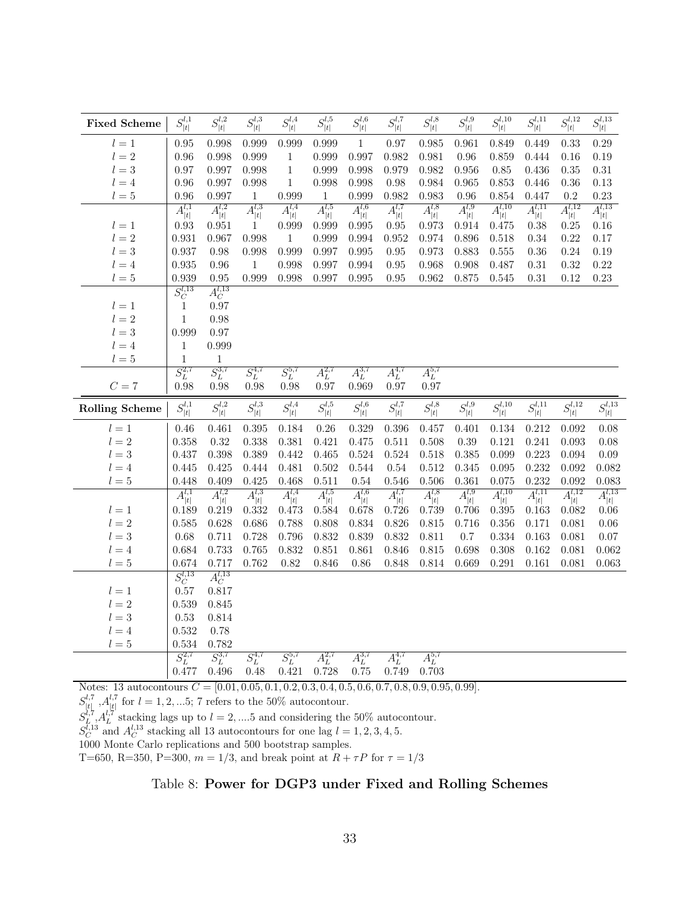| **Fixed Scheme** | $S_{\lvert t\rvert}^{l,1}$ | $S_{\lvert t\rvert}^{l,2}$ | $S_{\lvert t\rvert}^{l,3}$ | $S_{\lvert t\rvert}^{l,4}$ | $S_{\lvert t\rvert}^{l,5}$ | $S_{\lvert t\rvert}^{l,6}$ | $S_{\lvert t\rvert}^{l,7}$ | $S_{\lvert t\rvert}^{l,8}$ | $S_{\lvert t\rvert}^{l,9}$ | $S_{\lvert t\rvert}^{l,10}$ | $S_{\lvert t\rvert}^{l,11}$ | $S_{\lvert t\rvert}^{l,12}$ | $S_{\lvert t\rvert}^{l,13}$ |
|---|---|---|---|---|---|---|---|---|---|---|---|---|---|
| $l=1$ | 0.95 | 0.998 | 0.999 | 0.999 | 0.999 | 1 | 0.97 | 0.985 | 0.961 | 0.849 | 0.449 | 0.33 | 0.29 |
| $l=2$ | 0.96 | 0.998 | 0.999 | 1 | 0.999 | 0.997 | 0.982 | 0.981 | 0.96 | 0.859 | 0.444 | 0.16 | 0.19 |
| $l=3$ | 0.97 | 0.997 | 0.998 | 1 | 0.999 | 0.998 | 0.979 | 0.982 | 0.956 | 0.85 | 0.436 | 0.35 | 0.31 |
| $l=4$ | 0.96 | 0.997 | 0.998 | 1 | 0.998 | 0.998 | 0.98 | 0.984 | 0.965 | 0.853 | 0.446 | 0.36 | 0.13 |
| $l=5$ | 0.96 | 0.997 | 1 | 0.999 | 1 | 0.999 | 0.982 | 0.983 | 0.96 | 0.854 | 0.447 | 0.2 | 0.23 |
| | $A_{\lvert t\rvert}^{l,1}$ | $A_{\lvert t\rvert}^{l,2}$ | $A_{\lvert t\rvert}^{l,3}$ | $A_{\lvert t\rvert}^{l,4}$ | $A_{\lvert t\rvert}^{l,5}$ | $A_{\lvert t\rvert}^{l,6}$ | $A_{\lvert t\rvert}^{l,7}$ | $A_{\lvert t\rvert}^{l,8}$ | $A_{\lvert t\rvert}^{l,9}$ | $A_{\lvert t\rvert}^{l,10}$ | $A_{\lvert t\rvert}^{l,11}$ | $A_{\lvert t\rvert}^{l,12}$ | $A_{\lvert t\rvert}^{l,13}$ |
| $l=1$ | 0.93 | 0.951 | 1 | 0.999 | 0.999 | 0.995 | 0.95 | 0.973 | 0.914 | 0.475 | 0.38 | 0.25 | 0.16 |
| $l=2$ | 0.931 | 0.967 | 0.998 | 1 | 0.999 | 0.994 | 0.952 | 0.974 | 0.896 | 0.518 | 0.34 | 0.22 | 0.17 |
| $l=3$ | 0.937 | 0.98 | 0.998 | 0.999 | 0.997 | 0.995 | 0.95 | 0.973 | 0.883 | 0.555 | 0.36 | 0.24 | 0.19 |
| $l=4$ | 0.935 | 0.96 | 1 | 0.998 | 0.997 | 0.994 | 0.95 | 0.968 | 0.908 | 0.487 | 0.31 | 0.32 | 0.22 |
| $l=5$ | 0.939 | 0.95 | 0.999 | 0.998 | 0.997 | 0.995 | 0.95 | 0.962 | 0.875 | 0.545 | 0.31 | 0.12 | 0.23 |
| | $S_C^{l,13}$ | $A_C^{l,13}$ | | | | | | | | | | | |
| $l=1$ | 1 | 0.97 | | | | | | | | | | | |
| $l=2$ | 1 | 0.98 | | | | | | | | | | | |
| $l=3$ | 0.999 | 0.97 | | | | | | | | | | | |
| $l=4$ | 1 | 0.999 | | | | | | | | | | | |
| $l=5$ | 1 | 1 | | | | | | | | | | | |
| | $S_L^{2,7}$ | $S_L^{3,7}$ | $S_L^{4,7}$ | $S_L^{5,7}$ | $A_L^{2,7}$ | $A_L^{3,7}$ | $A_L^{4,7}$ | $A_L^{5,7}$ | | | | | |
| $C=7$ | 0.98 | 0.98 | 0.98 | 0.98 | 0.97 | 0.969 | 0.97 | 0.97 | | | | | |
| **Rolling Scheme** | $S_{\lvert t\rvert}^{l,1}$ | $S_{\lvert t\rvert}^{l,2}$ | $S_{\lvert t\rvert}^{l,3}$ | $S_{\lvert t\rvert}^{l,4}$ | $S_{\lvert t\rvert}^{l,5}$ | $S_{\lvert t\rvert}^{l,6}$ | $S_{\lvert t\rvert}^{l,7}$ | $S_{\lvert t\rvert}^{l,8}$ | $S_{\lvert t\rvert}^{l,9}$ | $S_{\lvert t\rvert}^{l,10}$ | $S_{\lvert t\rvert}^{l,11}$ | $S_{\lvert t\rvert}^{l,12}$ | $S_{\lvert t\rvert}^{l,13}$ |
| $l=1$ | 0.46 | 0.461 | 0.395 | 0.184 | 0.26 | 0.329 | 0.396 | 0.457 | 0.401 | 0.134 | 0.212 | 0.092 | 0.08 |
| $l=2$ | 0.358 | 0.32 | 0.338 | 0.381 | 0.421 | 0.475 | 0.511 | 0.508 | 0.39 | 0.121 | 0.241 | 0.093 | 0.08 |
| $l=3$ | 0.437 | 0.398 | 0.389 | 0.442 | 0.465 | 0.524 | 0.524 | 0.518 | 0.385 | 0.099 | 0.223 | 0.094 | 0.09 |
| $l=4$ | 0.445 | 0.425 | 0.444 | 0.481 | 0.502 | 0.544 | 0.54 | 0.512 | 0.345 | 0.095 | 0.232 | 0.092 | 0.082 |
| $l=5$ | 0.448 | 0.409 | 0.425 | 0.468 | 0.511 | 0.54 | 0.546 | 0.506 | 0.361 | 0.075 | 0.232 | 0.092 | 0.083 |
| | $A_{\lvert t\rvert}^{l,1}$ | $A_{\lvert t\rvert}^{l,2}$ | $A_{\lvert t\rvert}^{l,3}$ | $A_{\lvert t\rvert}^{l,4}$ | $A_{\lvert t\rvert}^{l,5}$ | $A_{\lvert t\rvert}^{l,6}$ | $A_{\lvert t\rvert}^{l,7}$ | $A_{\lvert t\rvert}^{l,8}$ | $A_{\lvert t\rvert}^{l,9}$ | $A_{\lvert t\rvert}^{l,10}$ | $A_{\lvert t\rvert}^{l,11}$ | $A_{\lvert t\rvert}^{l,12}$ | $A_{\lvert t\rvert}^{l,13}$ |
| $l=1$ | 0.189 | 0.219 | 0.332 | 0.473 | 0.584 | 0.678 | 0.726 | 0.739 | 0.706 | 0.395 | 0.163 | 0.082 | 0.06 |
| $l=2$ | 0.585 | 0.628 | 0.686 | 0.788 | 0.808 | 0.834 | 0.826 | 0.815 | 0.716 | 0.356 | 0.171 | 0.081 | 0.06 |
| $l=3$ | 0.68 | 0.711 | 0.728 | 0.796 | 0.832 | 0.839 | 0.832 | 0.811 | 0.7 | 0.334 | 0.163 | 0.081 | 0.07 |
| $l=4$ | 0.684 | 0.733 | 0.765 | 0.832 | 0.851 | 0.861 | 0.846 | 0.815 | 0.698 | 0.308 | 0.162 | 0.081 | 0.062 |
| $l=5$ | 0.674 | 0.717 | 0.762 | 0.82 | 0.846 | 0.86 | 0.848 | 0.814 | 0.669 | 0.291 | 0.161 | 0.081 | 0.063 |
| | $S_C^{l,13}$ | $A_C^{l,13}$ | | | | | | | | | | | |
| $l=1$ | 0.57 | 0.817 | | | | | | | | | | | |
| $l=2$ | 0.539 | 0.845 | | | | | | | | | | | |
| $l=3$ | 0.53 | 0.814 | | | | | | | | | | | |
| $l=4$ | 0.532 | 0.78 | | | | | | | | | | | |
| $l=5$ | 0.534 | 0.782 | | | | | | | | | | | |
| | $S_L^{2,7}$ | $S_L^{3,7}$ | $S_L^{4,7}$ | $S_L^{5,7}$ | $A_L^{2,7}$ | $A_L^{3,7}$ | $A_L^{4,7}$ | $A_L^{5,7}$ | | | | | |
| | 0.477 | 0.496 | 0.48 | 0.421 | 0.728 | 0.75 | 0.749 | 0.703 | | | | | |

Notes: 13 autocontours $C = [0.01, 0.05, 0.1, 0.2, 0.3, 0.4, 0.5, 0.6, 0.7, 0.8, 0.9, 0.95, 0.99]$.
$S_{\lvert t\rvert}^{l,7}$ ,$A_{\lvert t\rvert}^{l,7}$ for $l = 1, 2, ...5$; 7 refers to the 50% autocontour.
$S_L^{l,7}$,$A_L^{l,7}$ stacking lags up to $l = 2, ....5$ and considering the 50% autocontour.
$S_C^{l,13}$ and $A_C^{l,13}$ stacking all 13 autocontours for one lag $l = 1, 2, 3, 4, 5$.
1000 Monte Carlo replications and 500 bootstrap samples.
T=650, R=350, P=300, $m = 1/3$, and break point at $R + \tau P$ for $\tau = 1/3$

Table 8: **Power for DGP3 under Fixed and Rolling Schemes**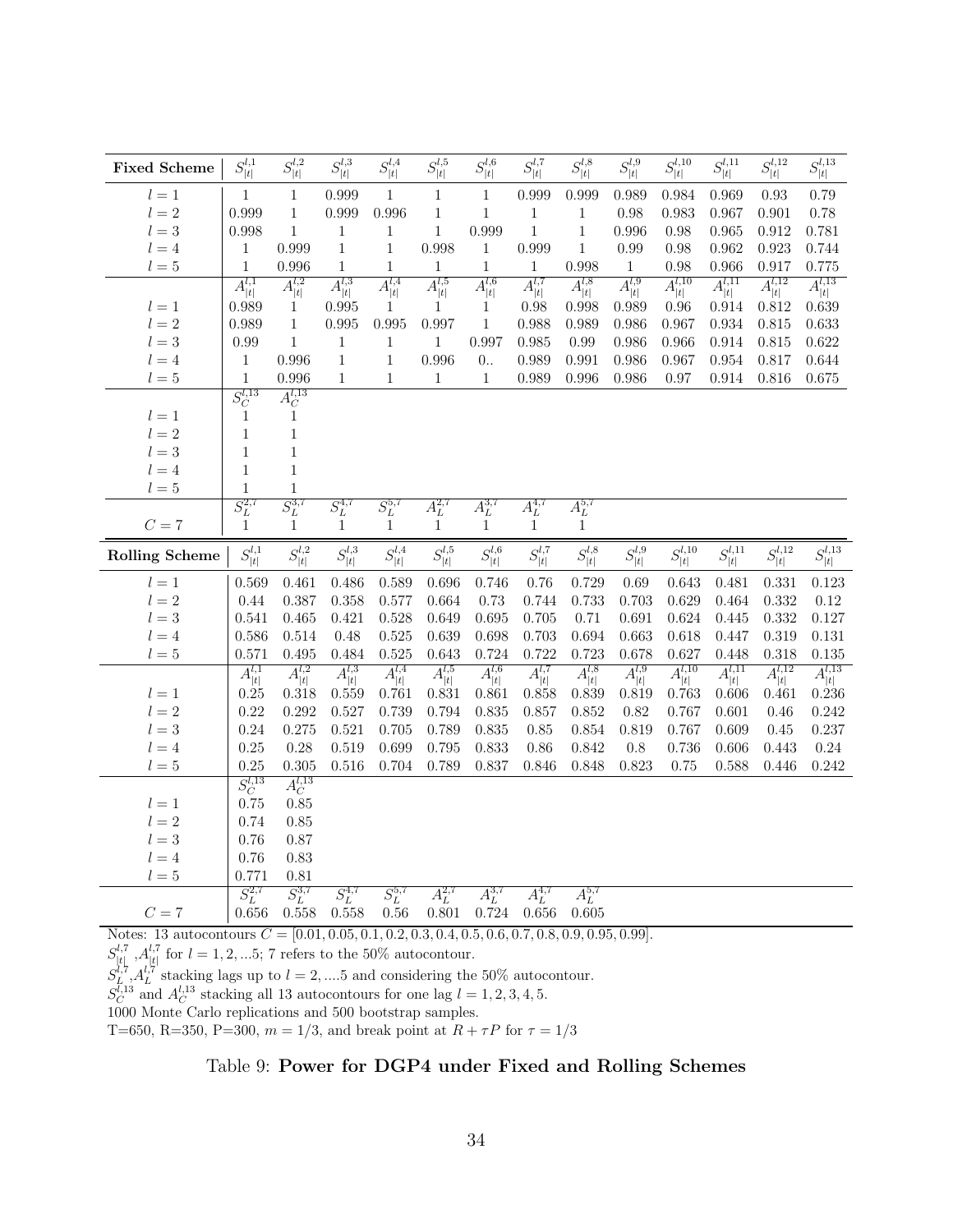| **Fixed Scheme** | $S_{\lvert t\rvert}^{l,1}$ | $S_{\lvert t\rvert}^{l,2}$ | $S_{\lvert t\rvert}^{l,3}$ | $S_{\lvert t\rvert}^{l,4}$ | $S_{\lvert t\rvert}^{l,5}$ | $S_{\lvert t\rvert}^{l,6}$ | $S_{\lvert t\rvert}^{l,7}$ | $S_{\lvert t\rvert}^{l,8}$ | $S_{\lvert t\rvert}^{l,9}$ | $S_{\lvert t\rvert}^{l,10}$ | $S_{\lvert t\rvert}^{l,11}$ | $S_{\lvert t\rvert}^{l,12}$ | $S_{\lvert t\rvert}^{l,13}$ |
|---|---|---|---|---|---|---|---|---|---|---|---|---|---|
| $l=1$ | 1 | 1 | 0.999 | 1 | 1 | 1 | 0.999 | 0.999 | 0.989 | 0.984 | 0.969 | 0.93 | 0.79 |
| $l=2$ | 0.999 | 1 | 0.999 | 0.996 | 1 | 1 | 1 | 1 | 0.98 | 0.983 | 0.967 | 0.901 | 0.78 |
| $l=3$ | 0.998 | 1 | 1 | 1 | 1 | 0.999 | 1 | 1 | 0.996 | 0.98 | 0.965 | 0.912 | 0.781 |
| $l=4$ | 1 | 0.999 | 1 | 1 | 0.998 | 1 | 0.999 | 1 | 0.99 | 0.98 | 0.962 | 0.923 | 0.744 |
| $l=5$ | 1 | 0.996 | 1 | 1 | 1 | 1 | 1 | 0.998 | 1 | 0.98 | 0.966 | 0.917 | 0.775 |
| | $A_{\lvert t\rvert}^{l,1}$ | $A_{\lvert t\rvert}^{l,2}$ | $A_{\lvert t\rvert}^{l,3}$ | $A_{\lvert t\rvert}^{l,4}$ | $A_{\lvert t\rvert}^{l,5}$ | $A_{\lvert t\rvert}^{l,6}$ | $A_{\lvert t\rvert}^{l,7}$ | $A_{\lvert t\rvert}^{l,8}$ | $A_{\lvert t\rvert}^{l,9}$ | $A_{\lvert t\rvert}^{l,10}$ | $A_{\lvert t\rvert}^{l,11}$ | $A_{\lvert t\rvert}^{l,12}$ | $A_{\lvert t\rvert}^{l,13}$ |
| $l=1$ | 0.989 | 1 | 0.995 | 1 | 1 | 1 | 0.98 | 0.998 | 0.989 | 0.96 | 0.914 | 0.812 | 0.639 |
| $l=2$ | 0.989 | 1 | 0.995 | 0.995 | 0.997 | 1 | 0.988 | 0.989 | 0.986 | 0.967 | 0.934 | 0.815 | 0.633 |
| $l=3$ | 0.99 | 1 | 1 | 1 | 1 | 0.997 | 0.985 | 0.99 | 0.986 | 0.966 | 0.914 | 0.815 | 0.622 |
| $l=4$ | 1 | 0.996 | 1 | 1 | 0.996 | 0.. | 0.989 | 0.991 | 0.986 | 0.967 | 0.954 | 0.817 | 0.644 |
| $l=5$ | 1 | 0.996 | 1 | 1 | 1 | 1 | 0.989 | 0.996 | 0.986 | 0.97 | 0.914 | 0.816 | 0.675 |
| | $S_C^{l,13}$ | $A_C^{l,13}$ | | | | | | | | | | | |
| $l=1$ | 1 | 1 | | | | | | | | | | | |
| $l=2$ | 1 | 1 | | | | | | | | | | | |
| $l=3$ | 1 | 1 | | | | | | | | | | | |
| $l=4$ | 1 | 1 | | | | | | | | | | | |
| $l=5$ | 1 | 1 | | | | | | | | | | | |
| | $S_L^{2,7}$ | $S_L^{3,7}$ | $S_L^{4,7}$ | $S_L^{5,7}$ | $A_L^{2,7}$ | $A_L^{3,7}$ | $A_L^{4,7}$ | $A_L^{5,7}$ | | | | | |
| $C=7$ | 1 | 1 | 1 | 1 | 1 | 1 | 1 | 1 | | | | | |

| **Rolling Scheme** | $S_{\lvert t\rvert}^{l,1}$ | $S_{\lvert t\rvert}^{l,2}$ | $S_{\lvert t\rvert}^{l,3}$ | $S_{\lvert t\rvert}^{l,4}$ | $S_{\lvert t\rvert}^{l,5}$ | $S_{\lvert t\rvert}^{l,6}$ | $S_{\lvert t\rvert}^{l,7}$ | $S_{\lvert t\rvert}^{l,8}$ | $S_{\lvert t\rvert}^{l,9}$ | $S_{\lvert t\rvert}^{l,10}$ | $S_{\lvert t\rvert}^{l,11}$ | $S_{\lvert t\rvert}^{l,12}$ | $S_{\lvert t\rvert}^{l,13}$ |
|---|---|---|---|---|---|---|---|---|---|---|---|---|---|
| $l=1$ | 0.569 | 0.461 | 0.486 | 0.589 | 0.696 | 0.746 | 0.76 | 0.729 | 0.69 | 0.643 | 0.481 | 0.331 | 0.123 |
| $l=2$ | 0.44 | 0.387 | 0.358 | 0.577 | 0.664 | 0.73 | 0.744 | 0.733 | 0.703 | 0.629 | 0.464 | 0.332 | 0.12 |
| $l=3$ | 0.541 | 0.465 | 0.421 | 0.528 | 0.649 | 0.695 | 0.705 | 0.71 | 0.691 | 0.624 | 0.445 | 0.332 | 0.127 |
| $l=4$ | 0.586 | 0.514 | 0.48 | 0.525 | 0.639 | 0.698 | 0.703 | 0.694 | 0.663 | 0.618 | 0.447 | 0.319 | 0.131 |
| $l=5$ | 0.571 | 0.495 | 0.484 | 0.525 | 0.643 | 0.724 | 0.722 | 0.723 | 0.678 | 0.627 | 0.448 | 0.318 | 0.135 |
| | $A_{\lvert t\rvert}^{l,1}$ | $A_{\lvert t\rvert}^{l,2}$ | $A_{\lvert t\rvert}^{l,3}$ | $A_{\lvert t\rvert}^{l,4}$ | $A_{\lvert t\rvert}^{l,5}$ | $A_{\lvert t\rvert}^{l,6}$ | $A_{\lvert t\rvert}^{l,7}$ | $A_{\lvert t\rvert}^{l,8}$ | $A_{\lvert t\rvert}^{l,9}$ | $A_{\lvert t\rvert}^{l,10}$ | $A_{\lvert t\rvert}^{l,11}$ | $A_{\lvert t\rvert}^{l,12}$ | $A_{\lvert t\rvert}^{l,13}$ |
| $l=1$ | 0.25 | 0.318 | 0.559 | 0.761 | 0.831 | 0.861 | 0.858 | 0.839 | 0.819 | 0.763 | 0.606 | 0.461 | 0.236 |
| $l=2$ | 0.22 | 0.292 | 0.527 | 0.739 | 0.794 | 0.835 | 0.857 | 0.852 | 0.82 | 0.767 | 0.601 | 0.46 | 0.242 |
| $l=3$ | 0.24 | 0.275 | 0.521 | 0.705 | 0.789 | 0.835 | 0.85 | 0.854 | 0.819 | 0.767 | 0.609 | 0.45 | 0.237 |
| $l=4$ | 0.25 | 0.28 | 0.519 | 0.699 | 0.795 | 0.833 | 0.86 | 0.842 | 0.8 | 0.736 | 0.606 | 0.443 | 0.24 |
| $l=5$ | 0.25 | 0.305 | 0.516 | 0.704 | 0.789 | 0.837 | 0.846 | 0.848 | 0.823 | 0.75 | 0.588 | 0.446 | 0.242 |
| | $S_C^{l,13}$ | $A_C^{l,13}$ | | | | | | | | | | | |
| $l=1$ | 0.75 | 0.85 | | | | | | | | | | | |
| $l=2$ | 0.74 | 0.85 | | | | | | | | | | | |
| $l=3$ | 0.76 | 0.87 | | | | | | | | | | | |
| $l=4$ | 0.76 | 0.83 | | | | | | | | | | | |
| $l=5$ | 0.771 | 0.81 | | | | | | | | | | | |
| | $S_L^{2,7}$ | $S_L^{3,7}$ | $S_L^{4,7}$ | $S_L^{5,7}$ | $A_L^{2,7}$ | $A_L^{3,7}$ | $A_L^{4,7}$ | $A_L^{5,7}$ | | | | | |
| $C=7$ | 0.656 | 0.558 | 0.558 | 0.56 | 0.801 | 0.724 | 0.656 | 0.605 | | | | | |

Notes: 13 autocontours $C = [0.01, 0.05, 0.1, 0.2, 0.3, 0.4, 0.5, 0.6, 0.7, 0.8, 0.9, 0.95, 0.99]$.
$S_{\lvert t\rvert}^{l,7}$ ,$A_{\lvert t\rvert}^{l,7}$ for $l = 1, 2, ...5$; 7 refers to the 50% autocontour.
$S_L^{l,7}$,$A_L^{l,7}$ stacking lags up to $l = 2, ....5$ and considering the 50% autocontour.
$S_C^{l,13}$ and $A_C^{l,13}$ stacking all 13 autocontours for one lag $l = 1, 2, 3, 4, 5$.
1000 Monte Carlo replications and 500 bootstrap samples.
T=650, R=350, P=300, $m = 1/3$, and break point at $R + \tau P$ for $\tau = 1/3$

Table 9: **Power for DGP4 under Fixed and Rolling Schemes**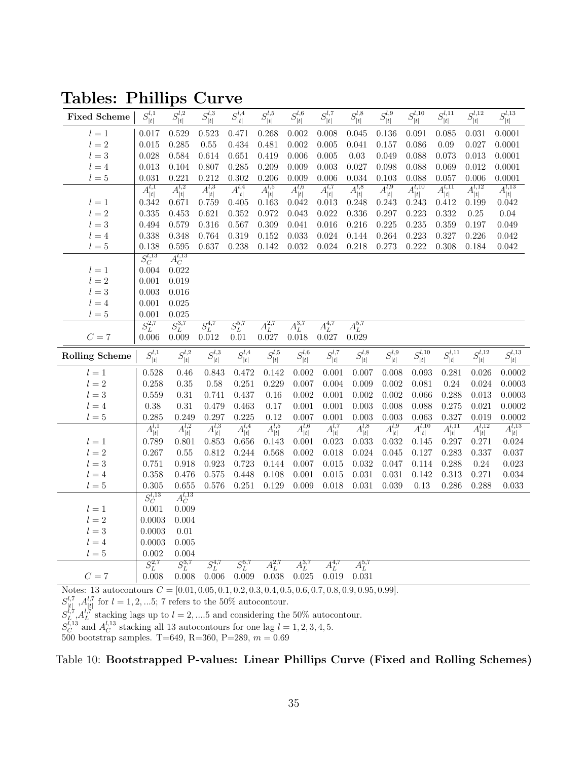# Tables: Phillips Curve

| Fixed Scheme | $S_{\|t\|}^{l,1}$ | $S_{\|t\|}^{l,2}$ | $S_{\|t\|}^{l,3}$ | $S_{\|t\|}^{l,4}$ | $S_{\|t\|}^{l,5}$ | $S_{\|t\|}^{l,6}$ | $S_{\|t\|}^{l,7}$ | $S_{\|t\|}^{l,8}$ | $S_{\|t\|}^{l,9}$ | $S_{\|t\|}^{l,10}$ | $S_{\|t\|}^{l,11}$ | $S_{\|t\|}^{l,12}$ | $S_{\|t\|}^{l,13}$ |
|---|---|---|---|---|---|---|---|---|---|---|---|---|---|
| $l=1$ | 0.017 | 0.529 | 0.523 | 0.471 | 0.268 | 0.002 | 0.008 | 0.045 | 0.136 | 0.091 | 0.085 | 0.031 | 0.0001 |
| $l=2$ | 0.015 | 0.285 | 0.55 | 0.434 | 0.481 | 0.002 | 0.005 | 0.041 | 0.157 | 0.086 | 0.09 | 0.027 | 0.0001 |
| $l=3$ | 0.028 | 0.584 | 0.614 | 0.651 | 0.419 | 0.006 | 0.005 | 0.03 | 0.049 | 0.088 | 0.073 | 0.013 | 0.0001 |
| $l=4$ | 0.013 | 0.104 | 0.807 | 0.285 | 0.209 | 0.009 | 0.003 | 0.027 | 0.098 | 0.088 | 0.069 | 0.012 | 0.0001 |
| $l=5$ | 0.031 | 0.221 | 0.212 | 0.302 | 0.206 | 0.009 | 0.006 | 0.034 | 0.103 | 0.088 | 0.057 | 0.006 | 0.0001 |
| | $A_{\|t\|}^{l,1}$ | $A_{\|t\|}^{l,2}$ | $A_{\|t\|}^{l,3}$ | $A_{\|t\|}^{l,4}$ | $A_{\|t\|}^{l,5}$ | $A_{\|t\|}^{l,6}$ | $A_{\|t\|}^{l,7}$ | $A_{\|t\|}^{l,8}$ | $A_{\|t\|}^{l,9}$ | $A_{\|t\|}^{l,10}$ | $A_{\|t\|}^{l,11}$ | $A_{\|t\|}^{l,12}$ | $A_{\|t\|}^{l,13}$ |
| $l=1$ | 0.342 | 0.671 | 0.759 | 0.405 | 0.163 | 0.042 | 0.013 | 0.248 | 0.243 | 0.243 | 0.412 | 0.199 | 0.042 |
| $l=2$ | 0.335 | 0.453 | 0.621 | 0.352 | 0.972 | 0.043 | 0.022 | 0.336 | 0.297 | 0.223 | 0.332 | 0.25 | 0.04 |
| $l=3$ | 0.494 | 0.579 | 0.316 | 0.567 | 0.309 | 0.041 | 0.016 | 0.216 | 0.225 | 0.235 | 0.359 | 0.197 | 0.049 |
| $l=4$ | 0.338 | 0.348 | 0.764 | 0.319 | 0.152 | 0.033 | 0.024 | 0.144 | 0.264 | 0.223 | 0.327 | 0.226 | 0.042 |
| $l=5$ | 0.138 | 0.595 | 0.637 | 0.238 | 0.142 | 0.032 | 0.024 | 0.218 | 0.273 | 0.222 | 0.308 | 0.184 | 0.042 |
| | $S_C^{l,13}$ | $A_C^{l,13}$ | | | | | | | | | | | |
| $l=1$ | 0.004 | 0.022 | | | | | | | | | | | |
| $l=2$ | 0.001 | 0.019 | | | | | | | | | | | |
| $l=3$ | 0.003 | 0.016 | | | | | | | | | | | |
| $l=4$ | 0.001 | 0.025 | | | | | | | | | | | |
| $l=5$ | 0.001 | 0.025 | | | | | | | | | | | |
| | $S_L^{2,7}$ | $S_L^{3,7}$ | $S_L^{4,7}$ | $S_L^{5,7}$ | $A_L^{2,7}$ | $A_L^{3,7}$ | $A_L^{4,7}$ | $A_L^{5,7}$ | | | | | |
| $C=7$ | 0.006 | 0.009 | 0.012 | 0.01 | 0.027 | 0.018 | 0.027 | 0.029 | | | | | |

| Rolling Scheme | $S_{\|t\|}^{l,1}$ | $S_{\|t\|}^{l,2}$ | $S_{\|t\|}^{l,3}$ | $S_{\|t\|}^{l,4}$ | $S_{\|t\|}^{l,5}$ | $S_{\|t\|}^{l,6}$ | $S_{\|t\|}^{l,7}$ | $S_{\|t\|}^{l,8}$ | $S_{\|t\|}^{l,9}$ | $S_{\|t\|}^{l,10}$ | $S_{\|t\|}^{l,11}$ | $S_{\|t\|}^{l,12}$ | $S_{\|t\|}^{l,13}$ |
|---|---|---|---|---|---|---|---|---|---|---|---|---|---|
| $l=1$ | 0.528 | 0.46 | 0.843 | 0.472 | 0.142 | 0.002 | 0.001 | 0.007 | 0.008 | 0.093 | 0.281 | 0.026 | 0.0002 |
| $l=2$ | 0.258 | 0.35 | 0.58 | 0.251 | 0.229 | 0.007 | 0.004 | 0.009 | 0.002 | 0.081 | 0.24 | 0.024 | 0.0003 |
| $l=3$ | 0.559 | 0.31 | 0.741 | 0.437 | 0.16 | 0.002 | 0.001 | 0.002 | 0.002 | 0.066 | 0.288 | 0.013 | 0.0003 |
| $l=4$ | 0.38 | 0.31 | 0.479 | 0.463 | 0.17 | 0.001 | 0.001 | 0.003 | 0.008 | 0.088 | 0.275 | 0.021 | 0.0002 |
| $l=5$ | 0.285 | 0.249 | 0.297 | 0.225 | 0.12 | 0.007 | 0.001 | 0.003 | 0.003 | 0.063 | 0.327 | 0.019 | 0.0002 |
| | $A_{\|t\|}^{l,1}$ | $A_{\|t\|}^{l,2}$ | $A_{\|t\|}^{l,3}$ | $A_{\|t\|}^{l,4}$ | $A_{\|t\|}^{l,5}$ | $A_{\|t\|}^{l,6}$ | $A_{\|t\|}^{l,7}$ | $A_{\|t\|}^{l,8}$ | $A_{\|t\|}^{l,9}$ | $A_{\|t\|}^{l,10}$ | $A_{\|t\|}^{l,11}$ | $A_{\|t\|}^{l,12}$ | $A_{\|t\|}^{l,13}$ |
| $l=1$ | 0.789 | 0.801 | 0.853 | 0.656 | 0.143 | 0.001 | 0.023 | 0.033 | 0.032 | 0.145 | 0.297 | 0.271 | 0.024 |
| $l=2$ | 0.267 | 0.55 | 0.812 | 0.244 | 0.568 | 0.002 | 0.018 | 0.024 | 0.045 | 0.127 | 0.283 | 0.337 | 0.037 |
| $l=3$ | 0.751 | 0.918 | 0.923 | 0.723 | 0.144 | 0.007 | 0.015 | 0.032 | 0.047 | 0.114 | 0.288 | 0.24 | 0.023 |
| $l=4$ | 0.358 | 0.476 | 0.575 | 0.448 | 0.108 | 0.001 | 0.015 | 0.031 | 0.031 | 0.142 | 0.313 | 0.271 | 0.034 |
| $l=5$ | 0.305 | 0.655 | 0.576 | 0.251 | 0.129 | 0.009 | 0.018 | 0.031 | 0.039 | 0.13 | 0.286 | 0.288 | 0.033 |
| | $S_C^{l,13}$ | $A_C^{l,13}$ | | | | | | | | | | | |
| $l=1$ | 0.001 | 0.009 | | | | | | | | | | | |
| $l=2$ | 0.0003 | 0.004 | | | | | | | | | | | |
| $l=3$ | 0.0003 | 0.01 | | | | | | | | | | | |
| $l=4$ | 0.0003 | 0.005 | | | | | | | | | | | |
| $l=5$ | 0.002 | 0.004 | | | | | | | | | | | |
| | $S_L^{2,7}$ | $S_L^{3,7}$ | $S_L^{4,7}$ | $S_L^{5,7}$ | $A_L^{2,7}$ | $A_L^{3,7}$ | $A_L^{4,7}$ | $A_L^{5,7}$ | | | | | |
| $C=7$ | 0.008 | 0.008 | 0.006 | 0.009 | 0.038 | 0.025 | 0.019 | 0.031 | | | | | |

Notes: 13 autocontours $C = [0.01, 0.05, 0.1, 0.2, 0.3, 0.4, 0.5, 0.6, 0.7, 0.8, 0.9, 0.95, 0.99]$.
$S_{|t|}^{l,7}$, $A_{|t|}^{l,7}$ for $l = 1, 2, ...5$; 7 refers to the 50% autocontour.
$S_L^{l,7}$, $A_L^{l,7}$ stacking lags up to $l = 2, ....5$ and considering the 50% autocontour.
$S_C^{l,13}$ and $A_C^{l,13}$ stacking all 13 autocontours for one lag $l = 1, 2, 3, 4, 5$.
500 bootstrap samples. T=649, R=360, P=289, $m = 0.69$

Table 10: **Bootstrapped P-values: Linear Phillips Curve (Fixed and Rolling Schemes)**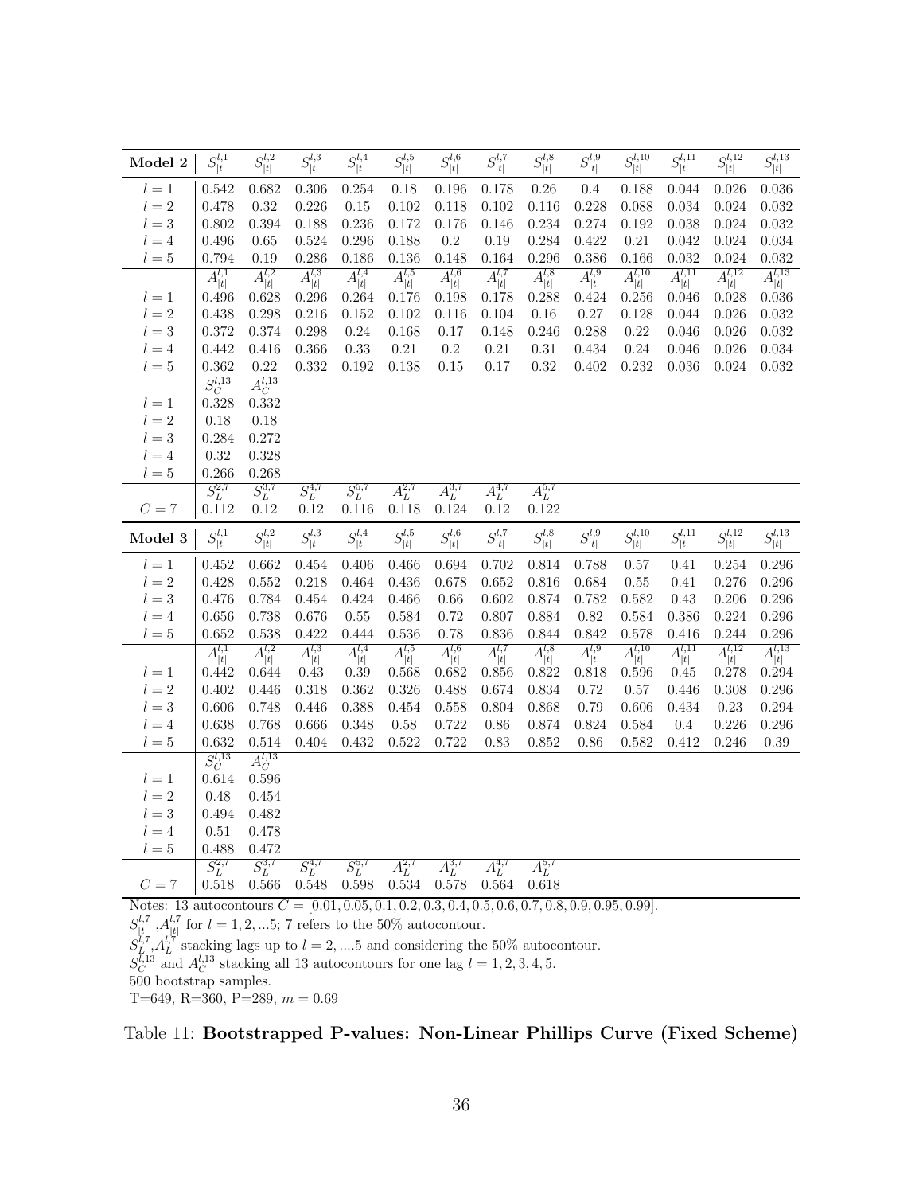| **Model 2** | $S_{\|t\|}^{l,1}$ | $S_{\|t\|}^{l,2}$ | $S_{\|t\|}^{l,3}$ | $S_{\|t\|}^{l,4}$ | $S_{\|t\|}^{l,5}$ | $S_{\|t\|}^{l,6}$ | $S_{\|t\|}^{l,7}$ | $S_{\|t\|}^{l,8}$ | $S_{\|t\|}^{l,9}$ | $S_{\|t\|}^{l,10}$ | $S_{\|t\|}^{l,11}$ | $S_{\|t\|}^{l,12}$ | $S_{\|t\|}^{l,13}$ |
|---|---|---|---|---|---|---|---|---|---|---|---|---|---|
| $l=1$ | 0.542 | 0.682 | 0.306 | 0.254 | 0.18 | 0.196 | 0.178 | 0.26 | 0.4 | 0.188 | 0.044 | 0.026 | 0.036 |
| $l=2$ | 0.478 | 0.32 | 0.226 | 0.15 | 0.102 | 0.118 | 0.102 | 0.116 | 0.228 | 0.088 | 0.034 | 0.024 | 0.032 |
| $l=3$ | 0.802 | 0.394 | 0.188 | 0.236 | 0.172 | 0.176 | 0.146 | 0.234 | 0.274 | 0.192 | 0.038 | 0.024 | 0.032 |
| $l=4$ | 0.496 | 0.65 | 0.524 | 0.296 | 0.188 | 0.2 | 0.19 | 0.284 | 0.422 | 0.21 | 0.042 | 0.024 | 0.034 |
| $l=5$ | 0.794 | 0.19 | 0.286 | 0.186 | 0.136 | 0.148 | 0.164 | 0.296 | 0.386 | 0.166 | 0.032 | 0.024 | 0.032 |
| | $A_{\|t\|}^{l,1}$ | $A_{\|t\|}^{l,2}$ | $A_{\|t\|}^{l,3}$ | $A_{\|t\|}^{l,4}$ | $A_{\|t\|}^{l,5}$ | $A_{\|t\|}^{l,6}$ | $A_{\|t\|}^{l,7}$ | $A_{\|t\|}^{l,8}$ | $A_{\|t\|}^{l,9}$ | $A_{\|t\|}^{l,10}$ | $A_{\|t\|}^{l,11}$ | $A_{\|t\|}^{l,12}$ | $A_{\|t\|}^{l,13}$ |
| $l=1$ | 0.496 | 0.628 | 0.296 | 0.264 | 0.176 | 0.198 | 0.178 | 0.288 | 0.424 | 0.256 | 0.046 | 0.028 | 0.036 |
| $l=2$ | 0.438 | 0.298 | 0.216 | 0.152 | 0.102 | 0.116 | 0.104 | 0.16 | 0.27 | 0.128 | 0.044 | 0.026 | 0.032 |
| $l=3$ | 0.372 | 0.374 | 0.298 | 0.24 | 0.168 | 0.17 | 0.148 | 0.246 | 0.288 | 0.22 | 0.046 | 0.026 | 0.032 |
| $l=4$ | 0.442 | 0.416 | 0.366 | 0.33 | 0.21 | 0.2 | 0.21 | 0.31 | 0.434 | 0.24 | 0.046 | 0.026 | 0.034 |
| $l=5$ | 0.362 | 0.22 | 0.332 | 0.192 | 0.138 | 0.15 | 0.17 | 0.32 | 0.402 | 0.232 | 0.036 | 0.024 | 0.032 |
| | $S_C^{l,13}$ | $A_C^{l,13}$ | | | | | | | | | | | |
| $l=1$ | 0.328 | 0.332 | | | | | | | | | | | |
| $l=2$ | 0.18 | 0.18 | | | | | | | | | | | |
| $l=3$ | 0.284 | 0.272 | | | | | | | | | | | |
| $l=4$ | 0.32 | 0.328 | | | | | | | | | | | |
| $l=5$ | 0.266 | 0.268 | | | | | | | | | | | |
| | $S_L^{2,7}$ | $S_L^{3,7}$ | $S_L^{4,7}$ | $S_L^{5,7}$ | $A_L^{2,7}$ | $A_L^{3,7}$ | $A_L^{4,7}$ | $A_L^{5,7}$ | | | | | |
| $C=7$ | 0.112 | 0.12 | 0.12 | 0.116 | 0.118 | 0.124 | 0.12 | 0.122 | | | | | |

| **Model 3** | $S_{\|t\|}^{l,1}$ | $S_{\|t\|}^{l,2}$ | $S_{\|t\|}^{l,3}$ | $S_{\|t\|}^{l,4}$ | $S_{\|t\|}^{l,5}$ | $S_{\|t\|}^{l,6}$ | $S_{\|t\|}^{l,7}$ | $S_{\|t\|}^{l,8}$ | $S_{\|t\|}^{l,9}$ | $S_{\|t\|}^{l,10}$ | $S_{\|t\|}^{l,11}$ | $S_{\|t\|}^{l,12}$ | $S_{\|t\|}^{l,13}$ |
|---|---|---|---|---|---|---|---|---|---|---|---|---|---|
| $l=1$ | 0.452 | 0.662 | 0.454 | 0.406 | 0.466 | 0.694 | 0.702 | 0.814 | 0.788 | 0.57 | 0.41 | 0.254 | 0.296 |
| $l=2$ | 0.428 | 0.552 | 0.218 | 0.464 | 0.436 | 0.678 | 0.652 | 0.816 | 0.684 | 0.55 | 0.41 | 0.276 | 0.296 |
| $l=3$ | 0.476 | 0.784 | 0.454 | 0.424 | 0.466 | 0.66 | 0.602 | 0.874 | 0.782 | 0.582 | 0.43 | 0.206 | 0.296 |
| $l=4$ | 0.656 | 0.738 | 0.676 | 0.55 | 0.584 | 0.72 | 0.807 | 0.884 | 0.82 | 0.584 | 0.386 | 0.224 | 0.296 |
| $l=5$ | 0.652 | 0.538 | 0.422 | 0.444 | 0.536 | 0.78 | 0.836 | 0.844 | 0.842 | 0.578 | 0.416 | 0.244 | 0.296 |
| | $A_{\|t\|}^{l,1}$ | $A_{\|t\|}^{l,2}$ | $A_{\|t\|}^{l,3}$ | $A_{\|t\|}^{l,4}$ | $A_{\|t\|}^{l,5}$ | $A_{\|t\|}^{l,6}$ | $A_{\|t\|}^{l,7}$ | $A_{\|t\|}^{l,8}$ | $A_{\|t\|}^{l,9}$ | $A_{\|t\|}^{l,10}$ | $A_{\|t\|}^{l,11}$ | $A_{\|t\|}^{l,12}$ | $A_{\|t\|}^{l,13}$ |
| $l=1$ | 0.442 | 0.644 | 0.43 | 0.39 | 0.568 | 0.682 | 0.856 | 0.822 | 0.818 | 0.596 | 0.45 | 0.278 | 0.294 |
| $l=2$ | 0.402 | 0.446 | 0.318 | 0.362 | 0.326 | 0.488 | 0.674 | 0.834 | 0.72 | 0.57 | 0.446 | 0.308 | 0.296 |
| $l=3$ | 0.606 | 0.748 | 0.446 | 0.388 | 0.454 | 0.558 | 0.804 | 0.868 | 0.79 | 0.606 | 0.434 | 0.23 | 0.294 |
| $l=4$ | 0.638 | 0.768 | 0.666 | 0.348 | 0.58 | 0.722 | 0.86 | 0.874 | 0.824 | 0.584 | 0.4 | 0.226 | 0.296 |
| $l=5$ | 0.632 | 0.514 | 0.404 | 0.432 | 0.522 | 0.722 | 0.83 | 0.852 | 0.86 | 0.582 | 0.412 | 0.246 | 0.39 |
| | $S_C^{l,13}$ | $A_C^{l,13}$ | | | | | | | | | | | |
| $l=1$ | 0.614 | 0.596 | | | | | | | | | | | |
| $l=2$ | 0.48 | 0.454 | | | | | | | | | | | |
| $l=3$ | 0.494 | 0.482 | | | | | | | | | | | |
| $l=4$ | 0.51 | 0.478 | | | | | | | | | | | |
| $l=5$ | 0.488 | 0.472 | | | | | | | | | | | |
| | $S_L^{2,7}$ | $S_L^{3,7}$ | $S_L^{4,7}$ | $S_L^{5,7}$ | $A_L^{2,7}$ | $A_L^{3,7}$ | $A_L^{4,7}$ | $A_L^{5,7}$ | | | | | |
| $C=7$ | 0.518 | 0.566 | 0.548 | 0.598 | 0.534 | 0.578 | 0.564 | 0.618 | | | | | |

Notes: 13 autocontours $C = [0.01, 0.05, 0.1, 0.2, 0.3, 0.4, 0.5, 0.6, 0.7, 0.8, 0.9, 0.95, 0.99]$.
$S_{|t|}^{l,7}$, $A_{|t|}^{l,7}$ for $l = 1, 2, ...5$; 7 refers to the 50% autocontour.
$S_L^{l,7}$, $A_L^{l,7}$ stacking lags up to $l = 2, ....5$ and considering the 50% autocontour.
$S_C^{l,13}$ and $A_C^{l,13}$ stacking all 13 autocontours for one lag $l = 1, 2, 3, 4, 5$.
500 bootstrap samples.
T=649, R=360, P=289, $m = 0.69$

Table 11: **Bootstrapped P-values: Non-Linear Phillips Curve (Fixed Scheme)**